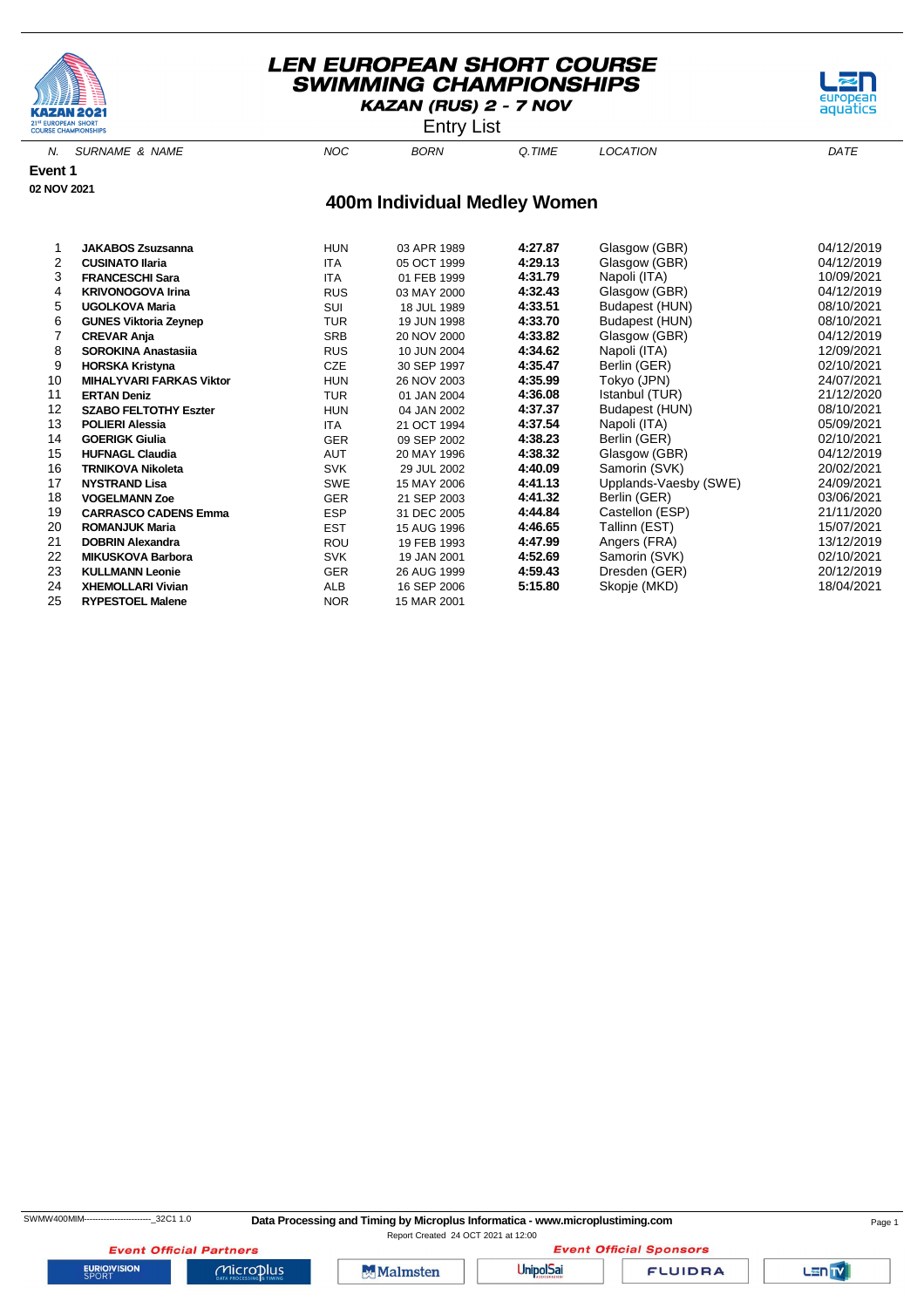# LEN EUROPEAN SHORT COURSE SWIMMING CHAMPIONSHIPS

**KAZAN (RUS) 2 - 7 NOV**

Entry List

**Event 1**

**02 NOV 2021**

## 400m Individual Medley Women

| N. | SURNAME & NAME | NOC | BORN | Q.TIME | LOCATION | DATE |
|---|---|---|---|---|---|---|
| 1 | **JAKABOS Zsuzsanna** | HUN | 03 APR 1989 | **4:27.87** | Glasgow (GBR) | 04/12/2019 |
| 2 | **CUSINATO Ilaria** | ITA | 05 OCT 1999 | **4:29.13** | Glasgow (GBR) | 04/12/2019 |
| 3 | **FRANCESCHI Sara** | ITA | 01 FEB 1999 | **4:31.79** | Napoli (ITA) | 10/09/2021 |
| 4 | **KRIVONOGOVA Irina** | RUS | 03 MAY 2000 | **4:32.43** | Glasgow (GBR) | 04/12/2019 |
| 5 | **UGOLKOVA Maria** | SUI | 18 JUL 1989 | **4:33.51** | Budapest (HUN) | 08/10/2021 |
| 6 | **GUNES Viktoria Zeynep** | TUR | 19 JUN 1998 | **4:33.70** | Budapest (HUN) | 08/10/2021 |
| 7 | **CREVAR Anja** | SRB | 20 NOV 2000 | **4:33.82** | Glasgow (GBR) | 04/12/2019 |
| 8 | **SOROKINA Anastasiia** | RUS | 10 JUN 2004 | **4:34.62** | Napoli (ITA) | 12/09/2021 |
| 9 | **HORSKA Kristyna** | CZE | 30 SEP 1997 | **4:35.47** | Berlin (GER) | 02/10/2021 |
| 10 | **MIHALYVARI FARKAS Viktor** | HUN | 26 NOV 2003 | **4:35.99** | Tokyo (JPN) | 24/07/2021 |
| 11 | **ERTAN Deniz** | TUR | 01 JAN 2004 | **4:36.08** | Istanbul (TUR) | 21/12/2020 |
| 12 | **SZABO FELTOTHY Eszter** | HUN | 04 JAN 2002 | **4:37.37** | Budapest (HUN) | 08/10/2021 |
| 13 | **POLIERI Alessia** | ITA | 21 OCT 1994 | **4:37.54** | Napoli (ITA) | 05/09/2021 |
| 14 | **GOERIGK Giulia** | GER | 09 SEP 2002 | **4:38.23** | Berlin (GER) | 02/10/2021 |
| 15 | **HUFNAGL Claudia** | AUT | 20 MAY 1996 | **4:38.32** | Glasgow (GBR) | 04/12/2019 |
| 16 | **TRNIKOVA Nikoleta** | SVK | 29 JUL 2002 | **4:40.09** | Samorin (SVK) | 20/02/2021 |
| 17 | **NYSTRAND Lisa** | SWE | 15 MAY 2006 | **4:41.13** | Upplands-Vaesby (SWE) | 24/09/2021 |
| 18 | **VOGELMANN Zoe** | GER | 21 SEP 2003 | **4:41.32** | Berlin (GER) | 03/06/2021 |
| 19 | **CARRASCO CADENS Emma** | ESP | 31 DEC 2005 | **4:44.84** | Castellon (ESP) | 21/11/2020 |
| 20 | **ROMANJUK Maria** | EST | 15 AUG 1996 | **4:46.65** | Tallinn (EST) | 15/07/2021 |
| 21 | **DOBRIN Alexandra** | ROU | 19 FEB 1993 | **4:47.99** | Angers (FRA) | 13/12/2019 |
| 22 | **MIKUSKOVA Barbora** | SVK | 19 JAN 2001 | **4:52.69** | Samorin (SVK) | 02/10/2021 |
| 23 | **KULLMANN Leonie** | GER | 26 AUG 1999 | **4:59.43** | Dresden (GER) | 20/12/2019 |
| 24 | **XHEMOLLARI Vivian** | ALB | 16 SEP 2006 | **5:15.80** | Skopje (MKD) | 18/04/2021 |
| 25 | **RYPESTOEL Malene** | NOR | 15 MAR 2001 | | | |

SWMW400MIM------------------------_32C1 1.0 **Data Processing and Timing by Microplus Informatica - www.microplustiming.com**

Report Created 24 OCT 2021 at 12:00

*Event Official Partners* *Event Official Sponsors*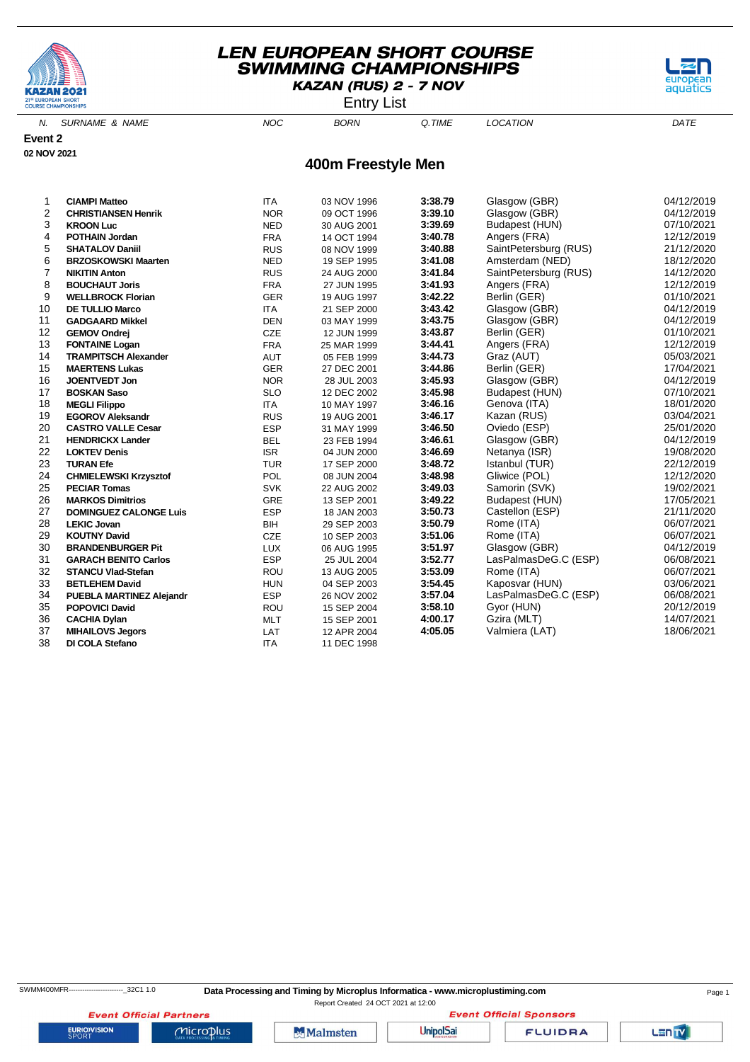# LEN EUROPEAN SHORT COURSE SWIMMING CHAMPIONSHIPS

**KAZAN (RUS) 2 - 7 NOV**

Entry List

**Event 2**

**02 NOV 2021**

## 400m Freestyle Men

| N. | SURNAME & NAME | NOC | BORN | Q.TIME | LOCATION | DATE |
|---|---|---|---|---|---|---|
| 1 | **CIAMPI Matteo** | ITA | 03 NOV 1996 | **3:38.79** | Glasgow (GBR) | 04/12/2019 |
| 2 | **CHRISTIANSEN Henrik** | NOR | 09 OCT 1996 | **3:39.10** | Glasgow (GBR) | 04/12/2019 |
| 3 | **KROON Luc** | NED | 30 AUG 2001 | **3:39.69** | Budapest (HUN) | 07/10/2021 |
| 4 | **POTHAIN Jordan** | FRA | 14 OCT 1994 | **3:40.78** | Angers (FRA) | 12/12/2019 |
| 5 | **SHATALOV Daniil** | RUS | 08 NOV 1999 | **3:40.88** | SaintPetersburg (RUS) | 21/12/2020 |
| 6 | **BRZOSKOWSKI Maarten** | NED | 19 SEP 1995 | **3:41.08** | Amsterdam (NED) | 18/12/2020 |
| 7 | **NIKITIN Anton** | RUS | 24 AUG 2000 | **3:41.84** | SaintPetersburg (RUS) | 14/12/2020 |
| 8 | **BOUCHAUT Joris** | FRA | 27 JUN 1995 | **3:41.93** | Angers (FRA) | 12/12/2019 |
| 9 | **WELLBROCK Florian** | GER | 19 AUG 1997 | **3:42.22** | Berlin (GER) | 01/10/2021 |
| 10 | **DE TULLIO Marco** | ITA | 21 SEP 2000 | **3:43.42** | Glasgow (GBR) | 04/12/2019 |
| 11 | **GADGAARD Mikkel** | DEN | 03 MAY 1999 | **3:43.75** | Glasgow (GBR) | 04/12/2019 |
| 12 | **GEMOV Ondrej** | CZE | 12 JUN 1999 | **3:43.87** | Berlin (GER) | 01/10/2021 |
| 13 | **FONTAINE Logan** | FRA | 25 MAR 1999 | **3:44.41** | Angers (FRA) | 12/12/2019 |
| 14 | **TRAMPITSCH Alexander** | AUT | 05 FEB 1999 | **3:44.73** | Graz (AUT) | 05/03/2021 |
| 15 | **MAERTENS Lukas** | GER | 27 DEC 2001 | **3:44.86** | Berlin (GER) | 17/04/2021 |
| 16 | **JOENTVEDT Jon** | NOR | 28 JUL 2003 | **3:45.93** | Glasgow (GBR) | 04/12/2019 |
| 17 | **BOSKAN Saso** | SLO | 12 DEC 2002 | **3:45.98** | Budapest (HUN) | 07/10/2021 |
| 18 | **MEGLI Filippo** | ITA | 10 MAY 1997 | **3:46.16** | Genova (ITA) | 18/01/2020 |
| 19 | **EGOROV Aleksandr** | RUS | 19 AUG 2001 | **3:46.17** | Kazan (RUS) | 03/04/2021 |
| 20 | **CASTRO VALLE Cesar** | ESP | 31 MAY 1999 | **3:46.50** | Oviedo (ESP) | 25/01/2020 |
| 21 | **HENDRICKX Lander** | BEL | 23 FEB 1994 | **3:46.61** | Glasgow (GBR) | 04/12/2019 |
| 22 | **LOKTEV Denis** | ISR | 04 JUN 2000 | **3:46.69** | Netanya (ISR) | 19/08/2020 |
| 23 | **TURAN Efe** | TUR | 17 SEP 2000 | **3:48.72** | Istanbul (TUR) | 22/12/2019 |
| 24 | **CHMIELEWSKI Krzysztof** | POL | 08 JUN 2004 | **3:48.98** | Gliwice (POL) | 12/12/2020 |
| 25 | **PECIAR Tomas** | SVK | 22 AUG 2002 | **3:49.03** | Samorin (SVK) | 19/02/2021 |
| 26 | **MARKOS Dimitrios** | GRE | 13 SEP 2001 | **3:49.22** | Budapest (HUN) | 17/05/2021 |
| 27 | **DOMINGUEZ CALONGE Luis** | ESP | 18 JAN 2003 | **3:50.73** | Castellon (ESP) | 21/11/2020 |
| 28 | **LEKIC Jovan** | BIH | 29 SEP 2003 | **3:50.79** | Rome (ITA) | 06/07/2021 |
| 29 | **KOUTNY David** | CZE | 10 SEP 2003 | **3:51.06** | Rome (ITA) | 06/07/2021 |
| 30 | **BRANDENBURGER Pit** | LUX | 06 AUG 1995 | **3:51.97** | Glasgow (GBR) | 04/12/2019 |
| 31 | **GARACH BENITO Carlos** | ESP | 25 JUL 2004 | **3:52.77** | LasPalmasDeG.C (ESP) | 06/08/2021 |
| 32 | **STANCU Vlad-Stefan** | ROU | 13 AUG 2005 | **3:53.09** | Rome (ITA) | 06/07/2021 |
| 33 | **BETLEHEM David** | HUN | 04 SEP 2003 | **3:54.45** | Kaposvar (HUN) | 03/06/2021 |
| 34 | **PUEBLA MARTINEZ Alejandr** | ESP | 26 NOV 2002 | **3:57.04** | LasPalmasDeG.C (ESP) | 06/08/2021 |
| 35 | **POPOVICI David** | ROU | 15 SEP 2004 | **3:58.10** | Gyor (HUN) | 20/12/2019 |
| 36 | **CACHIA Dylan** | MLT | 15 SEP 2001 | **4:00.17** | Gzira (MLT) | 14/07/2021 |
| 37 | **MIHAILOVS Jegors** | LAT | 12 APR 2004 | **4:05.05** | Valmiera (LAT) | 18/06/2021 |
| 38 | **DI COLA Stefano** | ITA | 11 DEC 1998 | | | |

SWMM400MFR------------------------_32C1 1.0

**Data Processing and Timing by Microplus Informatica - www.microplustiming.com**

Report Created 24 OCT 2021 at 12:00

*Event Official Partners* — *Event Official Sponsors*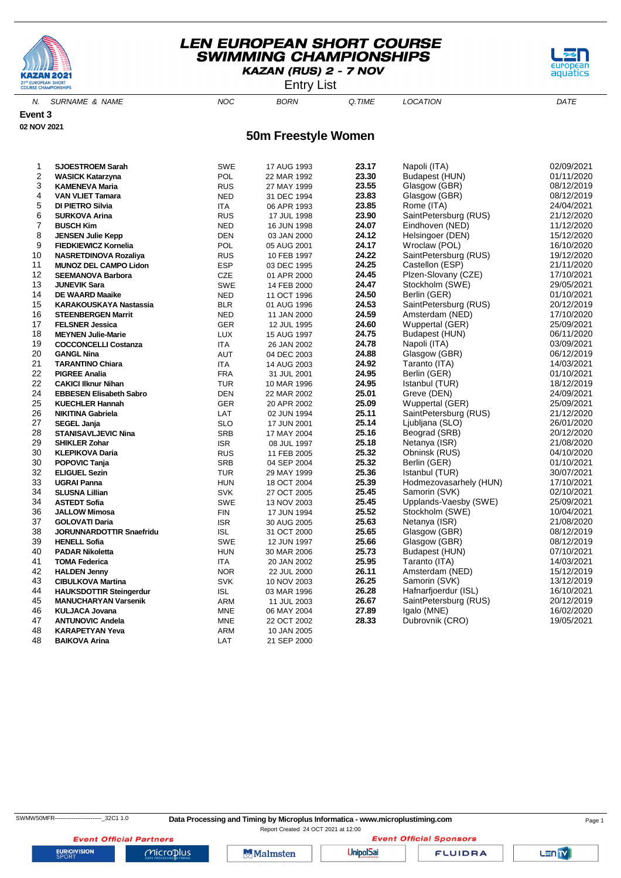# LEN EUROPEAN SHORT COURSE SWIMMING CHAMPIONSHIPS

**KAZAN (RUS) 2 - 7 NOV**

Entry List

**Event 3**

**02 NOV 2021**

## 50m Freestyle Women

| N. | SURNAME & NAME | NOC | BORN | Q.TIME | LOCATION | DATE |
|---|---|---|---|---|---|---|
| 1 | **SJOESTROEM Sarah** | SWE | 17 AUG 1993 | **23.17** | Napoli (ITA) | 02/09/2021 |
| 2 | **WASICK Katarzyna** | POL | 22 MAR 1992 | **23.30** | Budapest (HUN) | 01/11/2020 |
| 3 | **KAMENEVA Maria** | RUS | 27 MAY 1999 | **23.55** | Glasgow (GBR) | 08/12/2019 |
| 4 | **VAN VLIET Tamara** | NED | 31 DEC 1994 | **23.83** | Glasgow (GBR) | 08/12/2019 |
| 5 | **DI PIETRO Silvia** | ITA | 06 APR 1993 | **23.85** | Rome (ITA) | 24/04/2021 |
| 6 | **SURKOVA Arina** | RUS | 17 JUL 1998 | **23.90** | SaintPetersburg (RUS) | 21/12/2020 |
| 7 | **BUSCH Kim** | NED | 16 JUN 1998 | **24.07** | Eindhoven (NED) | 11/12/2020 |
| 8 | **JENSEN Julie Kepp** | DEN | 03 JAN 2000 | **24.12** | Helsingoer (DEN) | 15/12/2020 |
| 9 | **FIEDKIEWICZ Kornelia** | POL | 05 AUG 2001 | **24.17** | Wroclaw (POL) | 16/10/2020 |
| 10 | **NASRETDINOVA Rozaliya** | RUS | 10 FEB 1997 | **24.22** | SaintPetersburg (RUS) | 19/12/2020 |
| 11 | **MUNOZ DEL CAMPO Lidon** | ESP | 03 DEC 1995 | **24.25** | Castellon (ESP) | 21/11/2020 |
| 12 | **SEEMANOVA Barbora** | CZE | 01 APR 2000 | **24.45** | Plzen-Slovany (CZE) | 17/10/2021 |
| 13 | **JUNEVIK Sara** | SWE | 14 FEB 2000 | **24.47** | Stockholm (SWE) | 29/05/2021 |
| 14 | **DE WAARD Maaike** | NED | 11 OCT 1996 | **24.50** | Berlin (GER) | 01/10/2021 |
| 15 | **KARAKOUSKAYA Nastassia** | BLR | 01 AUG 1996 | **24.53** | SaintPetersburg (RUS) | 20/12/2019 |
| 16 | **STEENBERGEN Marrit** | NED | 11 JAN 2000 | **24.59** | Amsterdam (NED) | 17/10/2020 |
| 17 | **FELSNER Jessica** | GER | 12 JUL 1995 | **24.60** | Wuppertal (GER) | 25/09/2021 |
| 18 | **MEYNEN Julie-Marie** | LUX | 15 AUG 1997 | **24.75** | Budapest (HUN) | 06/11/2020 |
| 19 | **COCCONCELLI Costanza** | ITA | 26 JAN 2002 | **24.78** | Napoli (ITA) | 03/09/2021 |
| 20 | **GANGL Nina** | AUT | 04 DEC 2003 | **24.88** | Glasgow (GBR) | 06/12/2019 |
| 21 | **TARANTINO Chiara** | ITA | 14 AUG 2003 | **24.92** | Taranto (ITA) | 14/03/2021 |
| 22 | **PIGREE Analia** | FRA | 31 JUL 2001 | **24.95** | Berlin (GER) | 01/10/2021 |
| 22 | **CAKICI Ilknur Nihan** | TUR | 10 MAR 1996 | **24.95** | Istanbul (TUR) | 18/12/2019 |
| 24 | **EBBESEN Elisabeth Sabro** | DEN | 22 MAR 2002 | **25.01** | Greve (DEN) | 24/09/2021 |
| 25 | **KUECHLER Hannah** | GER | 20 APR 2002 | **25.09** | Wuppertal (GER) | 25/09/2021 |
| 26 | **NIKITINA Gabriela** | LAT | 02 JUN 1994 | **25.11** | SaintPetersburg (RUS) | 21/12/2020 |
| 27 | **SEGEL Janja** | SLO | 17 JUN 2001 | **25.14** | Ljubljana (SLO) | 26/01/2020 |
| 28 | **STANISAVLJEVIC Nina** | SRB | 17 MAY 2004 | **25.16** | Beograd (SRB) | 20/12/2020 |
| 29 | **SHIKLER Zohar** | ISR | 08 JUL 1997 | **25.18** | Netanya (ISR) | 21/08/2020 |
| 30 | **KLEPIKOVA Daria** | RUS | 11 FEB 2005 | **25.32** | Obninsk (RUS) | 04/10/2020 |
| 30 | **POPOVIC Tanja** | SRB | 04 SEP 2004 | **25.32** | Berlin (GER) | 01/10/2021 |
| 32 | **ELIGUEL Sezin** | TUR | 29 MAY 1999 | **25.36** | Istanbul (TUR) | 30/07/2021 |
| 33 | **UGRAI Panna** | HUN | 18 OCT 2004 | **25.39** | Hodmezovasarhely (HUN) | 17/10/2021 |
| 34 | **SLUSNA Lillian** | SVK | 27 OCT 2005 | **25.45** | Samorin (SVK) | 02/10/2021 |
| 34 | **ASTEDT Sofia** | SWE | 13 NOV 2003 | **25.45** | Upplands-Vaesby (SWE) | 25/09/2021 |
| 36 | **JALLOW Mimosa** | FIN | 17 JUN 1994 | **25.52** | Stockholm (SWE) | 10/04/2021 |
| 37 | **GOLOVATI Daria** | ISR | 30 AUG 2005 | **25.63** | Netanya (ISR) | 21/08/2020 |
| 38 | **JORUNNARDOTTIR Snaefridu** | ISL | 31 OCT 2000 | **25.65** | Glasgow (GBR) | 08/12/2019 |
| 39 | **HENELL Sofia** | SWE | 12 JUN 1997 | **25.66** | Glasgow (GBR) | 08/12/2019 |
| 40 | **PADAR Nikoletta** | HUN | 30 MAR 2006 | **25.73** | Budapest (HUN) | 07/10/2021 |
| 41 | **TOMA Federica** | ITA | 20 JAN 2002 | **25.95** | Taranto (ITA) | 14/03/2021 |
| 42 | **HALDEN Jenny** | NOR | 22 JUL 2000 | **26.11** | Amsterdam (NED) | 15/12/2019 |
| 43 | **CIBULKOVA Martina** | SVK | 10 NOV 2003 | **26.25** | Samorin (SVK) | 13/12/2019 |
| 44 | **HAUKSDOTTIR Steingerdur** | ISL | 03 MAR 1996 | **26.28** | Hafnarfjoerdur (ISL) | 16/10/2021 |
| 45 | **MANUCHARYAN Varsenik** | ARM | 11 JUL 2003 | **26.67** | SaintPetersburg (RUS) | 20/12/2019 |
| 46 | **KULJACA Jovana** | MNE | 06 MAY 2004 | **27.89** | Igalo (MNE) | 16/02/2020 |
| 47 | **ANTUNOVIC Andela** | MNE | 22 OCT 2002 | **28.33** | Dubrovnik (CRO) | 19/05/2021 |
| 48 | **KARAPETYAN Yeva** | ARM | 10 JAN 2005 | | | |
| 48 | **BAIKOVA Arina** | LAT | 21 SEP 2000 | | | |

SWMW50MFR------------------------_32C1 1.0

**Data Processing and Timing by Microplus Informatica - www.microplustiming.com**

Report Created 24 OCT 2021 at 12:00

*Event Official Partners* — *Event Official Sponsors*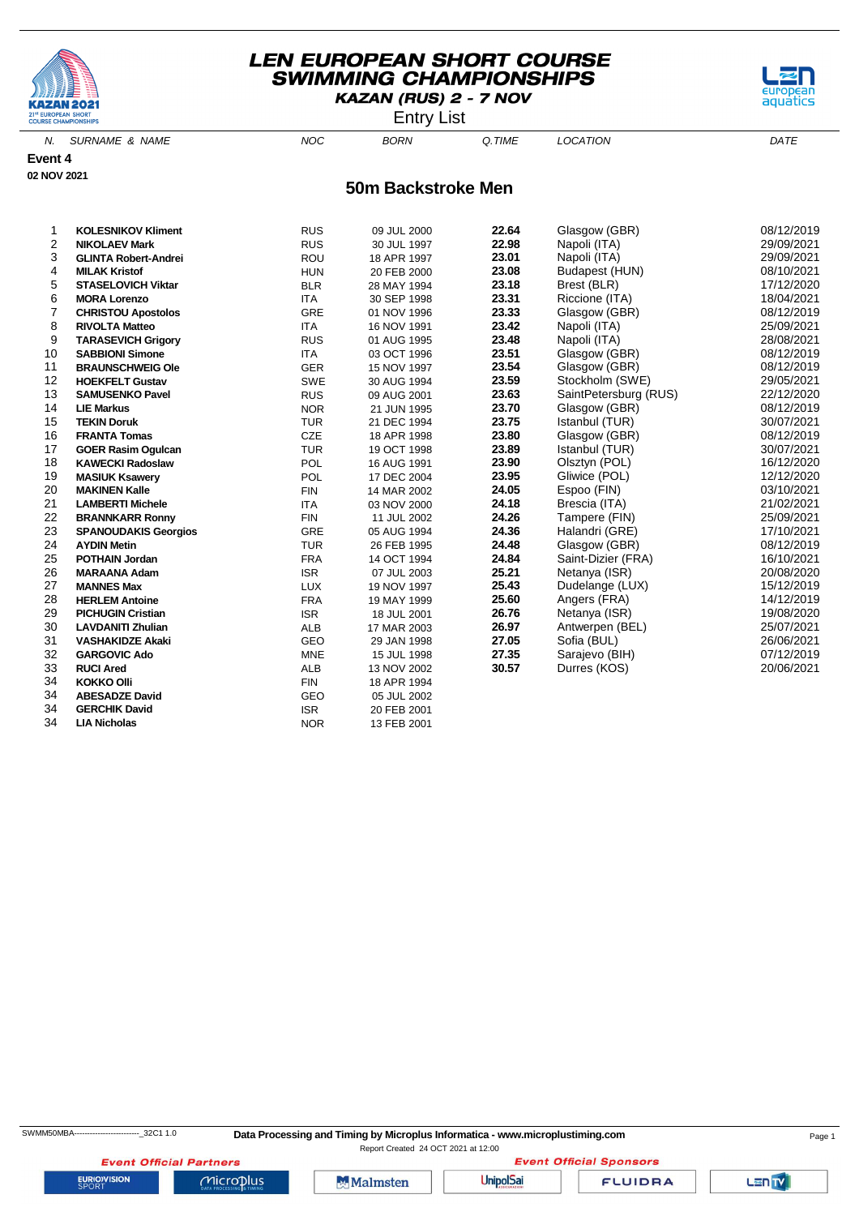# LEN EUROPEAN SHORT COURSE SWIMMING CHAMPIONSHIPS

**KAZAN (RUS) 2 - 7 NOV**

Entry List

**Event 4**

**02 NOV 2021**

## 50m Backstroke Men

| N. | SURNAME & NAME | NOC | BORN | Q.TIME | LOCATION | DATE |
|---|---|---|---|---|---|---|
| 1 | **KOLESNIKOV Kliment** | RUS | 09 JUL 2000 | **22.64** | Glasgow (GBR) | 08/12/2019 |
| 2 | **NIKOLAEV Mark** | RUS | 30 JUL 1997 | **22.98** | Napoli (ITA) | 29/09/2021 |
| 3 | **GLINTA Robert-Andrei** | ROU | 18 APR 1997 | **23.01** | Napoli (ITA) | 29/09/2021 |
| 4 | **MILAK Kristof** | HUN | 20 FEB 2000 | **23.08** | Budapest (HUN) | 08/10/2021 |
| 5 | **STASELOVICH Viktar** | BLR | 28 MAY 1994 | **23.18** | Brest (BLR) | 17/12/2020 |
| 6 | **MORA Lorenzo** | ITA | 30 SEP 1998 | **23.31** | Riccione (ITA) | 18/04/2021 |
| 7 | **CHRISTOU Apostolos** | GRE | 01 NOV 1996 | **23.33** | Glasgow (GBR) | 08/12/2019 |
| 8 | **RIVOLTA Matteo** | ITA | 16 NOV 1991 | **23.42** | Napoli (ITA) | 25/09/2021 |
| 9 | **TARASEVICH Grigory** | RUS | 01 AUG 1995 | **23.48** | Napoli (ITA) | 28/08/2021 |
| 10 | **SABBIONI Simone** | ITA | 03 OCT 1996 | **23.51** | Glasgow (GBR) | 08/12/2019 |
| 11 | **BRAUNSCHWEIG Ole** | GER | 15 NOV 1997 | **23.54** | Glasgow (GBR) | 08/12/2019 |
| 12 | **HOEKFELT Gustav** | SWE | 30 AUG 1994 | **23.59** | Stockholm (SWE) | 29/05/2021 |
| 13 | **SAMUSENKO Pavel** | RUS | 09 AUG 2001 | **23.63** | SaintPetersburg (RUS) | 22/12/2020 |
| 14 | **LIE Markus** | NOR | 21 JUN 1995 | **23.70** | Glasgow (GBR) | 08/12/2019 |
| 15 | **TEKIN Doruk** | TUR | 21 DEC 1994 | **23.75** | Istanbul (TUR) | 30/07/2021 |
| 16 | **FRANTA Tomas** | CZE | 18 APR 1998 | **23.80** | Glasgow (GBR) | 08/12/2019 |
| 17 | **GOER Rasim Ogulcan** | TUR | 19 OCT 1998 | **23.89** | Istanbul (TUR) | 30/07/2021 |
| 18 | **KAWECKI Radoslaw** | POL | 16 AUG 1991 | **23.90** | Olsztyn (POL) | 16/12/2020 |
| 19 | **MASIUK Ksawery** | POL | 17 DEC 2004 | **23.95** | Gliwice (POL) | 12/12/2020 |
| 20 | **MAKINEN Kalle** | FIN | 14 MAR 2002 | **24.05** | Espoo (FIN) | 03/10/2021 |
| 21 | **LAMBERTI Michele** | ITA | 03 NOV 2000 | **24.18** | Brescia (ITA) | 21/02/2021 |
| 22 | **BRANNKARR Ronny** | FIN | 11 JUL 2002 | **24.26** | Tampere (FIN) | 25/09/2021 |
| 23 | **SPANOUDAKIS Georgios** | GRE | 05 AUG 1994 | **24.36** | Halandri (GRE) | 17/10/2021 |
| 24 | **AYDIN Metin** | TUR | 26 FEB 1995 | **24.48** | Glasgow (GBR) | 08/12/2019 |
| 25 | **POTHAIN Jordan** | FRA | 14 OCT 1994 | **24.84** | Saint-Dizier (FRA) | 16/10/2021 |
| 26 | **MARAANA Adam** | ISR | 07 JUL 2003 | **25.21** | Netanya (ISR) | 20/08/2020 |
| 27 | **MANNES Max** | LUX | 19 NOV 1997 | **25.43** | Dudelange (LUX) | 15/12/2019 |
| 28 | **HERLEM Antoine** | FRA | 19 MAY 1999 | **25.60** | Angers (FRA) | 14/12/2019 |
| 29 | **PICHUGIN Cristian** | ISR | 18 JUL 2001 | **26.76** | Netanya (ISR) | 19/08/2020 |
| 30 | **LAVDANITI Zhulian** | ALB | 17 MAR 2003 | **26.97** | Antwerpen (BEL) | 25/07/2021 |
| 31 | **VASHAKIDZE Akaki** | GEO | 29 JAN 1998 | **27.05** | Sofia (BUL) | 26/06/2021 |
| 32 | **GARGOVIC Ado** | MNE | 15 JUL 1998 | **27.35** | Sarajevo (BIH) | 07/12/2019 |
| 33 | **RUCI Ared** | ALB | 13 NOV 2002 | **30.57** | Durres (KOS) | 20/06/2021 |
| 34 | **KOKKO Olli** | FIN | 18 APR 1994 | | | |
| 34 | **ABESADZE David** | GEO | 05 JUL 2002 | | | |
| 34 | **GERCHIK David** | ISR | 20 FEB 2001 | | | |
| 34 | **LIA Nicholas** | NOR | 13 FEB 2001 | | | |

SWMM50MBA--------------------------_32C1 1.0 **Data Processing and Timing by Microplus Informatica - www.microplustiming.com**

Report Created 24 OCT 2021 at 12:00

**Event Official Partners** EUROVISION SPORT, Microplus

**Event Official Sponsors** Malmsten, UnipolSai, FLUIDRA, LEN TV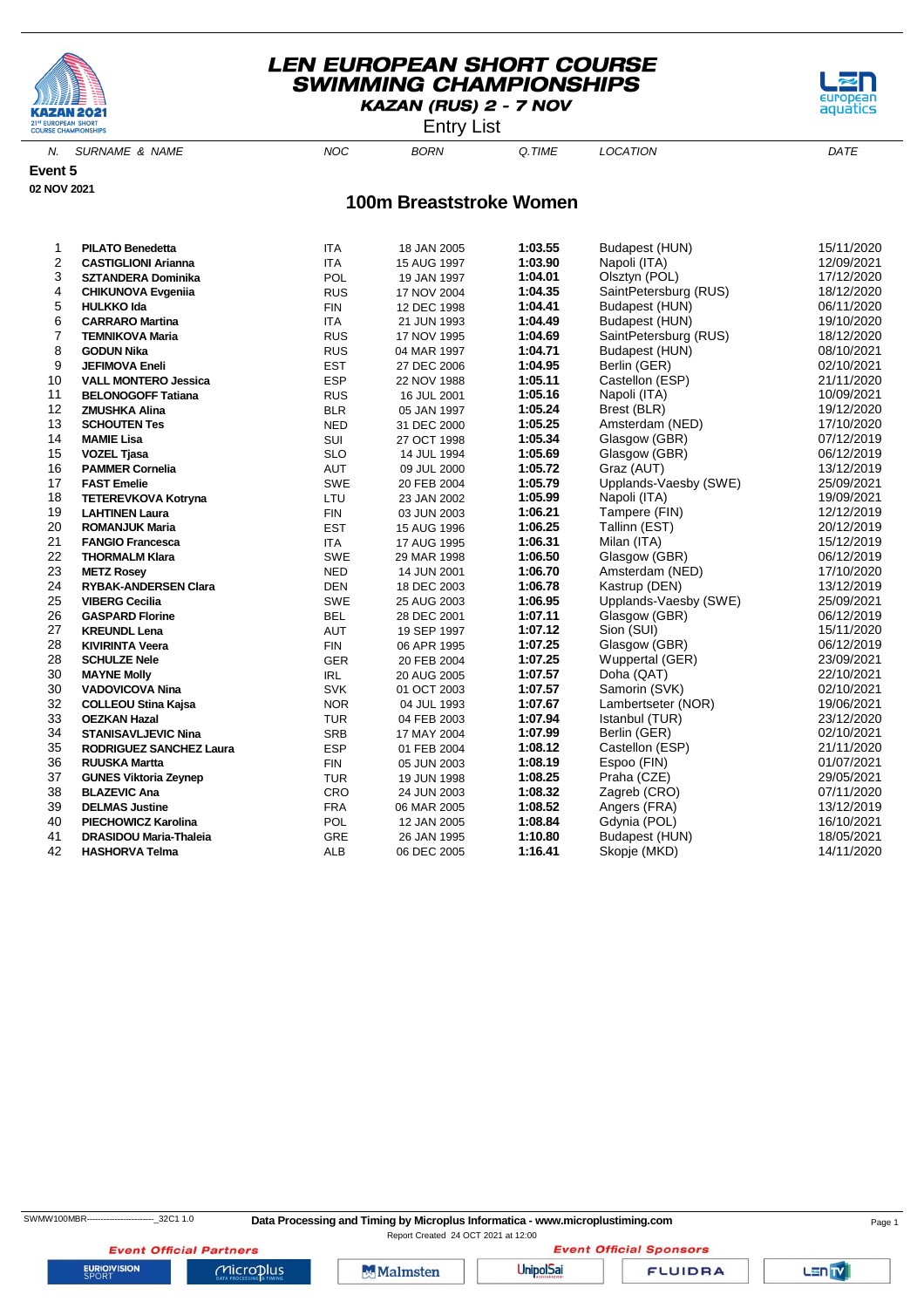# LEN EUROPEAN SHORT COURSE SWIMMING CHAMPIONSHIPS

**KAZAN (RUS) 2 - 7 NOV**

Entry List

**Event 5**

**02 NOV 2021**

## 100m Breaststroke Women

| N. | SURNAME & NAME | NOC | BORN | Q.TIME | LOCATION | DATE |
|---|---|---|---|---|---|---|
| 1 | **PILATO Benedetta** | ITA | 18 JAN 2005 | **1:03.55** | Budapest (HUN) | 15/11/2020 |
| 2 | **CASTIGLIONI Arianna** | ITA | 15 AUG 1997 | **1:03.90** | Napoli (ITA) | 12/09/2021 |
| 3 | **SZTANDERA Dominika** | POL | 19 JAN 1997 | **1:04.01** | Olsztyn (POL) | 17/12/2020 |
| 4 | **CHIKUNOVA Evgeniia** | RUS | 17 NOV 2004 | **1:04.35** | SaintPetersburg (RUS) | 18/12/2020 |
| 5 | **HULKKO Ida** | FIN | 12 DEC 1998 | **1:04.41** | Budapest (HUN) | 06/11/2020 |
| 6 | **CARRARO Martina** | ITA | 21 JUN 1993 | **1:04.49** | Budapest (HUN) | 19/10/2020 |
| 7 | **TEMNIKOVA Maria** | RUS | 17 NOV 1995 | **1:04.69** | SaintPetersburg (RUS) | 18/12/2020 |
| 8 | **GODUN Nika** | RUS | 04 MAR 1997 | **1:04.71** | Budapest (HUN) | 08/10/2021 |
| 9 | **JEFIMOVA Eneli** | EST | 27 DEC 2006 | **1:04.95** | Berlin (GER) | 02/10/2021 |
| 10 | **VALL MONTERO Jessica** | ESP | 22 NOV 1988 | **1:05.11** | Castellon (ESP) | 21/11/2020 |
| 11 | **BELONOGOFF Tatiana** | RUS | 16 JUL 2001 | **1:05.16** | Napoli (ITA) | 10/09/2021 |
| 12 | **ZMUSHKA Alina** | BLR | 05 JAN 1997 | **1:05.24** | Brest (BLR) | 19/12/2020 |
| 13 | **SCHOUTEN Tes** | NED | 31 DEC 2000 | **1:05.25** | Amsterdam (NED) | 17/10/2020 |
| 14 | **MAMIE Lisa** | SUI | 27 OCT 1998 | **1:05.34** | Glasgow (GBR) | 07/12/2019 |
| 15 | **VOZEL Tjasa** | SLO | 14 JUL 1994 | **1:05.69** | Glasgow (GBR) | 06/12/2019 |
| 16 | **PAMMER Cornelia** | AUT | 09 JUL 2000 | **1:05.72** | Graz (AUT) | 13/12/2019 |
| 17 | **FAST Emelie** | SWE | 20 FEB 2004 | **1:05.79** | Upplands-Vaesby (SWE) | 25/09/2021 |
| 18 | **TETEREVKOVA Kotryna** | LTU | 23 JAN 2002 | **1:05.99** | Napoli (ITA) | 19/09/2021 |
| 19 | **LAHTINEN Laura** | FIN | 03 JUN 2003 | **1:06.21** | Tampere (FIN) | 12/12/2019 |
| 20 | **ROMANJUK Maria** | EST | 15 AUG 1996 | **1:06.25** | Tallinn (EST) | 20/12/2019 |
| 21 | **FANGIO Francesca** | ITA | 17 AUG 1995 | **1:06.31** | Milan (ITA) | 15/12/2019 |
| 22 | **THORMALM Klara** | SWE | 29 MAR 1998 | **1:06.50** | Glasgow (GBR) | 06/12/2019 |
| 23 | **METZ Rosey** | NED | 14 JUN 2001 | **1:06.70** | Amsterdam (NED) | 17/10/2020 |
| 24 | **RYBAK-ANDERSEN Clara** | DEN | 18 DEC 2003 | **1:06.78** | Kastrup (DEN) | 13/12/2019 |
| 25 | **VIBERG Cecilia** | SWE | 25 AUG 2003 | **1:06.95** | Upplands-Vaesby (SWE) | 25/09/2021 |
| 26 | **GASPARD Florine** | BEL | 28 DEC 2001 | **1:07.11** | Glasgow (GBR) | 06/12/2019 |
| 27 | **KREUNDL Lena** | AUT | 19 SEP 1997 | **1:07.12** | Sion (SUI) | 15/11/2020 |
| 28 | **KIVIRINTA Veera** | FIN | 06 APR 1995 | **1:07.25** | Glasgow (GBR) | 06/12/2019 |
| 28 | **SCHULZE Nele** | GER | 20 FEB 2004 | **1:07.25** | Wuppertal (GER) | 23/09/2021 |
| 30 | **MAYNE Molly** | IRL | 20 AUG 2005 | **1:07.57** | Doha (QAT) | 22/10/2021 |
| 30 | **VADOVICOVA Nina** | SVK | 01 OCT 2003 | **1:07.57** | Samorin (SVK) | 02/10/2021 |
| 32 | **COLLEOU Stina Kajsa** | NOR | 04 JUL 1993 | **1:07.67** | Lambertseter (NOR) | 19/06/2021 |
| 33 | **OEZKAN Hazal** | TUR | 04 FEB 2003 | **1:07.94** | Istanbul (TUR) | 23/12/2020 |
| 34 | **STANISAVLJEVIC Nina** | SRB | 17 MAY 2004 | **1:07.99** | Berlin (GER) | 02/10/2021 |
| 35 | **RODRIGUEZ SANCHEZ Laura** | ESP | 01 FEB 2004 | **1:08.12** | Castellon (ESP) | 21/11/2020 |
| 36 | **RUUSKA Martta** | FIN | 05 JUN 2003 | **1:08.19** | Espoo (FIN) | 01/07/2021 |
| 37 | **GUNES Viktoria Zeynep** | TUR | 19 JUN 1998 | **1:08.25** | Praha (CZE) | 29/05/2021 |
| 38 | **BLAZEVIC Ana** | CRO | 24 JUN 2003 | **1:08.32** | Zagreb (CRO) | 07/11/2020 |
| 39 | **DELMAS Justine** | FRA | 06 MAR 2005 | **1:08.52** | Angers (FRA) | 13/12/2019 |
| 40 | **PIECHOWICZ Karolina** | POL | 12 JAN 2005 | **1:08.84** | Gdynia (POL) | 16/10/2021 |
| 41 | **DRASIDOU Maria-Thaleia** | GRE | 26 JAN 1995 | **1:10.80** | Budapest (HUN) | 18/05/2021 |
| 42 | **HASHORVA Telma** | ALB | 06 DEC 2005 | **1:16.41** | Skopje (MKD) | 14/11/2020 |

SWMW100MBR------------------------_32C1 1.0

**Data Processing and Timing by Microplus Informatica - www.microplustiming.com**

Report Created 24 OCT 2021 at 12:00

*Event Official Partners* — *Event Official Sponsors*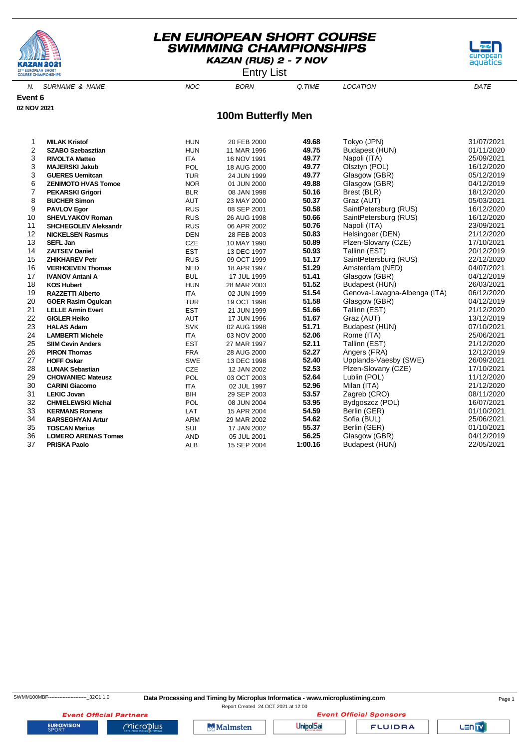# LEN EUROPEAN SHORT COURSE SWIMMING CHAMPIONSHIPS

**KAZAN (RUS) 2 - 7 NOV**

Entry List

**Event 6**

**02 NOV 2021**

## 100m Butterfly Men

| N. | SURNAME & NAME | NOC | BORN | Q.TIME | LOCATION | DATE |
|---|---|---|---|---|---|---|
| 1 | **MILAK Kristof** | HUN | 20 FEB 2000 | **49.68** | Tokyo (JPN) | 31/07/2021 |
| 2 | **SZABO Szebasztian** | HUN | 11 MAR 1996 | **49.75** | Budapest (HUN) | 01/11/2020 |
| 3 | **RIVOLTA Matteo** | ITA | 16 NOV 1991 | **49.77** | Napoli (ITA) | 25/09/2021 |
| 3 | **MAJERSKI Jakub** | POL | 18 AUG 2000 | **49.77** | Olsztyn (POL) | 16/12/2020 |
| 3 | **GUERES Uemitcan** | TUR | 24 JUN 1999 | **49.77** | Glasgow (GBR) | 05/12/2019 |
| 6 | **ZENIMOTO HVAS Tomoe** | NOR | 01 JUN 2000 | **49.88** | Glasgow (GBR) | 04/12/2019 |
| 7 | **PEKARSKI Grigori** | BLR | 08 JAN 1998 | **50.16** | Brest (BLR) | 18/12/2020 |
| 8 | **BUCHER Simon** | AUT | 23 MAY 2000 | **50.37** | Graz (AUT) | 05/03/2021 |
| 9 | **PAVLOV Egor** | RUS | 08 SEP 2001 | **50.58** | SaintPetersburg (RUS) | 16/12/2020 |
| 10 | **SHEVLYAKOV Roman** | RUS | 26 AUG 1998 | **50.66** | SaintPetersburg (RUS) | 16/12/2020 |
| 11 | **SHCHEGOLEV Aleksandr** | RUS | 06 APR 2002 | **50.76** | Napoli (ITA) | 23/09/2021 |
| 12 | **NICKELSEN Rasmus** | DEN | 28 FEB 2003 | **50.83** | Helsingoer (DEN) | 21/12/2020 |
| 13 | **SEFL Jan** | CZE | 10 MAY 1990 | **50.89** | Plzen-Slovany (CZE) | 17/10/2021 |
| 14 | **ZAITSEV Daniel** | EST | 13 DEC 1997 | **50.93** | Tallinn (EST) | 20/12/2019 |
| 15 | **ZHIKHAREV Petr** | RUS | 09 OCT 1999 | **51.17** | SaintPetersburg (RUS) | 22/12/2020 |
| 16 | **VERHOEVEN Thomas** | NED | 18 APR 1997 | **51.29** | Amsterdam (NED) | 04/07/2021 |
| 17 | **IVANOV Antani A** | BUL | 17 JUL 1999 | **51.41** | Glasgow (GBR) | 04/12/2019 |
| 18 | **KOS Hubert** | HUN | 28 MAR 2003 | **51.52** | Budapest (HUN) | 26/03/2021 |
| 19 | **RAZZETTI Alberto** | ITA | 02 JUN 1999 | **51.54** | Genova-Lavagna-Albenga (ITA) | 06/12/2020 |
| 20 | **GOER Rasim Ogulcan** | TUR | 19 OCT 1998 | **51.58** | Glasgow (GBR) | 04/12/2019 |
| 21 | **LELLE Armin Evert** | EST | 21 JUN 1999 | **51.66** | Tallinn (EST) | 21/12/2020 |
| 22 | **GIGLER Heiko** | AUT | 17 JUN 1996 | **51.67** | Graz (AUT) | 13/12/2019 |
| 23 | **HALAS Adam** | SVK | 02 AUG 1998 | **51.71** | Budapest (HUN) | 07/10/2021 |
| 24 | **LAMBERTI Michele** | ITA | 03 NOV 2000 | **52.06** | Rome (ITA) | 25/06/2021 |
| 25 | **SIIM Cevin Anders** | EST | 27 MAR 1997 | **52.11** | Tallinn (EST) | 21/12/2020 |
| 26 | **PIRON Thomas** | FRA | 28 AUG 2000 | **52.27** | Angers (FRA) | 12/12/2019 |
| 27 | **HOFF Oskar** | SWE | 13 DEC 1998 | **52.40** | Upplands-Vaesby (SWE) | 26/09/2021 |
| 28 | **LUNAK Sebastian** | CZE | 12 JAN 2002 | **52.53** | Plzen-Slovany (CZE) | 17/10/2021 |
| 29 | **CHOWANIEC Mateusz** | POL | 03 OCT 2003 | **52.64** | Lublin (POL) | 11/12/2020 |
| 30 | **CARINI Giacomo** | ITA | 02 JUL 1997 | **52.96** | Milan (ITA) | 21/12/2020 |
| 31 | **LEKIC Jovan** | BIH | 29 SEP 2003 | **53.57** | Zagreb (CRO) | 08/11/2020 |
| 32 | **CHMIELEWSKI Michal** | POL | 08 JUN 2004 | **53.95** | Bydgoszcz (POL) | 16/07/2021 |
| 33 | **KERMANS Ronens** | LAT | 15 APR 2004 | **54.59** | Berlin (GER) | 01/10/2021 |
| 34 | **BARSEGHYAN Artur** | ARM | 29 MAR 2002 | **54.62** | Sofia (BUL) | 25/06/2021 |
| 35 | **TOSCAN Marius** | SUI | 17 JAN 2002 | **55.37** | Berlin (GER) | 01/10/2021 |
| 36 | **LOMERO ARENAS Tomas** | AND | 05 JUL 2001 | **56.25** | Glasgow (GBR) | 04/12/2019 |
| 37 | **PRISKA Paolo** | ALB | 15 SEP 2004 | **1:00.16** | Budapest (HUN) | 22/05/2021 |

SWMM100MBF------------------------_32C1 1.0

**Data Processing and Timing by Microplus Informatica - www.microplustiming.com**

Report Created 24 OCT 2021 at 12:00

*Event Official Partners* — *Event Official Sponsors*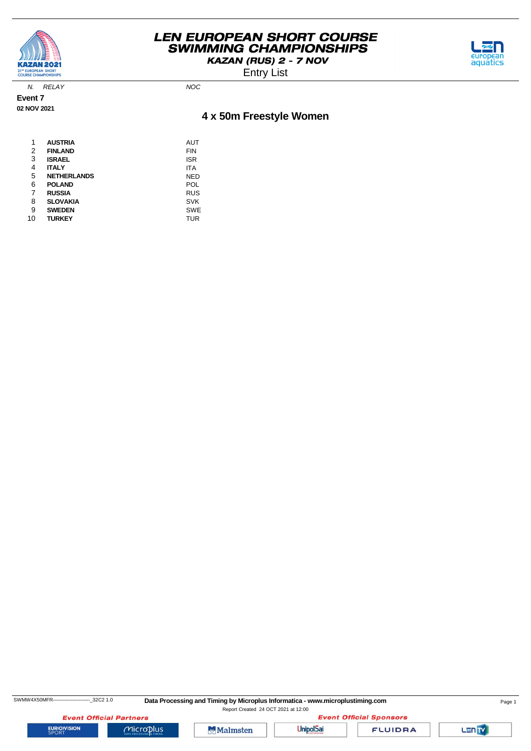# LEN EUROPEAN SHORT COURSE SWIMMING CHAMPIONSHIPS

**KAZAN (RUS) 2 - 7 NOV**

Entry List

**Event 7**

**02 NOV 2021**

## 4 x 50m Freestyle Women

| N. | RELAY | NOC |
|---|---|---|
| 1 | **AUSTRIA** | AUT |
| 2 | **FINLAND** | FIN |
| 3 | **ISRAEL** | ISR |
| 4 | **ITALY** | ITA |
| 5 | **NETHERLANDS** | NED |
| 6 | **POLAND** | POL |
| 7 | **RUSSIA** | RUS |
| 8 | **SLOVAKIA** | SVK |
| 9 | **SWEDEN** | SWE |
| 10 | **TURKEY** | TUR |

SWMW4X50MFR------------------------_32C2 1.0

**Data Processing and Timing by Microplus Informatica - www.microplustiming.com**

Report Created 24 OCT 2021 at 12:00

Event Official Partners

Event Official Sponsors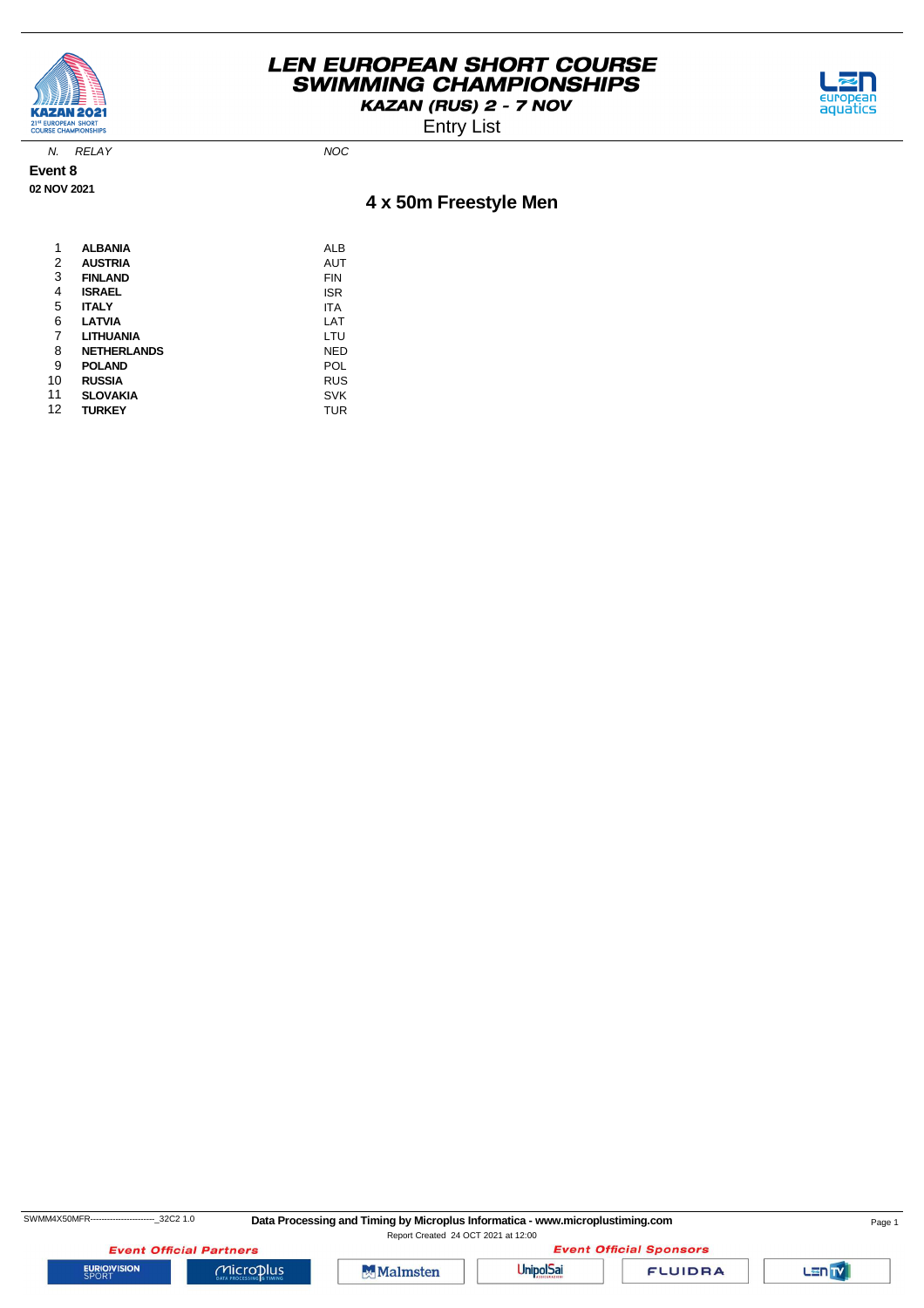# LEN EUROPEAN SHORT COURSE SWIMMING CHAMPIONSHIPS

**KAZAN (RUS) 2 - 7 NOV**

Entry List

**Event 8**

**02 NOV 2021**

## 4 x 50m Freestyle Men

| N. | RELAY | NOC |
|---|---|---|
| 1 | **ALBANIA** | ALB |
| 2 | **AUSTRIA** | AUT |
| 3 | **FINLAND** | FIN |
| 4 | **ISRAEL** | ISR |
| 5 | **ITALY** | ITA |
| 6 | **LATVIA** | LAT |
| 7 | **LITHUANIA** | LTU |
| 8 | **NETHERLANDS** | NED |
| 9 | **POLAND** | POL |
| 10 | **RUSSIA** | RUS |
| 11 | **SLOVAKIA** | SVK |
| 12 | **TURKEY** | TUR |

SWMM4X50MFR------------------------_32C2 1.0

**Data Processing and Timing by Microplus Informatica - www.microplustiming.com**

Report Created 24 OCT 2021 at 12:00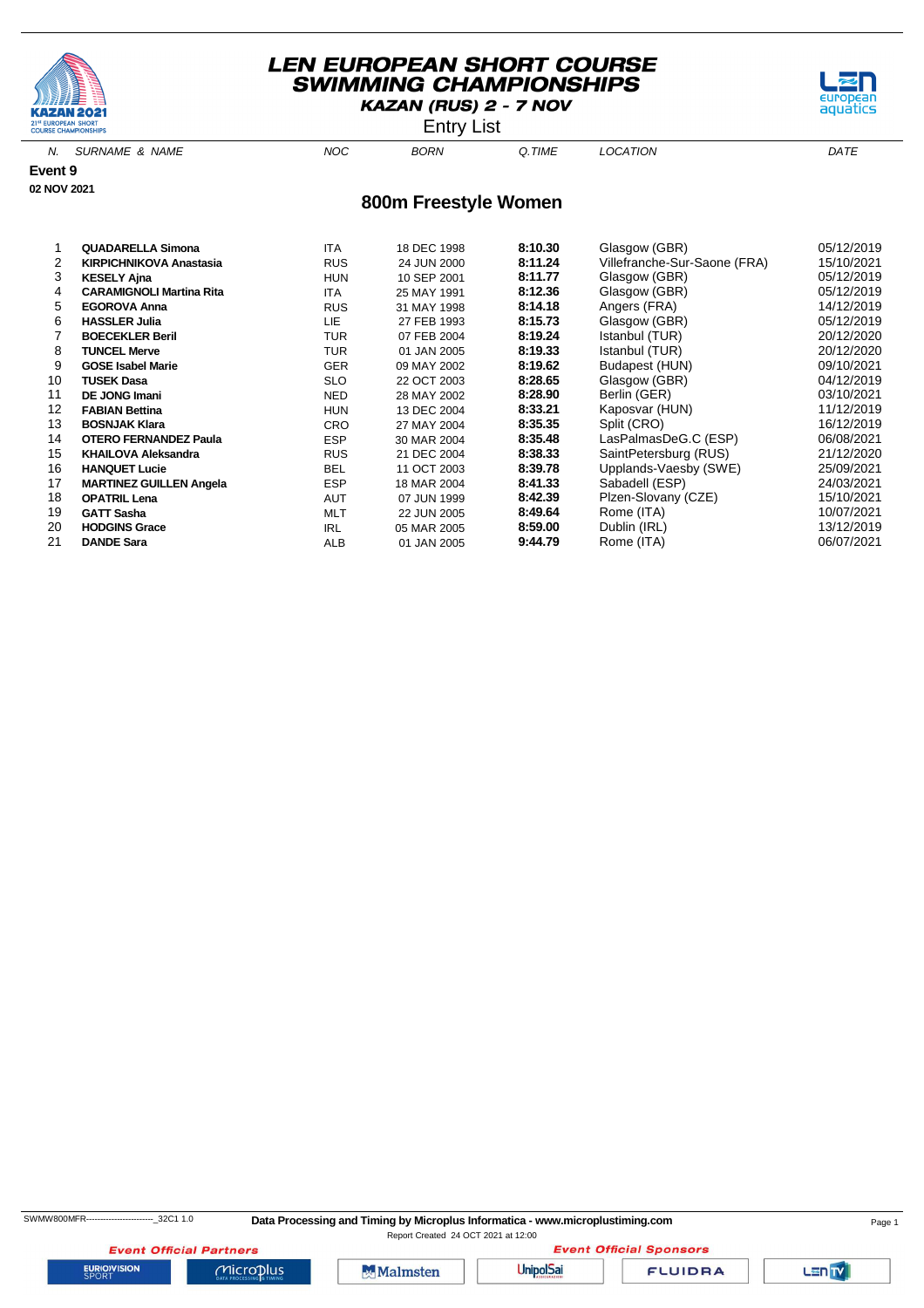# LEN EUROPEAN SHORT COURSE SWIMMING CHAMPIONSHIPS

**KAZAN (RUS) 2 - 7 NOV**

Entry List

**Event 9**

**02 NOV 2021**

## 800m Freestyle Women

| N. | SURNAME & NAME | NOC | BORN | Q.TIME | LOCATION | DATE |
|---|---|---|---|---|---|---|
| 1 | **QUADARELLA Simona** | ITA | 18 DEC 1998 | **8:10.30** | Glasgow (GBR) | 05/12/2019 |
| 2 | **KIRPICHNIKOVA Anastasia** | RUS | 24 JUN 2000 | **8:11.24** | Villefranche-Sur-Saone (FRA) | 15/10/2021 |
| 3 | **KESELY Ajna** | HUN | 10 SEP 2001 | **8:11.77** | Glasgow (GBR) | 05/12/2019 |
| 4 | **CARAMIGNOLI Martina Rita** | ITA | 25 MAY 1991 | **8:12.36** | Glasgow (GBR) | 05/12/2019 |
| 5 | **EGOROVA Anna** | RUS | 31 MAY 1998 | **8:14.18** | Angers (FRA) | 14/12/2019 |
| 6 | **HASSLER Julia** | LIE | 27 FEB 1993 | **8:15.73** | Glasgow (GBR) | 05/12/2019 |
| 7 | **BOECEKLER Beril** | TUR | 07 FEB 2004 | **8:19.24** | Istanbul (TUR) | 20/12/2020 |
| 8 | **TUNCEL Merve** | TUR | 01 JAN 2005 | **8:19.33** | Istanbul (TUR) | 20/12/2020 |
| 9 | **GOSE Isabel Marie** | GER | 09 MAY 2002 | **8:19.62** | Budapest (HUN) | 09/10/2021 |
| 10 | **TUSEK Dasa** | SLO | 22 OCT 2003 | **8:28.65** | Glasgow (GBR) | 04/12/2019 |
| 11 | **DE JONG Imani** | NED | 28 MAY 2002 | **8:28.90** | Berlin (GER) | 03/10/2021 |
| 12 | **FABIAN Bettina** | HUN | 13 DEC 2004 | **8:33.21** | Kaposvar (HUN) | 11/12/2019 |
| 13 | **BOSNJAK Klara** | CRO | 27 MAY 2004 | **8:35.35** | Split (CRO) | 16/12/2019 |
| 14 | **OTERO FERNANDEZ Paula** | ESP | 30 MAR 2004 | **8:35.48** | LasPalmasDeG.C (ESP) | 06/08/2021 |
| 15 | **KHAILOVA Aleksandra** | RUS | 21 DEC 2004 | **8:38.33** | SaintPetersburg (RUS) | 21/12/2020 |
| 16 | **HANQUET Lucie** | BEL | 11 OCT 2003 | **8:39.78** | Upplands-Vaesby (SWE) | 25/09/2021 |
| 17 | **MARTINEZ GUILLEN Angela** | ESP | 18 MAR 2004 | **8:41.33** | Sabadell (ESP) | 24/03/2021 |
| 18 | **OPATRIL Lena** | AUT | 07 JUN 1999 | **8:42.39** | Plzen-Slovany (CZE) | 15/10/2021 |
| 19 | **GATT Sasha** | MLT | 22 JUN 2005 | **8:49.64** | Rome (ITA) | 10/07/2021 |
| 20 | **HODGINS Grace** | IRL | 05 MAR 2005 | **8:59.00** | Dublin (IRL) | 13/12/2019 |
| 21 | **DANDE Sara** | ALB | 01 JAN 2005 | **9:44.79** | Rome (ITA) | 06/07/2021 |

SWMW800MFR------------------------_32C1 1.0 **Data Processing and Timing by Microplus Informatica - www.microplustiming.com**

Report Created 24 OCT 2021 at 12:00

**Event Official Partners** **Event Official Sponsors**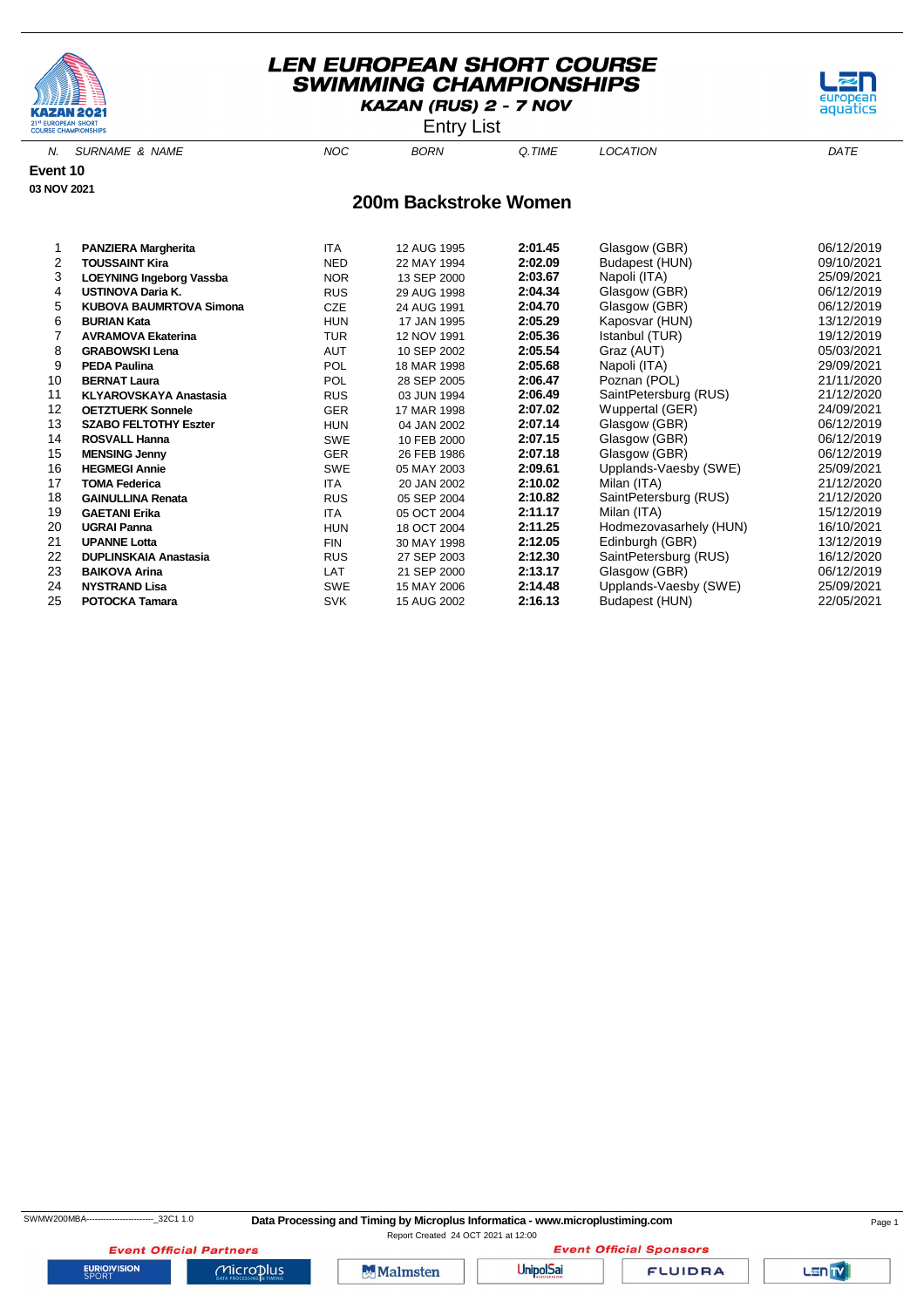# LEN EUROPEAN SHORT COURSE SWIMMING CHAMPIONSHIPS

**KAZAN (RUS) 2 - 7 NOV**

Entry List

**Event 10**

**03 NOV 2021**

## 200m Backstroke Women

| N. | SURNAME & NAME | NOC | BORN | Q.TIME | LOCATION | DATE |
|---|---|---|---|---|---|---|
| 1 | **PANZIERA Margherita** | ITA | 12 AUG 1995 | **2:01.45** | Glasgow (GBR) | 06/12/2019 |
| 2 | **TOUSSAINT Kira** | NED | 22 MAY 1994 | **2:02.09** | Budapest (HUN) | 09/10/2021 |
| 3 | **LOEYNING Ingeborg Vassba** | NOR | 13 SEP 2000 | **2:03.67** | Napoli (ITA) | 25/09/2021 |
| 4 | **USTINOVA Daria K.** | RUS | 29 AUG 1998 | **2:04.34** | Glasgow (GBR) | 06/12/2019 |
| 5 | **KUBOVA BAUMRTOVA Simona** | CZE | 24 AUG 1991 | **2:04.70** | Glasgow (GBR) | 06/12/2019 |
| 6 | **BURIAN Kata** | HUN | 17 JAN 1995 | **2:05.29** | Kaposvar (HUN) | 13/12/2019 |
| 7 | **AVRAMOVA Ekaterina** | TUR | 12 NOV 1991 | **2:05.36** | Istanbul (TUR) | 19/12/2019 |
| 8 | **GRABOWSKI Lena** | AUT | 10 SEP 2002 | **2:05.54** | Graz (AUT) | 05/03/2021 |
| 9 | **PEDA Paulina** | POL | 18 MAR 1998 | **2:05.68** | Napoli (ITA) | 29/09/2021 |
| 10 | **BERNAT Laura** | POL | 28 SEP 2005 | **2:06.47** | Poznan (POL) | 21/11/2020 |
| 11 | **KLYAROVSKAYA Anastasia** | RUS | 03 JUN 1994 | **2:06.49** | SaintPetersburg (RUS) | 21/12/2020 |
| 12 | **OETZTUERK Sonnele** | GER | 17 MAR 1998 | **2:07.02** | Wuppertal (GER) | 24/09/2021 |
| 13 | **SZABO FELTOTHY Eszter** | HUN | 04 JAN 2002 | **2:07.14** | Glasgow (GBR) | 06/12/2019 |
| 14 | **ROSVALL Hanna** | SWE | 10 FEB 2000 | **2:07.15** | Glasgow (GBR) | 06/12/2019 |
| 15 | **MENSING Jenny** | GER | 26 FEB 1986 | **2:07.18** | Glasgow (GBR) | 06/12/2019 |
| 16 | **HEGMEGI Annie** | SWE | 05 MAY 2003 | **2:09.61** | Upplands-Vaesby (SWE) | 25/09/2021 |
| 17 | **TOMA Federica** | ITA | 20 JAN 2002 | **2:10.02** | Milan (ITA) | 21/12/2020 |
| 18 | **GAINULLINA Renata** | RUS | 05 SEP 2004 | **2:10.82** | SaintPetersburg (RUS) | 21/12/2020 |
| 19 | **GAETANI Erika** | ITA | 05 OCT 2004 | **2:11.17** | Milan (ITA) | 15/12/2019 |
| 20 | **UGRAI Panna** | HUN | 18 OCT 2004 | **2:11.25** | Hodmezovasarhely (HUN) | 16/10/2021 |
| 21 | **UPANNE Lotta** | FIN | 30 MAY 1998 | **2:12.05** | Edinburgh (GBR) | 13/12/2019 |
| 22 | **DUPLINSKAIA Anastasia** | RUS | 27 SEP 2003 | **2:12.30** | SaintPetersburg (RUS) | 16/12/2020 |
| 23 | **BAIKOVA Arina** | LAT | 21 SEP 2000 | **2:13.17** | Glasgow (GBR) | 06/12/2019 |
| 24 | **NYSTRAND Lisa** | SWE | 15 MAY 2006 | **2:14.48** | Upplands-Vaesby (SWE) | 25/09/2021 |
| 25 | **POTOCKA Tamara** | SVK | 15 AUG 2002 | **2:16.13** | Budapest (HUN) | 22/05/2021 |

SWMW200MBA------------------------_32C1 1.0

**Data Processing and Timing by Microplus Informatica - www.microplustiming.com**

Report Created 24 OCT 2021 at 12:00

*Event Official Partners* — *Event Official Sponsors*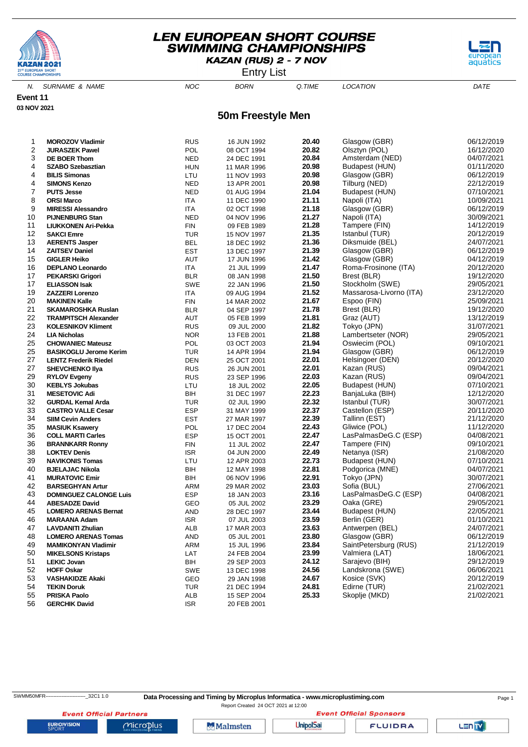# LEN EUROPEAN SHORT COURSE SWIMMING CHAMPIONSHIPS

**KAZAN (RUS) 2 - 7 NOV**

Entry List

**Event 11**

**03 NOV 2021**

## 50m Freestyle Men

| N. | SURNAME & NAME | NOC | BORN | Q.TIME | LOCATION | DATE |
|---|---|---|---|---|---|---|
| 1 | **MOROZOV Vladimir** | RUS | 16 JUN 1992 | **20.40** | Glasgow (GBR) | 06/12/2019 |
| 2 | **JURASZEK Pawel** | POL | 08 OCT 1994 | **20.82** | Olsztyn (POL) | 16/12/2020 |
| 3 | **DE BOER Thom** | NED | 24 DEC 1991 | **20.84** | Amsterdam (NED) | 04/07/2021 |
| 4 | **SZABO Szebasztian** | HUN | 11 MAR 1996 | **20.98** | Budapest (HUN) | 01/11/2020 |
| 4 | **BILIS Simonas** | LTU | 11 NOV 1993 | **20.98** | Glasgow (GBR) | 06/12/2019 |
| 4 | **SIMONS Kenzo** | NED | 13 APR 2001 | **20.98** | Tilburg (NED) | 22/12/2019 |
| 7 | **PUTS Jesse** | NED | 01 AUG 1994 | **21.04** | Budapest (HUN) | 07/10/2021 |
| 8 | **ORSI Marco** | ITA | 11 DEC 1990 | **21.11** | Napoli (ITA) | 10/09/2021 |
| 9 | **MIRESSI Alessandro** | ITA | 02 OCT 1998 | **21.18** | Glasgow (GBR) | 06/12/2019 |
| 10 | **PIJNENBURG Stan** | NED | 04 NOV 1996 | **21.27** | Napoli (ITA) | 30/09/2021 |
| 11 | **LIUKKONEN Ari-Pekka** | FIN | 09 FEB 1989 | **21.28** | Tampere (FIN) | 14/12/2019 |
| 12 | **SAKCI Emre** | TUR | 15 NOV 1997 | **21.35** | Istanbul (TUR) | 20/12/2019 |
| 13 | **AERENTS Jasper** | BEL | 18 DEC 1992 | **21.36** | Diksmuide (BEL) | 24/07/2021 |
| 14 | **ZAITSEV Daniel** | EST | 13 DEC 1997 | **21.39** | Glasgow (GBR) | 06/12/2019 |
| 15 | **GIGLER Heiko** | AUT | 17 JUN 1996 | **21.42** | Glasgow (GBR) | 04/12/2019 |
| 16 | **DEPLANO Leonardo** | ITA | 21 JUL 1999 | **21.47** | Roma-Frosinone (ITA) | 20/12/2020 |
| 17 | **PEKARSKI Grigori** | BLR | 08 JAN 1998 | **21.50** | Brest (BLR) | 19/12/2020 |
| 17 | **ELIASSON Isak** | SWE | 22 JAN 1996 | **21.50** | Stockholm (SWE) | 29/05/2021 |
| 19 | **ZAZZERI Lorenzo** | ITA | 09 AUG 1994 | **21.52** | Massarosa-Livorno (ITA) | 23/12/2020 |
| 20 | **MAKINEN Kalle** | FIN | 14 MAR 2002 | **21.67** | Espoo (FIN) | 25/09/2021 |
| 21 | **SKAMAROSHKA Ruslan** | BLR | 04 SEP 1997 | **21.78** | Brest (BLR) | 19/12/2020 |
| 22 | **TRAMPITSCH Alexander** | AUT | 05 FEB 1999 | **21.81** | Graz (AUT) | 13/12/2019 |
| 23 | **KOLESNIKOV Kliment** | RUS | 09 JUL 2000 | **21.82** | Tokyo (JPN) | 31/07/2021 |
| 24 | **LIA Nicholas** | NOR | 13 FEB 2001 | **21.88** | Lambertseter (NOR) | 29/05/2021 |
| 25 | **CHOWANIEC Mateusz** | POL | 03 OCT 2003 | **21.94** | Oswiecim (POL) | 09/10/2021 |
| 25 | **BASIKOGLU Jerome Kerim** | TUR | 14 APR 1994 | **21.94** | Glasgow (GBR) | 06/12/2019 |
| 27 | **LENTZ Frederik Riedel** | DEN | 25 OCT 2001 | **22.01** | Helsingoer (DEN) | 20/12/2020 |
| 27 | **SHEVCHENKO Ilya** | RUS | 26 JUN 2001 | **22.01** | Kazan (RUS) | 09/04/2021 |
| 29 | **RYLOV Evgeny** | RUS | 23 SEP 1996 | **22.03** | Kazan (RUS) | 09/04/2021 |
| 30 | **KEBLYS Jokubas** | LTU | 18 JUL 2002 | **22.05** | Budapest (HUN) | 07/10/2021 |
| 31 | **MESETOVIC Adi** | BIH | 31 DEC 1997 | **22.23** | BanjaLuka (BIH) | 12/12/2020 |
| 32 | **GURDAL Kemal Arda** | TUR | 02 JUL 1990 | **22.32** | Istanbul (TUR) | 30/07/2021 |
| 33 | **CASTRO VALLE Cesar** | ESP | 31 MAY 1999 | **22.37** | Castellon (ESP) | 20/11/2020 |
| 34 | **SIIM Cevin Anders** | EST | 27 MAR 1997 | **22.39** | Tallinn (EST) | 21/12/2020 |
| 35 | **MASIUK Ksawery** | POL | 17 DEC 2004 | **22.43** | Gliwice (POL) | 11/12/2020 |
| 36 | **COLL MARTI Carles** | ESP | 15 OCT 2001 | **22.47** | LasPalmasDeG.C (ESP) | 04/08/2021 |
| 36 | **BRANNKARR Ronny** | FIN | 11 JUL 2002 | **22.47** | Tampere (FIN) | 09/10/2021 |
| 38 | **LOKTEV Denis** | ISR | 04 JUN 2000 | **22.49** | Netanya (ISR) | 21/08/2020 |
| 39 | **NAVIKONIS Tomas** | LTU | 12 APR 2003 | **22.73** | Budapest (HUN) | 07/10/2021 |
| 40 | **BJELAJAC Nikola** | BIH | 12 MAY 1998 | **22.81** | Podgorica (MNE) | 04/07/2021 |
| 41 | **MURATOVIC Emir** | BIH | 06 NOV 1996 | **22.91** | Tokyo (JPN) | 30/07/2021 |
| 42 | **BARSEGHYAN Artur** | ARM | 29 MAR 2002 | **23.03** | Sofia (BUL) | 27/06/2021 |
| 43 | **DOMINGUEZ CALONGE Luis** | ESP | 18 JAN 2003 | **23.16** | LasPalmasDeG.C (ESP) | 04/08/2021 |
| 44 | **ABESADZE David** | GEO | 05 JUL 2002 | **23.29** | Oaka (GRE) | 29/05/2021 |
| 45 | **LOMERO ARENAS Bernat** | AND | 28 DEC 1997 | **23.44** | Budapest (HUN) | 22/05/2021 |
| 46 | **MARAANA Adam** | ISR | 07 JUL 2003 | **23.59** | Berlin (GER) | 01/10/2021 |
| 47 | **LAVDANITI Zhulian** | ALB | 17 MAR 2003 | **23.63** | Antwerpen (BEL) | 24/07/2021 |
| 48 | **LOMERO ARENAS Tomas** | AND | 05 JUL 2001 | **23.80** | Glasgow (GBR) | 06/12/2019 |
| 49 | **MAMIKONYAN Vladimir** | ARM | 15 JUL 1996 | **23.84** | SaintPetersburg (RUS) | 21/12/2019 |
| 50 | **MIKELSONS Kristaps** | LAT | 24 FEB 2004 | **23.99** | Valmiera (LAT) | 18/06/2021 |
| 51 | **LEKIC Jovan** | BIH | 29 SEP 2003 | **24.12** | Sarajevo (BIH) | 29/12/2019 |
| 52 | **HOFF Oskar** | SWE | 13 DEC 1998 | **24.56** | Landskrona (SWE) | 06/06/2021 |
| 53 | **VASHAKIDZE Akaki** | GEO | 29 JAN 1998 | **24.67** | Kosice (SVK) | 20/12/2019 |
| 54 | **TEKIN Doruk** | TUR | 21 DEC 1994 | **24.81** | Edirne (TUR) | 21/02/2021 |
| 55 | **PRISKA Paolo** | ALB | 15 SEP 2004 | **25.33** | Skoplje (MKD) | 21/02/2021 |
| 56 | **GERCHIK David** | ISR | 20 FEB 2001 | | | |

SWMM50MFR------------------------_32C1 1.0

**Data Processing and Timing by Microplus Informatica - www.microplustiming.com**

Report Created 24 OCT 2021 at 12:00

*Event Official Partners* — *Event Official Sponsors*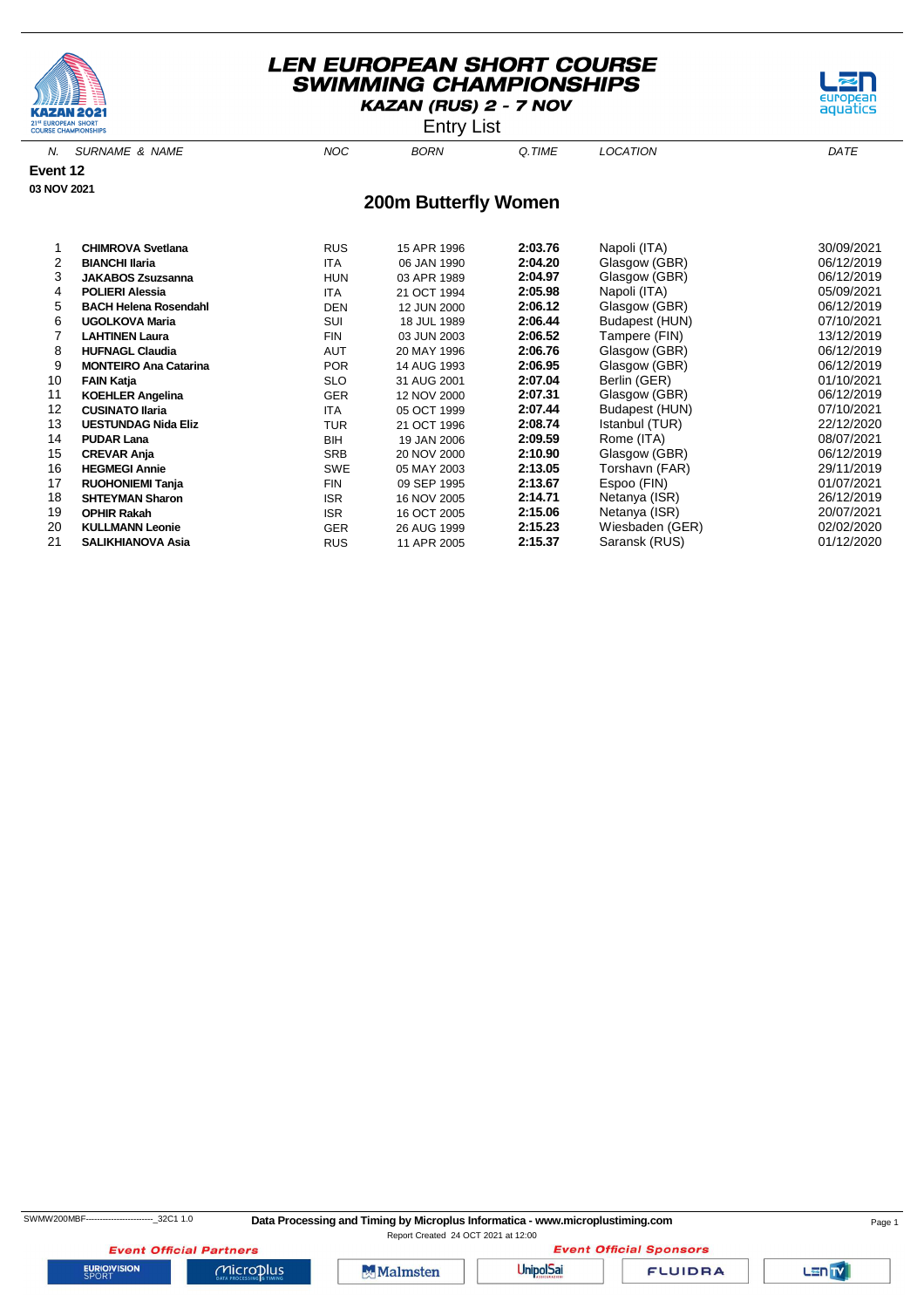# LEN EUROPEAN SHORT COURSE SWIMMING CHAMPIONSHIPS

**KAZAN (RUS) 2 - 7 NOV**

Entry List

**Event 12**

**03 NOV 2021**

## 200m Butterfly Women

| N. | SURNAME & NAME | NOC | BORN | Q.TIME | LOCATION | DATE |
|---|---|---|---|---|---|---|
| 1 | **CHIMROVA Svetlana** | RUS | 15 APR 1996 | **2:03.76** | Napoli (ITA) | 30/09/2021 |
| 2 | **BIANCHI Ilaria** | ITA | 06 JAN 1990 | **2:04.20** | Glasgow (GBR) | 06/12/2019 |
| 3 | **JAKABOS Zsuzsanna** | HUN | 03 APR 1989 | **2:04.97** | Glasgow (GBR) | 06/12/2019 |
| 4 | **POLIERI Alessia** | ITA | 21 OCT 1994 | **2:05.98** | Napoli (ITA) | 05/09/2021 |
| 5 | **BACH Helena Rosendahl** | DEN | 12 JUN 2000 | **2:06.12** | Glasgow (GBR) | 06/12/2019 |
| 6 | **UGOLKOVA Maria** | SUI | 18 JUL 1989 | **2:06.44** | Budapest (HUN) | 07/10/2021 |
| 7 | **LAHTINEN Laura** | FIN | 03 JUN 2003 | **2:06.52** | Tampere (FIN) | 13/12/2019 |
| 8 | **HUFNAGL Claudia** | AUT | 20 MAY 1996 | **2:06.76** | Glasgow (GBR) | 06/12/2019 |
| 9 | **MONTEIRO Ana Catarina** | POR | 14 AUG 1993 | **2:06.95** | Glasgow (GBR) | 06/12/2019 |
| 10 | **FAIN Katja** | SLO | 31 AUG 2001 | **2:07.04** | Berlin (GER) | 01/10/2021 |
| 11 | **KOEHLER Angelina** | GER | 12 NOV 2000 | **2:07.31** | Glasgow (GBR) | 06/12/2019 |
| 12 | **CUSINATO Ilaria** | ITA | 05 OCT 1999 | **2:07.44** | Budapest (HUN) | 07/10/2021 |
| 13 | **UESTUNDAG Nida Eliz** | TUR | 21 OCT 1996 | **2:08.74** | Istanbul (TUR) | 22/12/2020 |
| 14 | **PUDAR Lana** | BIH | 19 JAN 2006 | **2:09.59** | Rome (ITA) | 08/07/2021 |
| 15 | **CREVAR Anja** | SRB | 20 NOV 2000 | **2:10.90** | Glasgow (GBR) | 06/12/2019 |
| 16 | **HEGMEGI Annie** | SWE | 05 MAY 2003 | **2:13.05** | Torshavn (FAR) | 29/11/2019 |
| 17 | **RUOHONIEMI Tanja** | FIN | 09 SEP 1995 | **2:13.67** | Espoo (FIN) | 01/07/2021 |
| 18 | **SHTEYMAN Sharon** | ISR | 16 NOV 2005 | **2:14.71** | Netanya (ISR) | 26/12/2019 |
| 19 | **OPHIR Rakah** | ISR | 16 OCT 2005 | **2:15.06** | Netanya (ISR) | 20/07/2021 |
| 20 | **KULLMANN Leonie** | GER | 26 AUG 1999 | **2:15.23** | Wiesbaden (GER) | 02/02/2020 |
| 21 | **SALIKHIANOVA Asia** | RUS | 11 APR 2005 | **2:15.37** | Saransk (RUS) | 01/12/2020 |

SWMW200MBF-------------------------_32C1 1.0

**Data Processing and Timing by Microplus Informatica - www.microplustiming.com**

Report Created 24 OCT 2021 at 12:00

**Event Official Partners** — **Event Official Sponsors**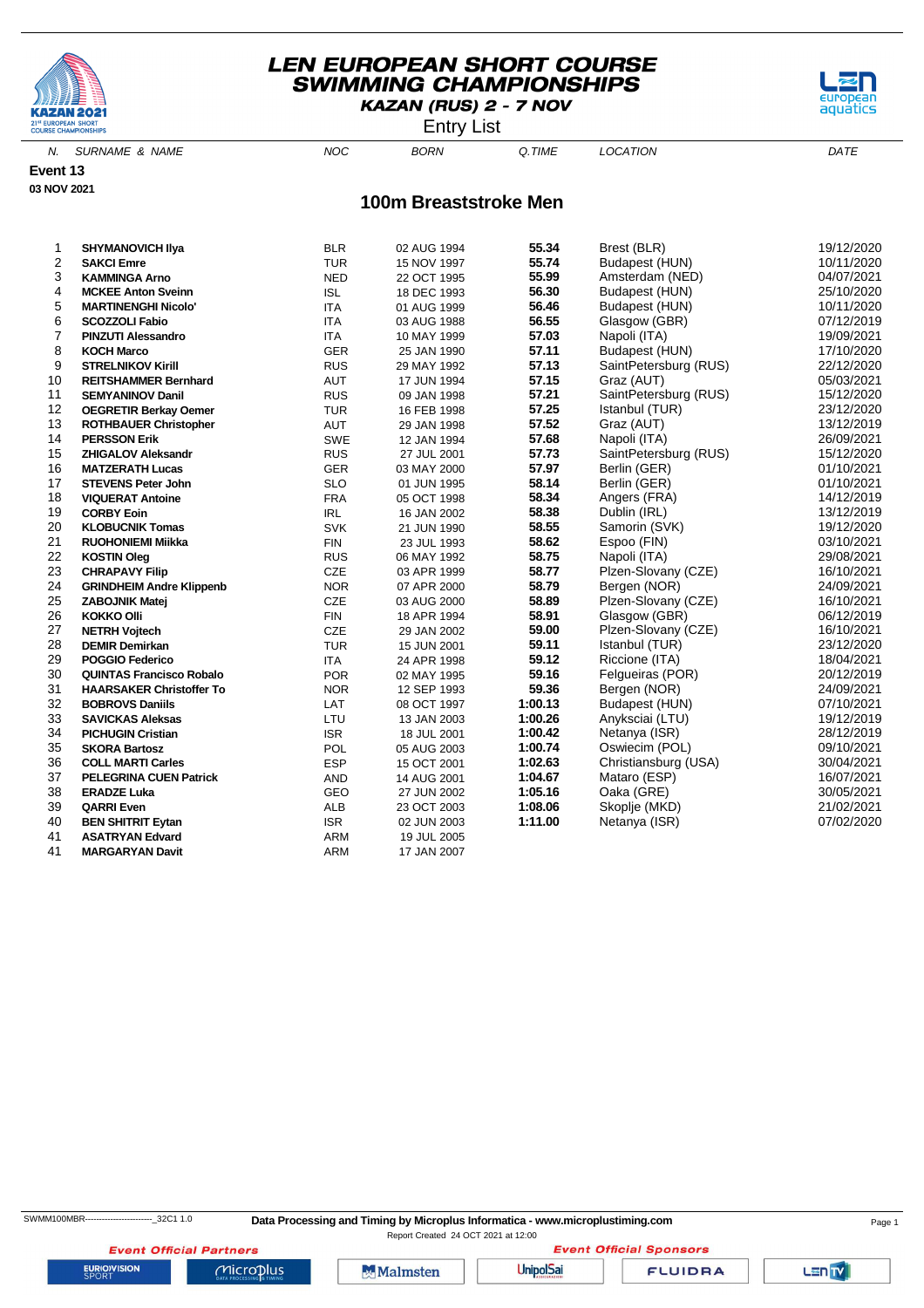# LEN EUROPEAN SHORT COURSE SWIMMING CHAMPIONSHIPS

**KAZAN (RUS) 2 - 7 NOV**

Entry List

**Event 13**

**03 NOV 2021**

## 100m Breaststroke Men

| N. | SURNAME & NAME | NOC | BORN | Q.TIME | LOCATION | DATE |
|---|---|---|---|---|---|---|
| 1 | **SHYMANOVICH Ilya** | BLR | 02 AUG 1994 | **55.34** | Brest (BLR) | 19/12/2020 |
| 2 | **SAKCI Emre** | TUR | 15 NOV 1997 | **55.74** | Budapest (HUN) | 10/11/2020 |
| 3 | **KAMMINGA Arno** | NED | 22 OCT 1995 | **55.99** | Amsterdam (NED) | 04/07/2021 |
| 4 | **MCKEE Anton Sveinn** | ISL | 18 DEC 1993 | **56.30** | Budapest (HUN) | 25/10/2020 |
| 5 | **MARTINENGHI Nicolo'** | ITA | 01 AUG 1999 | **56.46** | Budapest (HUN) | 10/11/2020 |
| 6 | **SCOZZOLI Fabio** | ITA | 03 AUG 1988 | **56.55** | Glasgow (GBR) | 07/12/2019 |
| 7 | **PINZUTI Alessandro** | ITA | 10 MAY 1999 | **57.03** | Napoli (ITA) | 19/09/2021 |
| 8 | **KOCH Marco** | GER | 25 JAN 1990 | **57.11** | Budapest (HUN) | 17/10/2020 |
| 9 | **STRELNIKOV Kirill** | RUS | 29 MAY 1992 | **57.13** | SaintPetersburg (RUS) | 22/12/2020 |
| 10 | **REITSHAMMER Bernhard** | AUT | 17 JUN 1994 | **57.15** | Graz (AUT) | 05/03/2021 |
| 11 | **SEMYANINOV Danil** | RUS | 09 JAN 1998 | **57.21** | SaintPetersburg (RUS) | 15/12/2020 |
| 12 | **OEGRETIR Berkay Oemer** | TUR | 16 FEB 1998 | **57.25** | Istanbul (TUR) | 23/12/2020 |
| 13 | **ROTHBAUER Christopher** | AUT | 29 JAN 1998 | **57.52** | Graz (AUT) | 13/12/2019 |
| 14 | **PERSSON Erik** | SWE | 12 JAN 1994 | **57.68** | Napoli (ITA) | 26/09/2021 |
| 15 | **ZHIGALOV Aleksandr** | RUS | 27 JUL 2001 | **57.73** | SaintPetersburg (RUS) | 15/12/2020 |
| 16 | **MATZERATH Lucas** | GER | 03 MAY 2000 | **57.97** | Berlin (GER) | 01/10/2021 |
| 17 | **STEVENS Peter John** | SLO | 01 JUN 1995 | **58.14** | Berlin (GER) | 01/10/2021 |
| 18 | **VIQUERAT Antoine** | FRA | 05 OCT 1998 | **58.34** | Angers (FRA) | 14/12/2019 |
| 19 | **CORBY Eoin** | IRL | 16 JAN 2002 | **58.38** | Dublin (IRL) | 13/12/2019 |
| 20 | **KLOBUCNIK Tomas** | SVK | 21 JUN 1990 | **58.55** | Samorin (SVK) | 19/12/2020 |
| 21 | **RUOHONIEMI Miikka** | FIN | 23 JUL 1993 | **58.62** | Espoo (FIN) | 03/10/2021 |
| 22 | **KOSTIN Oleg** | RUS | 06 MAY 1992 | **58.75** | Napoli (ITA) | 29/08/2021 |
| 23 | **CHRAPAVY Filip** | CZE | 03 APR 1999 | **58.77** | Plzen-Slovany (CZE) | 16/10/2021 |
| 24 | **GRINDHEIM Andre Klippenb** | NOR | 07 APR 2000 | **58.79** | Bergen (NOR) | 24/09/2021 |
| 25 | **ZABOJNIK Matej** | CZE | 03 AUG 2000 | **58.89** | Plzen-Slovany (CZE) | 16/10/2021 |
| 26 | **KOKKO Olli** | FIN | 18 APR 1994 | **58.91** | Glasgow (GBR) | 06/12/2019 |
| 27 | **NETRH Vojtech** | CZE | 29 JAN 2002 | **59.00** | Plzen-Slovany (CZE) | 16/10/2021 |
| 28 | **DEMIR Demirkan** | TUR | 15 JUN 2001 | **59.11** | Istanbul (TUR) | 23/12/2020 |
| 29 | **POGGIO Federico** | ITA | 24 APR 1998 | **59.12** | Riccione (ITA) | 18/04/2021 |
| 30 | **QUINTAS Francisco Robalo** | POR | 02 MAY 1995 | **59.16** | Felgueiras (POR) | 20/12/2019 |
| 31 | **HAARSAKER Christoffer To** | NOR | 12 SEP 1993 | **59.36** | Bergen (NOR) | 24/09/2021 |
| 32 | **BOBROVS Daniils** | LAT | 08 OCT 1997 | **1:00.13** | Budapest (HUN) | 07/10/2021 |
| 33 | **SAVICKAS Aleksas** | LTU | 13 JAN 2003 | **1:00.26** | Anyksciai (LTU) | 19/12/2019 |
| 34 | **PICHUGIN Cristian** | ISR | 18 JUL 2001 | **1:00.42** | Netanya (ISR) | 28/12/2019 |
| 35 | **SKORA Bartosz** | POL | 05 AUG 2003 | **1:00.74** | Oswiecim (POL) | 09/10/2021 |
| 36 | **COLL MARTI Carles** | ESP | 15 OCT 2001 | **1:02.63** | Christiansburg (USA) | 30/04/2021 |
| 37 | **PELEGRINA CUEN Patrick** | AND | 14 AUG 2001 | **1:04.67** | Mataro (ESP) | 16/07/2021 |
| 38 | **ERADZE Luka** | GEO | 27 JUN 2002 | **1:05.16** | Oaka (GRE) | 30/05/2021 |
| 39 | **QARRI Even** | ALB | 23 OCT 2003 | **1:08.06** | Skoplje (MKD) | 21/02/2021 |
| 40 | **BEN SHITRIT Eytan** | ISR | 02 JUN 2003 | **1:11.00** | Netanya (ISR) | 07/02/2020 |
| 41 | **ASATRYAN Edvard** | ARM | 19 JUL 2005 | | | |
| 41 | **MARGARYAN Davit** | ARM | 17 JAN 2007 | | | |

SWMM100MBR------------------------_32C1 1.0

**Data Processing and Timing by Microplus Informatica - www.microplustiming.com**

Report Created 24 OCT 2021 at 12:00

*Event Official Partners* | *Event Official Sponsors*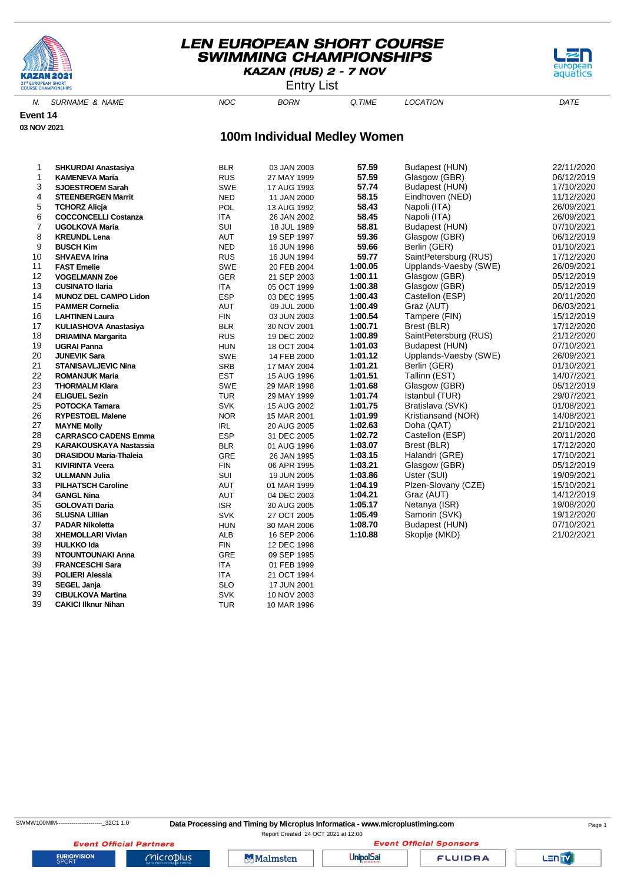# LEN EUROPEAN SHORT COURSE SWIMMING CHAMPIONSHIPS

**KAZAN (RUS) 2 - 7 NOV**

Entry List

**Event 14**

**03 NOV 2021**

## 100m Individual Medley Women

| N. | SURNAME & NAME | NOC | BORN | Q.TIME | LOCATION | DATE |
|---|---|---|---|---|---|---|
| 1 | **SHKURDAI Anastasiya** | BLR | 03 JAN 2003 | **57.59** | Budapest (HUN) | 22/11/2020 |
| 1 | **KAMENEVA Maria** | RUS | 27 MAY 1999 | **57.59** | Glasgow (GBR) | 06/12/2019 |
| 3 | **SJOESTROEM Sarah** | SWE | 17 AUG 1993 | **57.74** | Budapest (HUN) | 17/10/2020 |
| 4 | **STEENBERGEN Marrit** | NED | 11 JAN 2000 | **58.15** | Eindhoven (NED) | 11/12/2020 |
| 5 | **TCHORZ Alicja** | POL | 13 AUG 1992 | **58.43** | Napoli (ITA) | 26/09/2021 |
| 6 | **COCCONCELLI Costanza** | ITA | 26 JAN 2002 | **58.45** | Napoli (ITA) | 26/09/2021 |
| 7 | **UGOLKOVA Maria** | SUI | 18 JUL 1989 | **58.81** | Budapest (HUN) | 07/10/2021 |
| 8 | **KREUNDL Lena** | AUT | 19 SEP 1997 | **59.36** | Glasgow (GBR) | 06/12/2019 |
| 9 | **BUSCH Kim** | NED | 16 JUN 1998 | **59.66** | Berlin (GER) | 01/10/2021 |
| 10 | **SHVAEVA Irina** | RUS | 16 JUN 1994 | **59.77** | SaintPetersburg (RUS) | 17/12/2020 |
| 11 | **FAST Emelie** | SWE | 20 FEB 2004 | **1:00.05** | Upplands-Vaesby (SWE) | 26/09/2021 |
| 12 | **VOGELMANN Zoe** | GER | 21 SEP 2003 | **1:00.11** | Glasgow (GBR) | 05/12/2019 |
| 13 | **CUSINATO Ilaria** | ITA | 05 OCT 1999 | **1:00.38** | Glasgow (GBR) | 05/12/2019 |
| 14 | **MUNOZ DEL CAMPO Lidon** | ESP | 03 DEC 1995 | **1:00.43** | Castellon (ESP) | 20/11/2020 |
| 15 | **PAMMER Cornelia** | AUT | 09 JUL 2000 | **1:00.49** | Graz (AUT) | 06/03/2021 |
| 16 | **LAHTINEN Laura** | FIN | 03 JUN 2003 | **1:00.54** | Tampere (FIN) | 15/12/2019 |
| 17 | **KULIASHOVA Anastasiya** | BLR | 30 NOV 2001 | **1:00.71** | Brest (BLR) | 17/12/2020 |
| 18 | **DRIAMINA Margarita** | RUS | 19 DEC 2002 | **1:00.89** | SaintPetersburg (RUS) | 21/12/2020 |
| 19 | **UGRAI Panna** | HUN | 18 OCT 2004 | **1:01.03** | Budapest (HUN) | 07/10/2021 |
| 20 | **JUNEVIK Sara** | SWE | 14 FEB 2000 | **1:01.12** | Upplands-Vaesby (SWE) | 26/09/2021 |
| 21 | **STANISAVLJEVIC Nina** | SRB | 17 MAY 2004 | **1:01.21** | Berlin (GER) | 01/10/2021 |
| 22 | **ROMANJUK Maria** | EST | 15 AUG 1996 | **1:01.51** | Tallinn (EST) | 14/07/2021 |
| 23 | **THORMALM Klara** | SWE | 29 MAR 1998 | **1:01.68** | Glasgow (GBR) | 05/12/2019 |
| 24 | **ELIGUEL Sezin** | TUR | 29 MAY 1999 | **1:01.74** | Istanbul (TUR) | 29/07/2021 |
| 25 | **POTOCKA Tamara** | SVK | 15 AUG 2002 | **1:01.75** | Bratislava (SVK) | 01/08/2021 |
| 26 | **RYPESTOEL Malene** | NOR | 15 MAR 2001 | **1:01.99** | Kristiansand (NOR) | 14/08/2021 |
| 27 | **MAYNE Molly** | IRL | 20 AUG 2005 | **1:02.63** | Doha (QAT) | 21/10/2021 |
| 28 | **CARRASCO CADENS Emma** | ESP | 31 DEC 2005 | **1:02.72** | Castellon (ESP) | 20/11/2020 |
| 29 | **KARAKOUSKAYA Nastassia** | BLR | 01 AUG 1996 | **1:03.07** | Brest (BLR) | 17/12/2020 |
| 30 | **DRASIDOU Maria-Thaleia** | GRE | 26 JAN 1995 | **1:03.15** | Halandri (GRE) | 17/10/2021 |
| 31 | **KIVIRINTA Veera** | FIN | 06 APR 1995 | **1:03.21** | Glasgow (GBR) | 05/12/2019 |
| 32 | **ULLMANN Julia** | SUI | 19 JUN 2005 | **1:03.86** | Uster (SUI) | 19/09/2021 |
| 33 | **PILHATSCH Caroline** | AUT | 01 MAR 1999 | **1:04.19** | Plzen-Slovany (CZE) | 15/10/2021 |
| 34 | **GANGL Nina** | AUT | 04 DEC 2003 | **1:04.21** | Graz (AUT) | 14/12/2019 |
| 35 | **GOLOVATI Daria** | ISR | 30 AUG 2005 | **1:05.17** | Netanya (ISR) | 19/08/2020 |
| 36 | **SLUSNA Lillian** | SVK | 27 OCT 2005 | **1:05.49** | Samorin (SVK) | 19/12/2020 |
| 37 | **PADAR Nikoletta** | HUN | 30 MAR 2006 | **1:08.70** | Budapest (HUN) | 07/10/2021 |
| 38 | **XHEMOLLARI Vivian** | ALB | 16 SEP 2006 | **1:10.88** | Skoplje (MKD) | 21/02/2021 |
| 39 | **HULKKO Ida** | FIN | 12 DEC 1998 | | | |
| 39 | **NTOUNTOUNAKI Anna** | GRE | 09 SEP 1995 | | | |
| 39 | **FRANCESCHI Sara** | ITA | 01 FEB 1999 | | | |
| 39 | **POLIERI Alessia** | ITA | 21 OCT 1994 | | | |
| 39 | **SEGEL Janja** | SLO | 17 JUN 2001 | | | |
| 39 | **CIBULKOVA Martina** | SVK | 10 NOV 2003 | | | |
| 39 | **CAKICI Ilknur Nihan** | TUR | 10 MAR 1996 | | | |

SWMW100MIM------------------------_32C1 1.0

**Data Processing and Timing by Microplus Informatica - www.microplustiming.com**

Report Created 24 OCT 2021 at 12:00

*Event Official Partners* *Event Official Sponsors*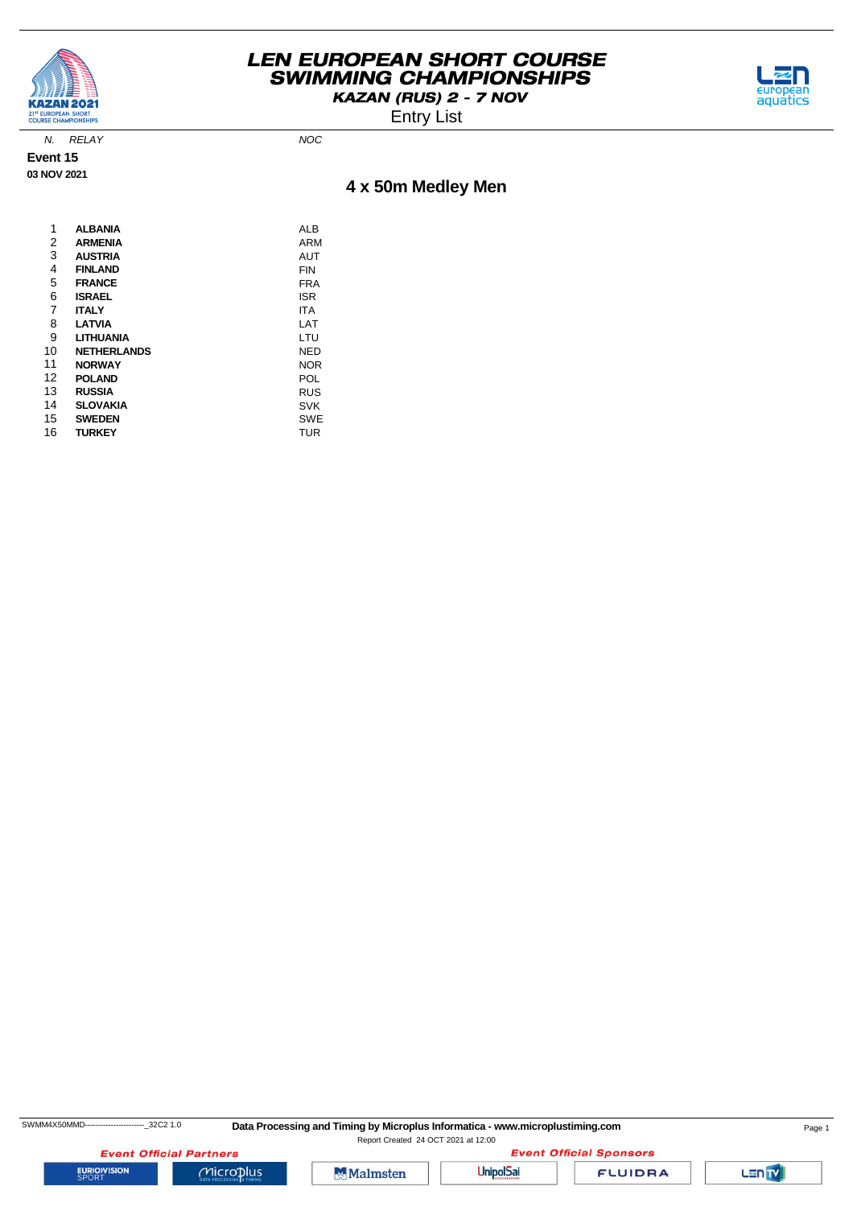# LEN EUROPEAN SHORT COURSE SWIMMING CHAMPIONSHIPS

**KAZAN (RUS) 2 - 7 NOV**

Entry List

**Event 15**

**03 NOV 2021**

## 4 x 50m Medley Men

| N. | RELAY | NOC |
|---|---|---|
| 1 | **ALBANIA** | ALB |
| 2 | **ARMENIA** | ARM |
| 3 | **AUSTRIA** | AUT |
| 4 | **FINLAND** | FIN |
| 5 | **FRANCE** | FRA |
| 6 | **ISRAEL** | ISR |
| 7 | **ITALY** | ITA |
| 8 | **LATVIA** | LAT |
| 9 | **LITHUANIA** | LTU |
| 10 | **NETHERLANDS** | NED |
| 11 | **NORWAY** | NOR |
| 12 | **POLAND** | POL |
| 13 | **RUSSIA** | RUS |
| 14 | **SLOVAKIA** | SVK |
| 15 | **SWEDEN** | SWE |
| 16 | **TURKEY** | TUR |

SWMM4X50MMD------------------------_32C2 1.0

**Data Processing and Timing by Microplus Informatica - www.microplustiming.com**

Report Created 24 OCT 2021 at 12:00

Event Official Partners — Event Official Sponsors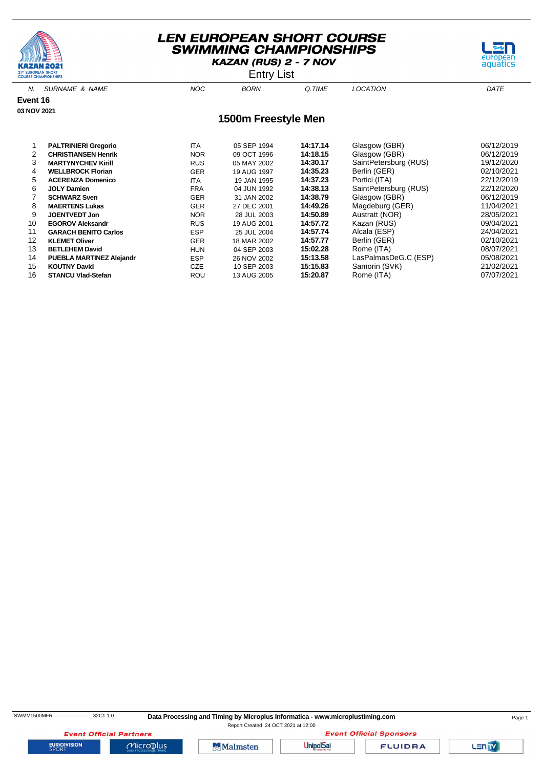# LEN EUROPEAN SHORT COURSE SWIMMING CHAMPIONSHIPS

**KAZAN (RUS) 2 - 7 NOV**

Entry List

**Event 16**

**03 NOV 2021**

## 1500m Freestyle Men

| N. | SURNAME & NAME | NOC | BORN | Q.TIME | LOCATION | DATE |
|---|---|---|---|---|---|---|
| 1 | **PALTRINIERI Gregorio** | ITA | 05 SEP 1994 | **14:17.14** | Glasgow (GBR) | 06/12/2019 |
| 2 | **CHRISTIANSEN Henrik** | NOR | 09 OCT 1996 | **14:18.15** | Glasgow (GBR) | 06/12/2019 |
| 3 | **MARTYNYCHEV Kirill** | RUS | 05 MAY 2002 | **14:30.17** | SaintPetersburg (RUS) | 19/12/2020 |
| 4 | **WELLBROCK Florian** | GER | 19 AUG 1997 | **14:35.23** | Berlin (GER) | 02/10/2021 |
| 5 | **ACERENZA Domenico** | ITA | 19 JAN 1995 | **14:37.23** | Portici (ITA) | 22/12/2019 |
| 6 | **JOLY Damien** | FRA | 04 JUN 1992 | **14:38.13** | SaintPetersburg (RUS) | 22/12/2020 |
| 7 | **SCHWARZ Sven** | GER | 31 JAN 2002 | **14:38.79** | Glasgow (GBR) | 06/12/2019 |
| 8 | **MAERTENS Lukas** | GER | 27 DEC 2001 | **14:49.26** | Magdeburg (GER) | 11/04/2021 |
| 9 | **JOENTVEDT Jon** | NOR | 28 JUL 2003 | **14:50.89** | Austratt (NOR) | 28/05/2021 |
| 10 | **EGOROV Aleksandr** | RUS | 19 AUG 2001 | **14:57.72** | Kazan (RUS) | 09/04/2021 |
| 11 | **GARACH BENITO Carlos** | ESP | 25 JUL 2004 | **14:57.74** | Alcala (ESP) | 24/04/2021 |
| 12 | **KLEMET Oliver** | GER | 18 MAR 2002 | **14:57.77** | Berlin (GER) | 02/10/2021 |
| 13 | **BETLEHEM David** | HUN | 04 SEP 2003 | **15:02.28** | Rome (ITA) | 08/07/2021 |
| 14 | **PUEBLA MARTINEZ Alejandr** | ESP | 26 NOV 2002 | **15:13.58** | LasPalmasDeG.C (ESP) | 05/08/2021 |
| 15 | **KOUTNY David** | CZE | 10 SEP 2003 | **15:15.83** | Samorin (SVK) | 21/02/2021 |
| 16 | **STANCU Vlad-Stefan** | ROU | 13 AUG 2005 | **15:20.87** | Rome (ITA) | 07/07/2021 |

SWMM1500MFR------------------------_32C1 1.0

**Data Processing and Timing by Microplus Informatica - www.microplustiming.com**

Report Created 24 OCT 2021 at 12:00

*Event Official Partners* *Event Official Sponsors*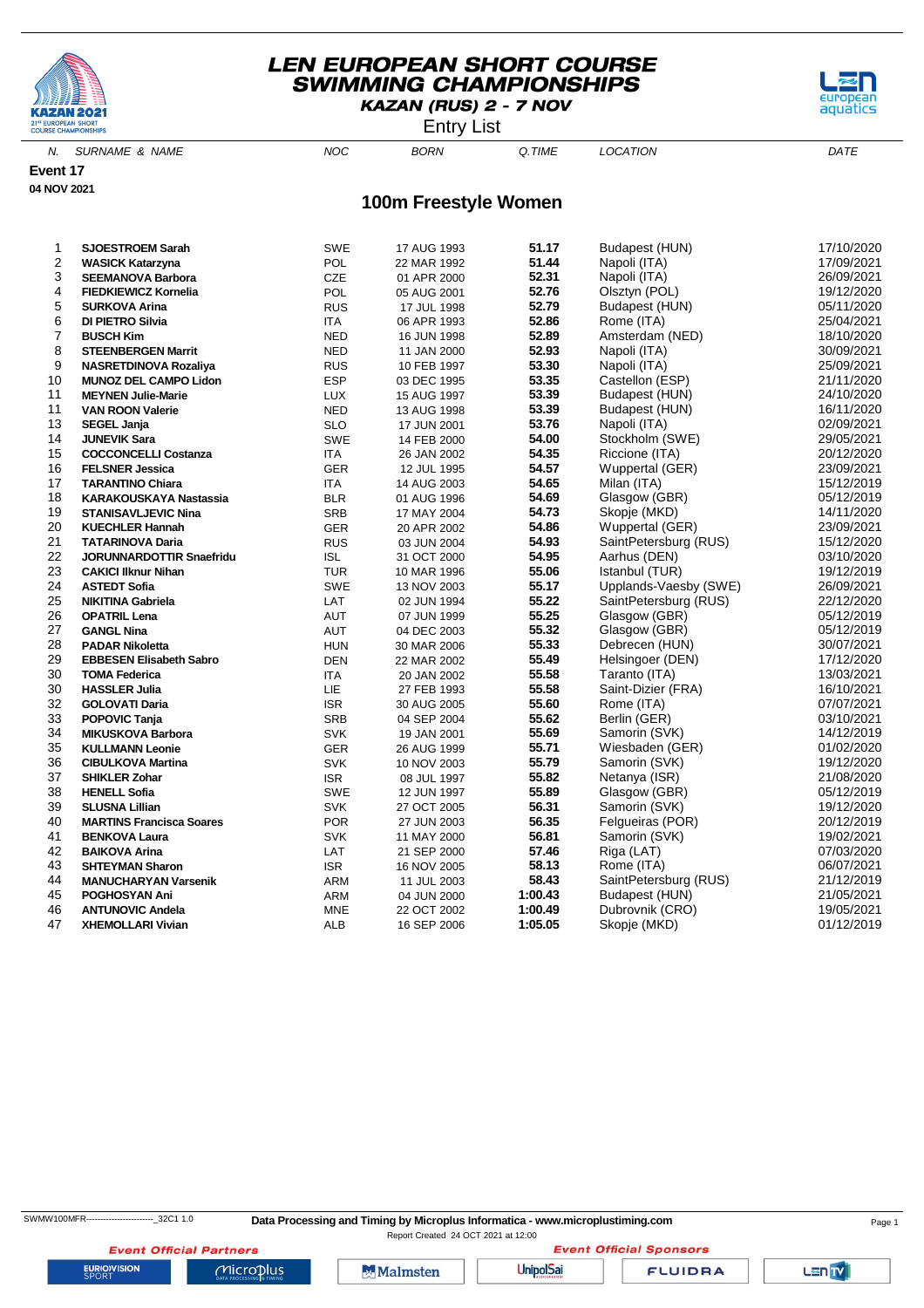# LEN EUROPEAN SHORT COURSE SWIMMING CHAMPIONSHIPS

**KAZAN (RUS) 2 - 7 NOV**

Entry List

**Event 17**

**04 NOV 2021**

## 100m Freestyle Women

| N. | SURNAME & NAME | NOC | BORN | Q.TIME | LOCATION | DATE |
|---|---|---|---|---|---|---|
| 1 | **SJOESTROEM Sarah** | SWE | 17 AUG 1993 | **51.17** | Budapest (HUN) | 17/10/2020 |
| 2 | **WASICK Katarzyna** | POL | 22 MAR 1992 | **51.44** | Napoli (ITA) | 17/09/2021 |
| 3 | **SEEMANOVA Barbora** | CZE | 01 APR 2000 | **52.31** | Napoli (ITA) | 26/09/2021 |
| 4 | **FIEDKIEWICZ Kornelia** | POL | 05 AUG 2001 | **52.76** | Olsztyn (POL) | 19/12/2020 |
| 5 | **SURKOVA Arina** | RUS | 17 JUL 1998 | **52.79** | Budapest (HUN) | 05/11/2020 |
| 6 | **DI PIETRO Silvia** | ITA | 06 APR 1993 | **52.86** | Rome (ITA) | 25/04/2021 |
| 7 | **BUSCH Kim** | NED | 16 JUN 1998 | **52.89** | Amsterdam (NED) | 18/10/2020 |
| 8 | **STEENBERGEN Marrit** | NED | 11 JAN 2000 | **52.93** | Napoli (ITA) | 30/09/2021 |
| 9 | **NASRETDINOVA Rozaliya** | RUS | 10 FEB 1997 | **53.30** | Napoli (ITA) | 25/09/2021 |
| 10 | **MUNOZ DEL CAMPO Lidon** | ESP | 03 DEC 1995 | **53.35** | Castellon (ESP) | 21/11/2020 |
| 11 | **MEYNEN Julie-Marie** | LUX | 15 AUG 1997 | **53.39** | Budapest (HUN) | 24/10/2020 |
| 11 | **VAN ROON Valerie** | NED | 13 AUG 1998 | **53.39** | Budapest (HUN) | 16/11/2020 |
| 13 | **SEGEL Janja** | SLO | 17 JUN 2001 | **53.76** | Napoli (ITA) | 02/09/2021 |
| 14 | **JUNEVIK Sara** | SWE | 14 FEB 2000 | **54.00** | Stockholm (SWE) | 29/05/2021 |
| 15 | **COCCONCELLI Costanza** | ITA | 26 JAN 2002 | **54.35** | Riccione (ITA) | 20/12/2020 |
| 16 | **FELSNER Jessica** | GER | 12 JUL 1995 | **54.57** | Wuppertal (GER) | 23/09/2021 |
| 17 | **TARANTINO Chiara** | ITA | 14 AUG 2003 | **54.65** | Milan (ITA) | 15/12/2019 |
| 18 | **KARAKOUSKAYA Nastassia** | BLR | 01 AUG 1996 | **54.69** | Glasgow (GBR) | 05/12/2019 |
| 19 | **STANISAVLJEVIC Nina** | SRB | 17 MAY 2004 | **54.73** | Skopje (MKD) | 14/11/2020 |
| 20 | **KUECHLER Hannah** | GER | 20 APR 2002 | **54.86** | Wuppertal (GER) | 23/09/2021 |
| 21 | **TATARINOVA Daria** | RUS | 03 JUN 2004 | **54.93** | SaintPetersburg (RUS) | 15/12/2020 |
| 22 | **JORUNNARDOTTIR Snaefridu** | ISL | 31 OCT 2000 | **54.95** | Aarhus (DEN) | 03/10/2020 |
| 23 | **CAKICI Ilknur Nihan** | TUR | 10 MAR 1996 | **55.06** | Istanbul (TUR) | 19/12/2019 |
| 24 | **ASTEDT Sofia** | SWE | 13 NOV 2003 | **55.17** | Upplands-Vaesby (SWE) | 26/09/2021 |
| 25 | **NIKITINA Gabriela** | LAT | 02 JUN 1994 | **55.22** | SaintPetersburg (RUS) | 22/12/2020 |
| 26 | **OPATRIL Lena** | AUT | 07 JUN 1999 | **55.25** | Glasgow (GBR) | 05/12/2019 |
| 27 | **GANGL Nina** | AUT | 04 DEC 2003 | **55.32** | Glasgow (GBR) | 05/12/2019 |
| 28 | **PADAR Nikoletta** | HUN | 30 MAR 2006 | **55.33** | Debrecen (HUN) | 30/07/2021 |
| 29 | **EBBESEN Elisabeth Sabro** | DEN | 22 MAR 2002 | **55.49** | Helsingoer (DEN) | 17/12/2020 |
| 30 | **TOMA Federica** | ITA | 20 JAN 2002 | **55.58** | Taranto (ITA) | 13/03/2021 |
| 30 | **HASSLER Julia** | LIE | 27 FEB 1993 | **55.58** | Saint-Dizier (FRA) | 16/10/2021 |
| 32 | **GOLOVATI Daria** | ISR | 30 AUG 2005 | **55.60** | Rome (ITA) | 07/07/2021 |
| 33 | **POPOVIC Tanja** | SRB | 04 SEP 2004 | **55.62** | Berlin (GER) | 03/10/2021 |
| 34 | **MIKUSKOVA Barbora** | SVK | 19 JAN 2001 | **55.69** | Samorin (SVK) | 14/12/2019 |
| 35 | **KULLMANN Leonie** | GER | 26 AUG 1999 | **55.71** | Wiesbaden (GER) | 01/02/2020 |
| 36 | **CIBULKOVA Martina** | SVK | 10 NOV 2003 | **55.79** | Samorin (SVK) | 19/12/2020 |
| 37 | **SHIKLER Zohar** | ISR | 08 JUL 1997 | **55.82** | Netanya (ISR) | 21/08/2020 |
| 38 | **HENELL Sofia** | SWE | 12 JUN 1997 | **55.89** | Glasgow (GBR) | 05/12/2019 |
| 39 | **SLUSNA Lillian** | SVK | 27 OCT 2005 | **56.31** | Samorin (SVK) | 19/12/2020 |
| 40 | **MARTINS Francisca Soares** | POR | 27 JUN 2003 | **56.35** | Felgueiras (POR) | 20/12/2019 |
| 41 | **BENKOVA Laura** | SVK | 11 MAY 2000 | **56.81** | Samorin (SVK) | 19/02/2021 |
| 42 | **BAIKOVA Arina** | LAT | 21 SEP 2000 | **57.46** | Riga (LAT) | 07/03/2020 |
| 43 | **SHTEYMAN Sharon** | ISR | 16 NOV 2005 | **58.13** | Rome (ITA) | 06/07/2021 |
| 44 | **MANUCHARYAN Varsenik** | ARM | 11 JUL 2003 | **58.43** | SaintPetersburg (RUS) | 21/12/2019 |
| 45 | **POGHOSYAN Ani** | ARM | 04 JUN 2000 | **1:00.43** | Budapest (HUN) | 21/05/2021 |
| 46 | **ANTUNOVIC Andela** | MNE | 22 OCT 2002 | **1:00.49** | Dubrovnik (CRO) | 19/05/2021 |
| 47 | **XHEMOLLARI Vivian** | ALB | 16 SEP 2006 | **1:05.05** | Skopje (MKD) | 01/12/2019 |

SWMW100MFR------------------------_32C1 1.0

**Data Processing and Timing by Microplus Informatica - www.microplustiming.com**

Report Created 24 OCT 2021 at 12:00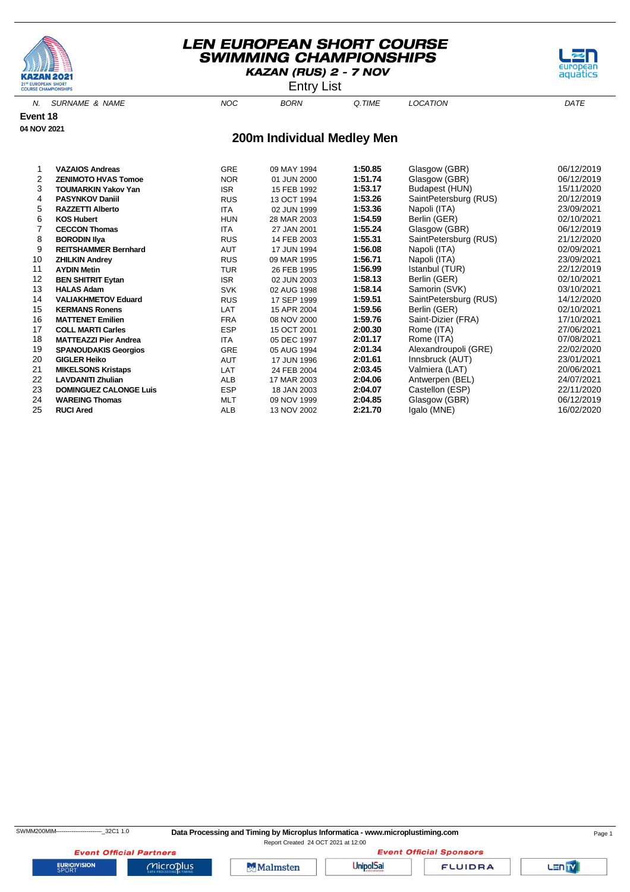# LEN EUROPEAN SHORT COURSE SWIMMING CHAMPIONSHIPS

**KAZAN (RUS) 2 - 7 NOV**

Entry List

**Event 18**

**04 NOV 2021**

## 200m Individual Medley Men

| N. | SURNAME & NAME | NOC | BORN | Q.TIME | LOCATION | DATE |
|---|---|---|---|---|---|---|
| 1 | **VAZAIOS Andreas** | GRE | 09 MAY 1994 | **1:50.85** | Glasgow (GBR) | 06/12/2019 |
| 2 | **ZENIMOTO HVAS Tomoe** | NOR | 01 JUN 2000 | **1:51.74** | Glasgow (GBR) | 06/12/2019 |
| 3 | **TOUMARKIN Yakov Yan** | ISR | 15 FEB 1992 | **1:53.17** | Budapest (HUN) | 15/11/2020 |
| 4 | **PASYNKOV Daniil** | RUS | 13 OCT 1994 | **1:53.26** | SaintPetersburg (RUS) | 20/12/2019 |
| 5 | **RAZZETTI Alberto** | ITA | 02 JUN 1999 | **1:53.36** | Napoli (ITA) | 23/09/2021 |
| 6 | **KOS Hubert** | HUN | 28 MAR 2003 | **1:54.59** | Berlin (GER) | 02/10/2021 |
| 7 | **CECCON Thomas** | ITA | 27 JAN 2001 | **1:55.24** | Glasgow (GBR) | 06/12/2019 |
| 8 | **BORODIN Ilya** | RUS | 14 FEB 2003 | **1:55.31** | SaintPetersburg (RUS) | 21/12/2020 |
| 9 | **REITSHAMMER Bernhard** | AUT | 17 JUN 1994 | **1:56.08** | Napoli (ITA) | 02/09/2021 |
| 10 | **ZHILKIN Andrey** | RUS | 09 MAR 1995 | **1:56.71** | Napoli (ITA) | 23/09/2021 |
| 11 | **AYDIN Metin** | TUR | 26 FEB 1995 | **1:56.99** | Istanbul (TUR) | 22/12/2019 |
| 12 | **BEN SHITRIT Eytan** | ISR | 02 JUN 2003 | **1:58.13** | Berlin (GER) | 02/10/2021 |
| 13 | **HALAS Adam** | SVK | 02 AUG 1998 | **1:58.14** | Samorin (SVK) | 03/10/2021 |
| 14 | **VALIAKHMETOV Eduard** | RUS | 17 SEP 1999 | **1:59.51** | SaintPetersburg (RUS) | 14/12/2020 |
| 15 | **KERMANS Ronens** | LAT | 15 APR 2004 | **1:59.56** | Berlin (GER) | 02/10/2021 |
| 16 | **MATTENET Emilien** | FRA | 08 NOV 2000 | **1:59.76** | Saint-Dizier (FRA) | 17/10/2021 |
| 17 | **COLL MARTI Carles** | ESP | 15 OCT 2001 | **2:00.30** | Rome (ITA) | 27/06/2021 |
| 18 | **MATTEAZZI Pier Andrea** | ITA | 05 DEC 1997 | **2:01.17** | Rome (ITA) | 07/08/2021 |
| 19 | **SPANOUDAKIS Georgios** | GRE | 05 AUG 1994 | **2:01.34** | Alexandroupoli (GRE) | 22/02/2020 |
| 20 | **GIGLER Heiko** | AUT | 17 JUN 1996 | **2:01.61** | Innsbruck (AUT) | 23/01/2021 |
| 21 | **MIKELSONS Kristaps** | LAT | 24 FEB 2004 | **2:03.45** | Valmiera (LAT) | 20/06/2021 |
| 22 | **LAVDANITI Zhulian** | ALB | 17 MAR 2003 | **2:04.06** | Antwerpen (BEL) | 24/07/2021 |
| 23 | **DOMINGUEZ CALONGE Luis** | ESP | 18 JAN 2003 | **2:04.07** | Castellon (ESP) | 22/11/2020 |
| 24 | **WAREING Thomas** | MLT | 09 NOV 1999 | **2:04.85** | Glasgow (GBR) | 06/12/2019 |
| 25 | **RUCI Ared** | ALB | 13 NOV 2002 | **2:21.70** | Igalo (MNE) | 16/02/2020 |

SWMM200MIM------------------------_32C1 1.0

**Data Processing and Timing by Microplus Informatica - www.microplustiming.com**

Report Created 24 OCT 2021 at 12:00

*Event Official Partners* — *Event Official Sponsors*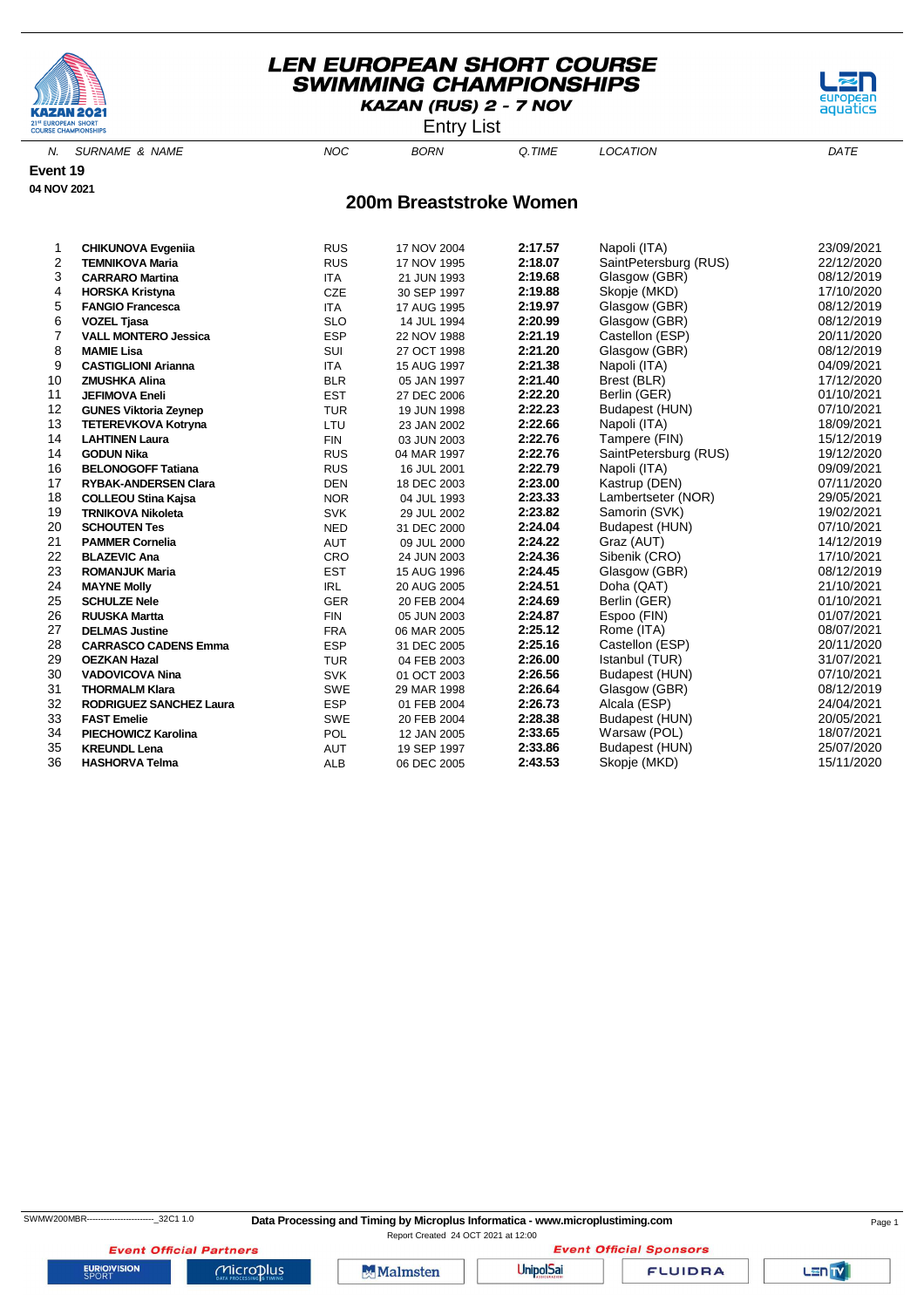# LEN EUROPEAN SHORT COURSE SWIMMING CHAMPIONSHIPS

**KAZAN (RUS) 2 - 7 NOV**

Entry List

**Event 19**

**04 NOV 2021**

## 200m Breaststroke Women

| N. | SURNAME & NAME | NOC | BORN | Q.TIME | LOCATION | DATE |
|---|---|---|---|---|---|---|
| 1 | **CHIKUNOVA Evgeniia** | RUS | 17 NOV 2004 | **2:17.57** | Napoli (ITA) | 23/09/2021 |
| 2 | **TEMNIKOVA Maria** | RUS | 17 NOV 1995 | **2:18.07** | SaintPetersburg (RUS) | 22/12/2020 |
| 3 | **CARRARO Martina** | ITA | 21 JUN 1993 | **2:19.68** | Glasgow (GBR) | 08/12/2019 |
| 4 | **HORSKA Kristyna** | CZE | 30 SEP 1997 | **2:19.88** | Skopje (MKD) | 17/10/2020 |
| 5 | **FANGIO Francesca** | ITA | 17 AUG 1995 | **2:19.97** | Glasgow (GBR) | 08/12/2019 |
| 6 | **VOZEL Tjasa** | SLO | 14 JUL 1994 | **2:20.99** | Glasgow (GBR) | 08/12/2019 |
| 7 | **VALL MONTERO Jessica** | ESP | 22 NOV 1988 | **2:21.19** | Castellon (ESP) | 20/11/2020 |
| 8 | **MAMIE Lisa** | SUI | 27 OCT 1998 | **2:21.20** | Glasgow (GBR) | 08/12/2019 |
| 9 | **CASTIGLIONI Arianna** | ITA | 15 AUG 1997 | **2:21.38** | Napoli (ITA) | 04/09/2021 |
| 10 | **ZMUSHKA Alina** | BLR | 05 JAN 1997 | **2:21.40** | Brest (BLR) | 17/12/2020 |
| 11 | **JEFIMOVA Eneli** | EST | 27 DEC 2006 | **2:22.20** | Berlin (GER) | 01/10/2021 |
| 12 | **GUNES Viktoria Zeynep** | TUR | 19 JUN 1998 | **2:22.23** | Budapest (HUN) | 07/10/2021 |
| 13 | **TETEREVKOVA Kotryna** | LTU | 23 JAN 2002 | **2:22.66** | Napoli (ITA) | 18/09/2021 |
| 14 | **LAHTINEN Laura** | FIN | 03 JUN 2003 | **2:22.76** | Tampere (FIN) | 15/12/2019 |
| 14 | **GODUN Nika** | RUS | 04 MAR 1997 | **2:22.76** | SaintPetersburg (RUS) | 19/12/2020 |
| 16 | **BELONOGOFF Tatiana** | RUS | 16 JUL 2001 | **2:22.79** | Napoli (ITA) | 09/09/2021 |
| 17 | **RYBAK-ANDERSEN Clara** | DEN | 18 DEC 2003 | **2:23.00** | Kastrup (DEN) | 07/11/2020 |
| 18 | **COLLEOU Stina Kajsa** | NOR | 04 JUL 1993 | **2:23.33** | Lambertseter (NOR) | 29/05/2021 |
| 19 | **TRNIKOVA Nikoleta** | SVK | 29 JUL 2002 | **2:23.82** | Samorin (SVK) | 19/02/2021 |
| 20 | **SCHOUTEN Tes** | NED | 31 DEC 2000 | **2:24.04** | Budapest (HUN) | 07/10/2021 |
| 21 | **PAMMER Cornelia** | AUT | 09 JUL 2000 | **2:24.22** | Graz (AUT) | 14/12/2019 |
| 22 | **BLAZEVIC Ana** | CRO | 24 JUN 2003 | **2:24.36** | Sibenik (CRO) | 17/10/2021 |
| 23 | **ROMANJUK Maria** | EST | 15 AUG 1996 | **2:24.45** | Glasgow (GBR) | 08/12/2019 |
| 24 | **MAYNE Molly** | IRL | 20 AUG 2005 | **2:24.51** | Doha (QAT) | 21/10/2021 |
| 25 | **SCHULZE Nele** | GER | 20 FEB 2004 | **2:24.69** | Berlin (GER) | 01/10/2021 |
| 26 | **RUUSKA Martta** | FIN | 05 JUN 2003 | **2:24.87** | Espoo (FIN) | 01/07/2021 |
| 27 | **DELMAS Justine** | FRA | 06 MAR 2005 | **2:25.12** | Rome (ITA) | 08/07/2021 |
| 28 | **CARRASCO CADENS Emma** | ESP | 31 DEC 2005 | **2:25.16** | Castellon (ESP) | 20/11/2020 |
| 29 | **OEZKAN Hazal** | TUR | 04 FEB 2003 | **2:26.00** | Istanbul (TUR) | 31/07/2021 |
| 30 | **VADOVICOVA Nina** | SVK | 01 OCT 2003 | **2:26.56** | Budapest (HUN) | 07/10/2021 |
| 31 | **THORMALM Klara** | SWE | 29 MAR 1998 | **2:26.64** | Glasgow (GBR) | 08/12/2019 |
| 32 | **RODRIGUEZ SANCHEZ Laura** | ESP | 01 FEB 2004 | **2:26.73** | Alcala (ESP) | 24/04/2021 |
| 33 | **FAST Emelie** | SWE | 20 FEB 2004 | **2:28.38** | Budapest (HUN) | 20/05/2021 |
| 34 | **PIECHOWICZ Karolina** | POL | 12 JAN 2005 | **2:33.65** | Warsaw (POL) | 18/07/2021 |
| 35 | **KREUNDL Lena** | AUT | 19 SEP 1997 | **2:33.86** | Budapest (HUN) | 25/07/2020 |
| 36 | **HASHORVA Telma** | ALB | 06 DEC 2005 | **2:43.53** | Skopje (MKD) | 15/11/2020 |

SWMW200MBR------------------------_32C1 1.0

**Data Processing and Timing by Microplus Informatica - www.microplustiming.com**

Report Created 24 OCT 2021 at 12:00

*Event Official Partners* — *Event Official Sponsors*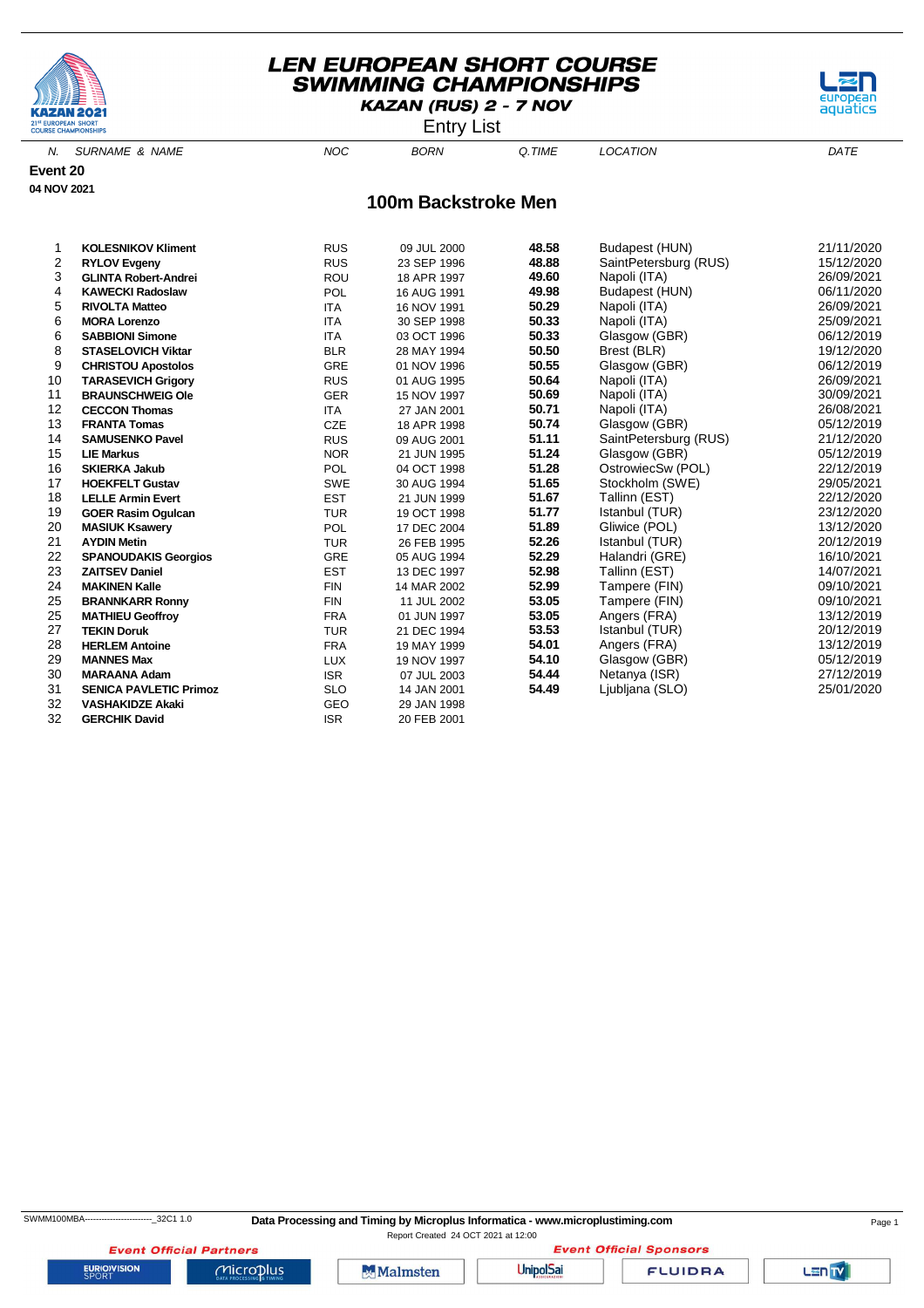# LEN EUROPEAN SHORT COURSE SWIMMING CHAMPIONSHIPS

**KAZAN (RUS) 2 - 7 NOV**

Entry List

**Event 20**

**04 NOV 2021**

## 100m Backstroke Men

| N. | SURNAME & NAME | NOC | BORN | Q.TIME | LOCATION | DATE |
|---|---|---|---|---|---|---|
| 1 | **KOLESNIKOV Kliment** | RUS | 09 JUL 2000 | **48.58** | Budapest (HUN) | 21/11/2020 |
| 2 | **RYLOV Evgeny** | RUS | 23 SEP 1996 | **48.88** | SaintPetersburg (RUS) | 15/12/2020 |
| 3 | **GLINTA Robert-Andrei** | ROU | 18 APR 1997 | **49.60** | Napoli (ITA) | 26/09/2021 |
| 4 | **KAWECKI Radoslaw** | POL | 16 AUG 1991 | **49.98** | Budapest (HUN) | 06/11/2020 |
| 5 | **RIVOLTA Matteo** | ITA | 16 NOV 1991 | **50.29** | Napoli (ITA) | 26/09/2021 |
| 6 | **MORA Lorenzo** | ITA | 30 SEP 1998 | **50.33** | Napoli (ITA) | 25/09/2021 |
| 6 | **SABBIONI Simone** | ITA | 03 OCT 1996 | **50.33** | Glasgow (GBR) | 06/12/2019 |
| 8 | **STASELOVICH Viktar** | BLR | 28 MAY 1994 | **50.50** | Brest (BLR) | 19/12/2020 |
| 9 | **CHRISTOU Apostolos** | GRE | 01 NOV 1996 | **50.55** | Glasgow (GBR) | 06/12/2019 |
| 10 | **TARASEVICH Grigory** | RUS | 01 AUG 1995 | **50.64** | Napoli (ITA) | 26/09/2021 |
| 11 | **BRAUNSCHWEIG Ole** | GER | 15 NOV 1997 | **50.69** | Napoli (ITA) | 30/09/2021 |
| 12 | **CECCON Thomas** | ITA | 27 JAN 2001 | **50.71** | Napoli (ITA) | 26/08/2021 |
| 13 | **FRANTA Tomas** | CZE | 18 APR 1998 | **50.74** | Glasgow (GBR) | 05/12/2019 |
| 14 | **SAMUSENKO Pavel** | RUS | 09 AUG 2001 | **51.11** | SaintPetersburg (RUS) | 21/12/2020 |
| 15 | **LIE Markus** | NOR | 21 JUN 1995 | **51.24** | Glasgow (GBR) | 05/12/2019 |
| 16 | **SKIERKA Jakub** | POL | 04 OCT 1998 | **51.28** | OstrowiecSw (POL) | 22/12/2019 |
| 17 | **HOEKFELT Gustav** | SWE | 30 AUG 1994 | **51.65** | Stockholm (SWE) | 29/05/2021 |
| 18 | **LELLE Armin Evert** | EST | 21 JUN 1999 | **51.67** | Tallinn (EST) | 22/12/2020 |
| 19 | **GOER Rasim Ogulcan** | TUR | 19 OCT 1998 | **51.77** | Istanbul (TUR) | 23/12/2020 |
| 20 | **MASIUK Ksawery** | POL | 17 DEC 2004 | **51.89** | Gliwice (POL) | 13/12/2020 |
| 21 | **AYDIN Metin** | TUR | 26 FEB 1995 | **52.26** | Istanbul (TUR) | 20/12/2019 |
| 22 | **SPANOUDAKIS Georgios** | GRE | 05 AUG 1994 | **52.29** | Halandri (GRE) | 16/10/2021 |
| 23 | **ZAITSEV Daniel** | EST | 13 DEC 1997 | **52.98** | Tallinn (EST) | 14/07/2021 |
| 24 | **MAKINEN Kalle** | FIN | 14 MAR 2002 | **52.99** | Tampere (FIN) | 09/10/2021 |
| 25 | **BRANNKARR Ronny** | FIN | 11 JUL 2002 | **53.05** | Tampere (FIN) | 09/10/2021 |
| 25 | **MATHIEU Geoffroy** | FRA | 01 JUN 1997 | **53.05** | Angers (FRA) | 13/12/2019 |
| 27 | **TEKIN Doruk** | TUR | 21 DEC 1994 | **53.53** | Istanbul (TUR) | 20/12/2019 |
| 28 | **HERLEM Antoine** | FRA | 19 MAY 1999 | **54.01** | Angers (FRA) | 13/12/2019 |
| 29 | **MANNES Max** | LUX | 19 NOV 1997 | **54.10** | Glasgow (GBR) | 05/12/2019 |
| 30 | **MARAANA Adam** | ISR | 07 JUL 2003 | **54.44** | Netanya (ISR) | 27/12/2019 |
| 31 | **SENICA PAVLETIC Primoz** | SLO | 14 JAN 2001 | **54.49** | Ljubljana (SLO) | 25/01/2020 |
| 32 | **VASHAKIDZE Akaki** | GEO | 29 JAN 1998 | | | |
| 32 | **GERCHIK David** | ISR | 20 FEB 2001 | | | |

SWMM100MBA------------------------_32C1 1.0

**Data Processing and Timing by Microplus Informatica - www.microplustiming.com**

Report Created 24 OCT 2021 at 12:00

*Event Official Partners* — *Event Official Sponsors*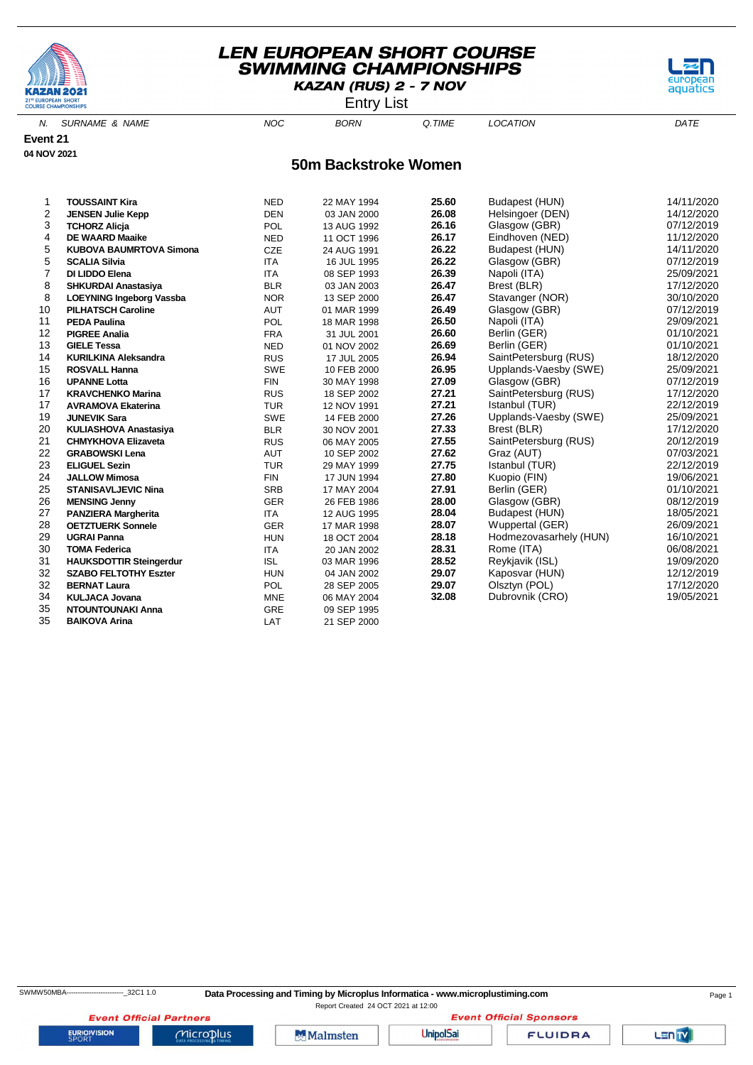# LEN EUROPEAN SHORT COURSE SWIMMING CHAMPIONSHIPS

**KAZAN (RUS) 2 - 7 NOV**

Entry List

**Event 21**

**04 NOV 2021**

## 50m Backstroke Women

| N. | SURNAME & NAME | NOC | BORN | Q.TIME | LOCATION | DATE |
|---|---|---|---|---|---|---|
| 1 | **TOUSSAINT Kira** | NED | 22 MAY 1994 | **25.60** | Budapest (HUN) | 14/11/2020 |
| 2 | **JENSEN Julie Kepp** | DEN | 03 JAN 2000 | **26.08** | Helsingoer (DEN) | 14/12/2020 |
| 3 | **TCHORZ Alicja** | POL | 13 AUG 1992 | **26.16** | Glasgow (GBR) | 07/12/2019 |
| 4 | **DE WAARD Maaike** | NED | 11 OCT 1996 | **26.17** | Eindhoven (NED) | 11/12/2020 |
| 5 | **KUBOVA BAUMRTOVA Simona** | CZE | 24 AUG 1991 | **26.22** | Budapest (HUN) | 14/11/2020 |
| 5 | **SCALIA Silvia** | ITA | 16 JUL 1995 | **26.22** | Glasgow (GBR) | 07/12/2019 |
| 7 | **DI LIDDO Elena** | ITA | 08 SEP 1993 | **26.39** | Napoli (ITA) | 25/09/2021 |
| 8 | **SHKURDAI Anastasiya** | BLR | 03 JAN 2003 | **26.47** | Brest (BLR) | 17/12/2020 |
| 8 | **LOEYNING Ingeborg Vassba** | NOR | 13 SEP 2000 | **26.47** | Stavanger (NOR) | 30/10/2020 |
| 10 | **PILHATSCH Caroline** | AUT | 01 MAR 1999 | **26.49** | Glasgow (GBR) | 07/12/2019 |
| 11 | **PEDA Paulina** | POL | 18 MAR 1998 | **26.50** | Napoli (ITA) | 29/09/2021 |
| 12 | **PIGREE Analia** | FRA | 31 JUL 2001 | **26.60** | Berlin (GER) | 01/10/2021 |
| 13 | **GIELE Tessa** | NED | 01 NOV 2002 | **26.69** | Berlin (GER) | 01/10/2021 |
| 14 | **KURILKINA Aleksandra** | RUS | 17 JUL 2005 | **26.94** | SaintPetersburg (RUS) | 18/12/2020 |
| 15 | **ROSVALL Hanna** | SWE | 10 FEB 2000 | **26.95** | Upplands-Vaesby (SWE) | 25/09/2021 |
| 16 | **UPANNE Lotta** | FIN | 30 MAY 1998 | **27.09** | Glasgow (GBR) | 07/12/2019 |
| 17 | **KRAVCHENKO Marina** | RUS | 18 SEP 2002 | **27.21** | SaintPetersburg (RUS) | 17/12/2020 |
| 17 | **AVRAMOVA Ekaterina** | TUR | 12 NOV 1991 | **27.21** | Istanbul (TUR) | 22/12/2019 |
| 19 | **JUNEVIK Sara** | SWE | 14 FEB 2000 | **27.26** | Upplands-Vaesby (SWE) | 25/09/2021 |
| 20 | **KULIASHOVA Anastasiya** | BLR | 30 NOV 2001 | **27.33** | Brest (BLR) | 17/12/2020 |
| 21 | **CHMYKHOVA Elizaveta** | RUS | 06 MAY 2005 | **27.55** | SaintPetersburg (RUS) | 20/12/2019 |
| 22 | **GRABOWSKI Lena** | AUT | 10 SEP 2002 | **27.62** | Graz (AUT) | 07/03/2021 |
| 23 | **ELIGUEL Sezin** | TUR | 29 MAY 1999 | **27.75** | Istanbul (TUR) | 22/12/2019 |
| 24 | **JALLOW Mimosa** | FIN | 17 JUN 1994 | **27.80** | Kuopio (FIN) | 19/06/2021 |
| 25 | **STANISAVLJEVIC Nina** | SRB | 17 MAY 2004 | **27.91** | Berlin (GER) | 01/10/2021 |
| 26 | **MENSING Jenny** | GER | 26 FEB 1986 | **28.00** | Glasgow (GBR) | 08/12/2019 |
| 27 | **PANZIERA Margherita** | ITA | 12 AUG 1995 | **28.04** | Budapest (HUN) | 18/05/2021 |
| 28 | **OETZTUERK Sonnele** | GER | 17 MAR 1998 | **28.07** | Wuppertal (GER) | 26/09/2021 |
| 29 | **UGRAI Panna** | HUN | 18 OCT 2004 | **28.18** | Hodmezovasarhely (HUN) | 16/10/2021 |
| 30 | **TOMA Federica** | ITA | 20 JAN 2002 | **28.31** | Rome (ITA) | 06/08/2021 |
| 31 | **HAUKSDOTTIR Steingerdur** | ISL | 03 MAR 1996 | **28.52** | Reykjavik (ISL) | 19/09/2020 |
| 32 | **SZABO FELTOTHY Eszter** | HUN | 04 JAN 2002 | **29.07** | Kaposvar (HUN) | 12/12/2019 |
| 32 | **BERNAT Laura** | POL | 28 SEP 2005 | **29.07** | Olsztyn (POL) | 17/12/2020 |
| 34 | **KULJACA Jovana** | MNE | 06 MAY 2004 | **32.08** | Dubrovnik (CRO) | 19/05/2021 |
| 35 | **NTOUNTOUNAKI Anna** | GRE | 09 SEP 1995 | | | |
| 35 | **BAIKOVA Arina** | LAT | 21 SEP 2000 | | | |

SWMW50MBA-------------------------_32C1 1.0 **Data Processing and Timing by Microplus Informatica - www.microplustiming.com**

Report Created 24 OCT 2021 at 12:00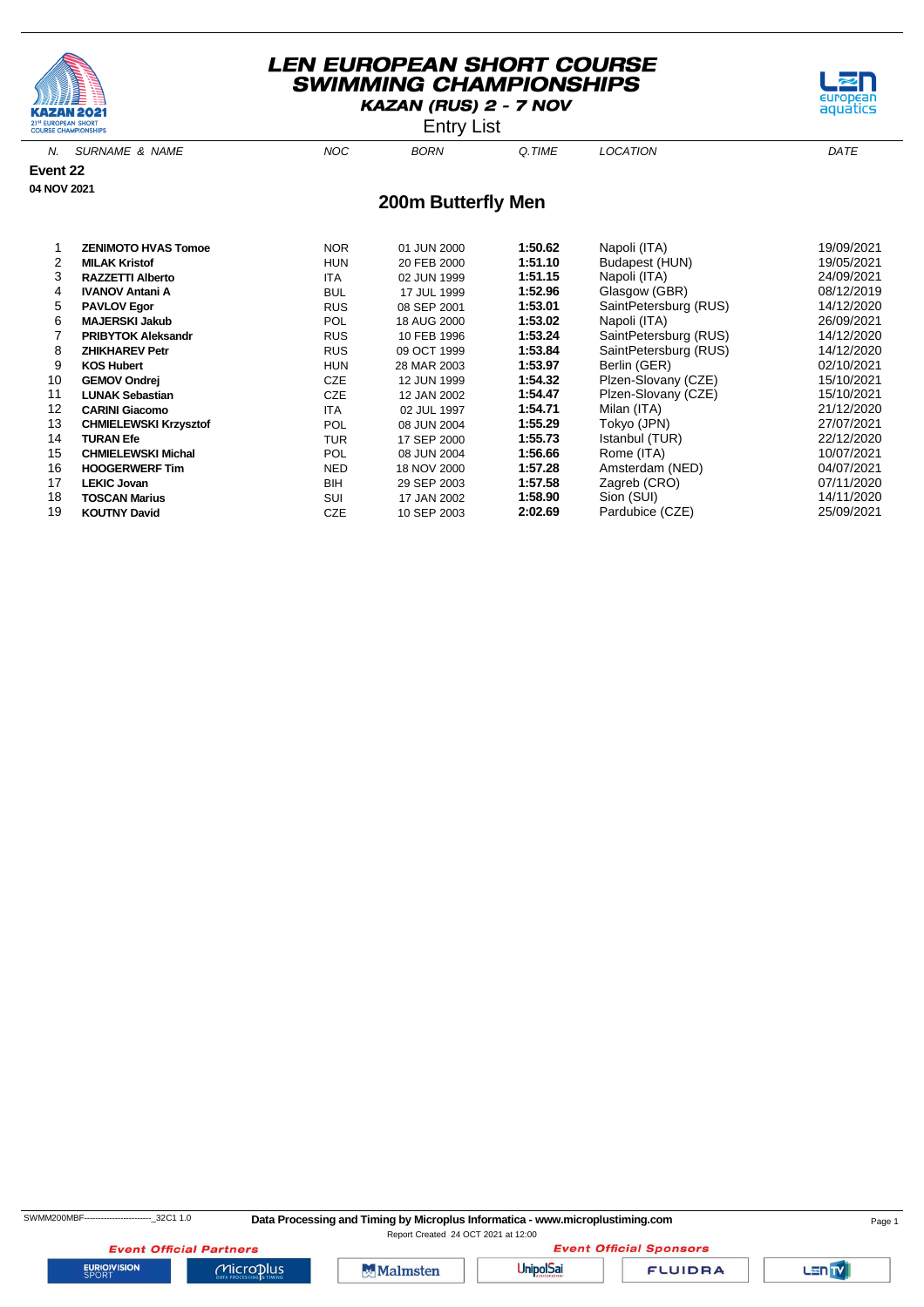# LEN EUROPEAN SHORT COURSE SWIMMING CHAMPIONSHIPS

**KAZAN (RUS) 2 - 7 NOV**

Entry List

**Event 22**

**04 NOV 2021**

## 200m Butterfly Men

| N. | SURNAME & NAME | NOC | BORN | Q.TIME | LOCATION | DATE |
|---|---|---|---|---|---|---|
| 1 | **ZENIMOTO HVAS Tomoe** | NOR | 01 JUN 2000 | **1:50.62** | Napoli (ITA) | 19/09/2021 |
| 2 | **MILAK Kristof** | HUN | 20 FEB 2000 | **1:51.10** | Budapest (HUN) | 19/05/2021 |
| 3 | **RAZZETTI Alberto** | ITA | 02 JUN 1999 | **1:51.15** | Napoli (ITA) | 24/09/2021 |
| 4 | **IVANOV Antani A** | BUL | 17 JUL 1999 | **1:52.96** | Glasgow (GBR) | 08/12/2019 |
| 5 | **PAVLOV Egor** | RUS | 08 SEP 2001 | **1:53.01** | SaintPetersburg (RUS) | 14/12/2020 |
| 6 | **MAJERSKI Jakub** | POL | 18 AUG 2000 | **1:53.02** | Napoli (ITA) | 26/09/2021 |
| 7 | **PRIBYTOK Aleksandr** | RUS | 10 FEB 1996 | **1:53.24** | SaintPetersburg (RUS) | 14/12/2020 |
| 8 | **ZHIKHAREV Petr** | RUS | 09 OCT 1999 | **1:53.84** | SaintPetersburg (RUS) | 14/12/2020 |
| 9 | **KOS Hubert** | HUN | 28 MAR 2003 | **1:53.97** | Berlin (GER) | 02/10/2021 |
| 10 | **GEMOV Ondrej** | CZE | 12 JUN 1999 | **1:54.32** | Plzen-Slovany (CZE) | 15/10/2021 |
| 11 | **LUNAK Sebastian** | CZE | 12 JAN 2002 | **1:54.47** | Plzen-Slovany (CZE) | 15/10/2021 |
| 12 | **CARINI Giacomo** | ITA | 02 JUL 1997 | **1:54.71** | Milan (ITA) | 21/12/2020 |
| 13 | **CHMIELEWSKI Krzysztof** | POL | 08 JUN 2004 | **1:55.29** | Tokyo (JPN) | 27/07/2021 |
| 14 | **TURAN Efe** | TUR | 17 SEP 2000 | **1:55.73** | Istanbul (TUR) | 22/12/2020 |
| 15 | **CHMIELEWSKI Michal** | POL | 08 JUN 2004 | **1:56.66** | Rome (ITA) | 10/07/2021 |
| 16 | **HOOGERWERF Tim** | NED | 18 NOV 2000 | **1:57.28** | Amsterdam (NED) | 04/07/2021 |
| 17 | **LEKIC Jovan** | BIH | 29 SEP 2003 | **1:57.58** | Zagreb (CRO) | 07/11/2020 |
| 18 | **TOSCAN Marius** | SUI | 17 JAN 2002 | **1:58.90** | Sion (SUI) | 14/11/2020 |
| 19 | **KOUTNY David** | CZE | 10 SEP 2003 | **2:02.69** | Pardubice (CZE) | 25/09/2021 |

SWMM200MBF------------------------_32C1 1.0

**Data Processing and Timing by Microplus Informatica - www.microplustiming.com**

Report Created 24 OCT 2021 at 12:00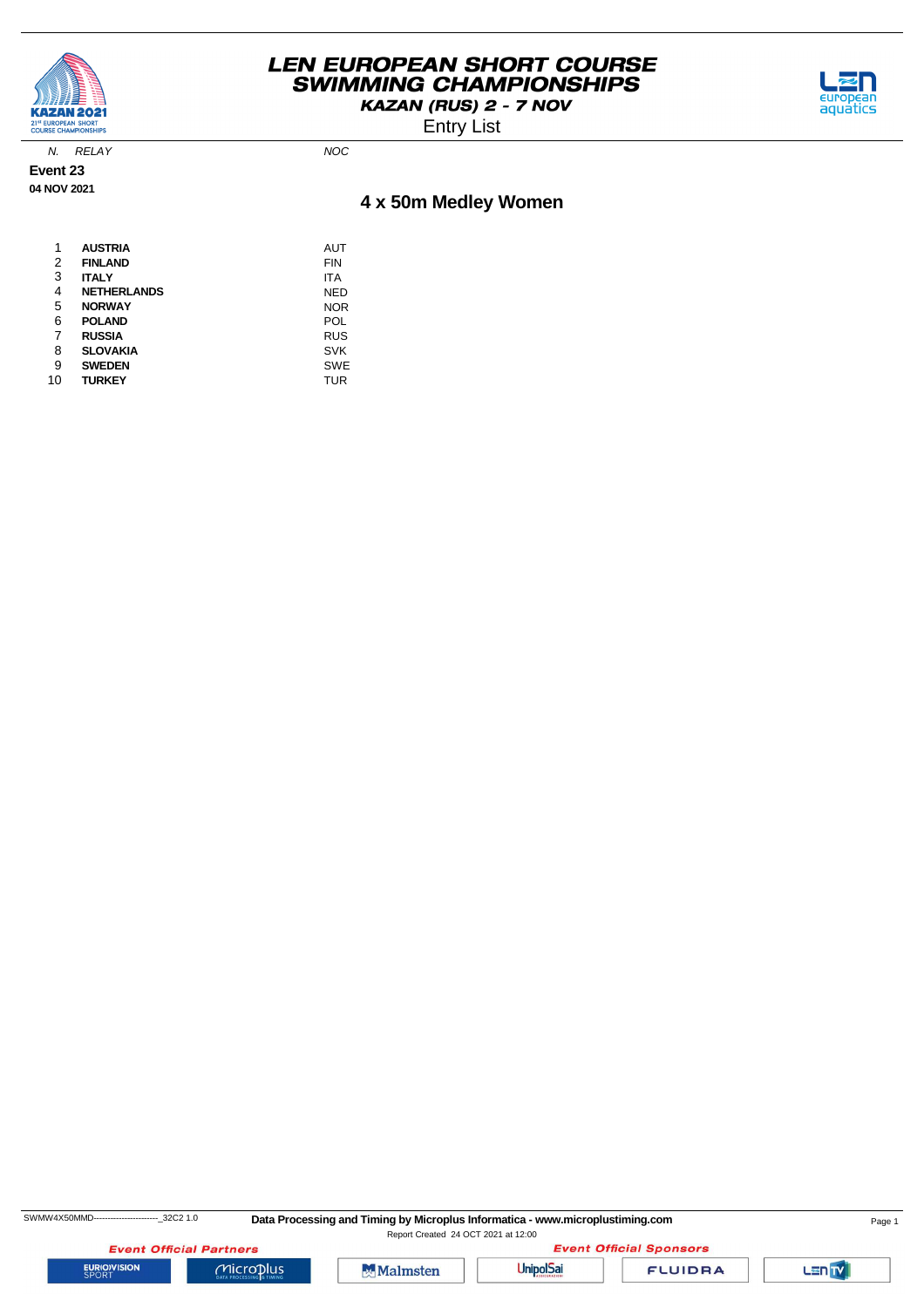**Event 23**

**04 NOV 2021**

## 4 x 50m Medley Women

| N. | RELAY | NOC |
|---|---|---|
| 1 | **AUSTRIA** | AUT |
| 2 | **FINLAND** | FIN |
| 3 | **ITALY** | ITA |
| 4 | **NETHERLANDS** | NED |
| 5 | **NORWAY** | NOR |
| 6 | **POLAND** | POL |
| 7 | **RUSSIA** | RUS |
| 8 | **SLOVAKIA** | SVK |
| 9 | **SWEDEN** | SWE |
| 10 | **TURKEY** | TUR |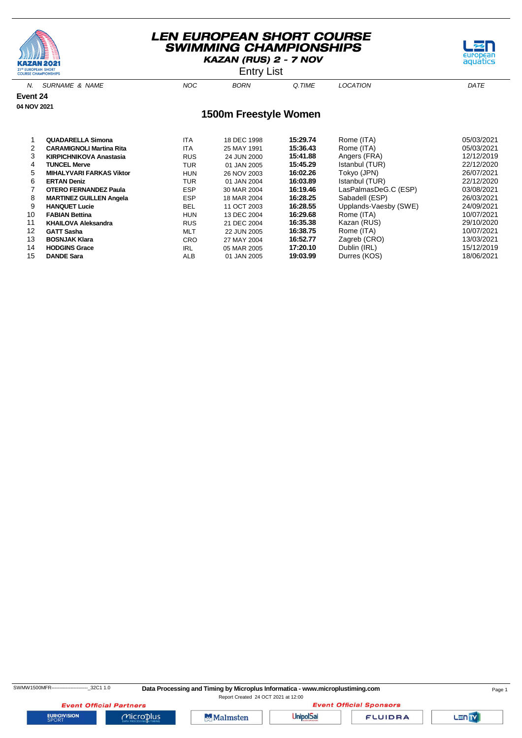# LEN EUROPEAN SHORT COURSE SWIMMING CHAMPIONSHIPS

**KAZAN (RUS) 2 - 7 NOV**

Entry List

**Event 24**

**04 NOV 2021**

## 1500m Freestyle Women

| N. | SURNAME & NAME | NOC | BORN | Q.TIME | LOCATION | DATE |
|---|---|---|---|---|---|---|
| 1 | **QUADARELLA Simona** | ITA | 18 DEC 1998 | **15:29.74** | Rome (ITA) | 05/03/2021 |
| 2 | **CARAMIGNOLI Martina Rita** | ITA | 25 MAY 1991 | **15:36.43** | Rome (ITA) | 05/03/2021 |
| 3 | **KIRPICHNIKOVA Anastasia** | RUS | 24 JUN 2000 | **15:41.88** | Angers (FRA) | 12/12/2019 |
| 4 | **TUNCEL Merve** | TUR | 01 JAN 2005 | **15:45.29** | Istanbul (TUR) | 22/12/2020 |
| 5 | **MIHALYVARI FARKAS Viktor** | HUN | 26 NOV 2003 | **16:02.26** | Tokyo (JPN) | 26/07/2021 |
| 6 | **ERTAN Deniz** | TUR | 01 JAN 2004 | **16:03.89** | Istanbul (TUR) | 22/12/2020 |
| 7 | **OTERO FERNANDEZ Paula** | ESP | 30 MAR 2004 | **16:19.46** | LasPalmasDeG.C (ESP) | 03/08/2021 |
| 8 | **MARTINEZ GUILLEN Angela** | ESP | 18 MAR 2004 | **16:28.25** | Sabadell (ESP) | 26/03/2021 |
| 9 | **HANQUET Lucie** | BEL | 11 OCT 2003 | **16:28.55** | Upplands-Vaesby (SWE) | 24/09/2021 |
| 10 | **FABIAN Bettina** | HUN | 13 DEC 2004 | **16:29.68** | Rome (ITA) | 10/07/2021 |
| 11 | **KHAILOVA Aleksandra** | RUS | 21 DEC 2004 | **16:35.38** | Kazan (RUS) | 29/10/2020 |
| 12 | **GATT Sasha** | MLT | 22 JUN 2005 | **16:38.75** | Rome (ITA) | 10/07/2021 |
| 13 | **BOSNJAK Klara** | CRO | 27 MAY 2004 | **16:52.77** | Zagreb (CRO) | 13/03/2021 |
| 14 | **HODGINS Grace** | IRL | 05 MAR 2005 | **17:20.10** | Dublin (IRL) | 15/12/2019 |
| 15 | **DANDE Sara** | ALB | 01 JAN 2005 | **19:03.99** | Durres (KOS) | 18/06/2021 |

SWMW1500MFR------------------------_32C1 1.0 **Data Processing and Timing by Microplus Informatica - www.microplustiming.com**

Report Created 24 OCT 2021 at 12:00

*Event Official Partners* *Event Official Sponsors*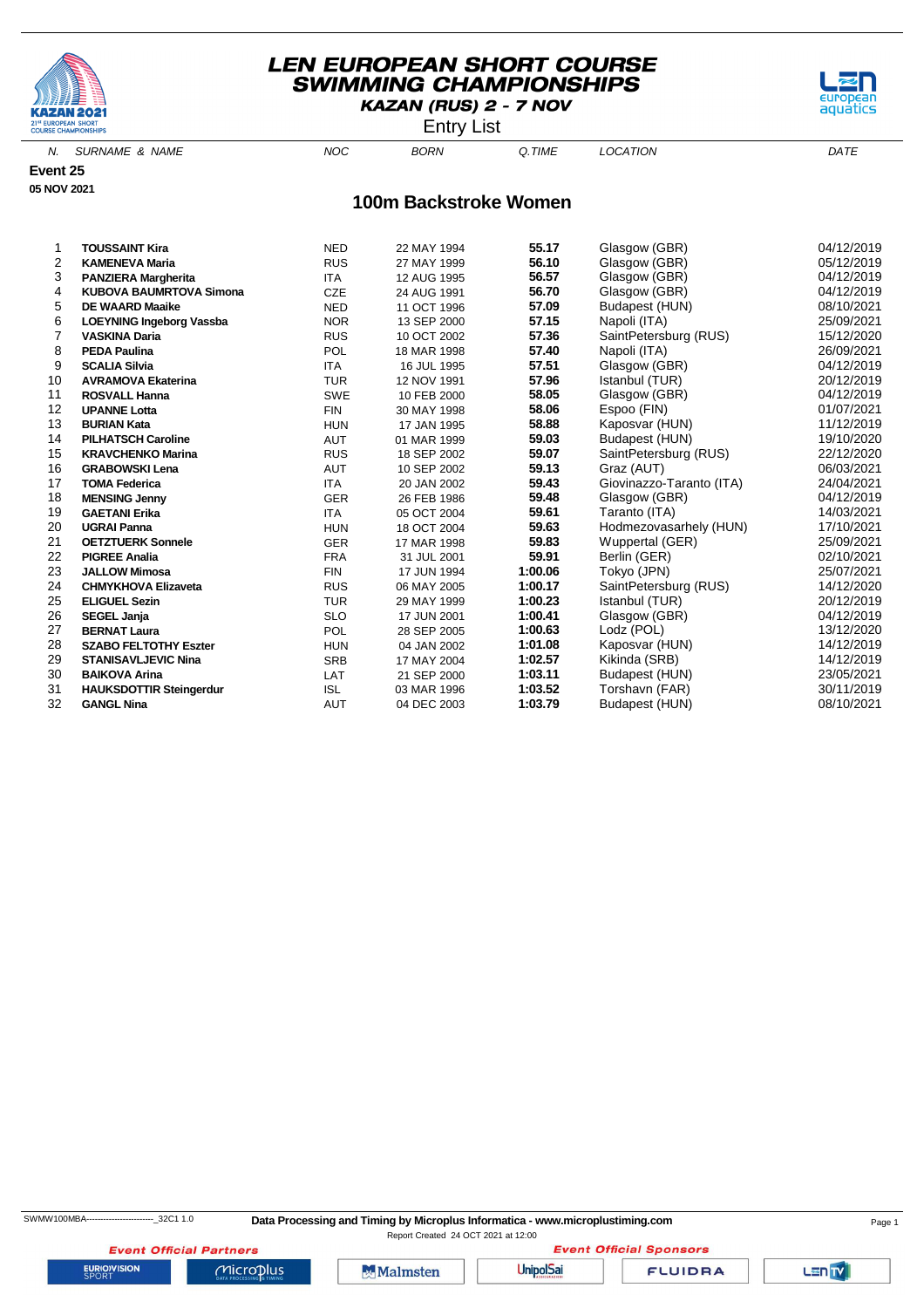# LEN EUROPEAN SHORT COURSE SWIMMING CHAMPIONSHIPS

**KAZAN (RUS) 2 - 7 NOV**

Entry List

**Event 25**

**05 NOV 2021**

## 100m Backstroke Women

| N. | SURNAME & NAME | NOC | BORN | Q.TIME | LOCATION | DATE |
|---|---|---|---|---|---|---|
| 1 | **TOUSSAINT Kira** | NED | 22 MAY 1994 | **55.17** | Glasgow (GBR) | 04/12/2019 |
| 2 | **KAMENEVA Maria** | RUS | 27 MAY 1999 | **56.10** | Glasgow (GBR) | 05/12/2019 |
| 3 | **PANZIERA Margherita** | ITA | 12 AUG 1995 | **56.57** | Glasgow (GBR) | 04/12/2019 |
| 4 | **KUBOVA BAUMRTOVA Simona** | CZE | 24 AUG 1991 | **56.70** | Glasgow (GBR) | 04/12/2019 |
| 5 | **DE WAARD Maaike** | NED | 11 OCT 1996 | **57.09** | Budapest (HUN) | 08/10/2021 |
| 6 | **LOEYNING Ingeborg Vassba** | NOR | 13 SEP 2000 | **57.15** | Napoli (ITA) | 25/09/2021 |
| 7 | **VASKINA Daria** | RUS | 10 OCT 2002 | **57.36** | SaintPetersburg (RUS) | 15/12/2020 |
| 8 | **PEDA Paulina** | POL | 18 MAR 1998 | **57.40** | Napoli (ITA) | 26/09/2021 |
| 9 | **SCALIA Silvia** | ITA | 16 JUL 1995 | **57.51** | Glasgow (GBR) | 04/12/2019 |
| 10 | **AVRAMOVA Ekaterina** | TUR | 12 NOV 1991 | **57.96** | Istanbul (TUR) | 20/12/2019 |
| 11 | **ROSVALL Hanna** | SWE | 10 FEB 2000 | **58.05** | Glasgow (GBR) | 04/12/2019 |
| 12 | **UPANNE Lotta** | FIN | 30 MAY 1998 | **58.06** | Espoo (FIN) | 01/07/2021 |
| 13 | **BURIAN Kata** | HUN | 17 JAN 1995 | **58.88** | Kaposvar (HUN) | 11/12/2019 |
| 14 | **PILHATSCH Caroline** | AUT | 01 MAR 1999 | **59.03** | Budapest (HUN) | 19/10/2020 |
| 15 | **KRAVCHENKO Marina** | RUS | 18 SEP 2002 | **59.07** | SaintPetersburg (RUS) | 22/12/2020 |
| 16 | **GRABOWSKI Lena** | AUT | 10 SEP 2002 | **59.13** | Graz (AUT) | 06/03/2021 |
| 17 | **TOMA Federica** | ITA | 20 JAN 2002 | **59.43** | Giovinazzo-Taranto (ITA) | 24/04/2021 |
| 18 | **MENSING Jenny** | GER | 26 FEB 1986 | **59.48** | Glasgow (GBR) | 04/12/2019 |
| 19 | **GAETANI Erika** | ITA | 05 OCT 2004 | **59.61** | Taranto (ITA) | 14/03/2021 |
| 20 | **UGRAI Panna** | HUN | 18 OCT 2004 | **59.63** | Hodmezovasarhely (HUN) | 17/10/2021 |
| 21 | **OETZTUERK Sonnele** | GER | 17 MAR 1998 | **59.83** | Wuppertal (GER) | 25/09/2021 |
| 22 | **PIGREE Analia** | FRA | 31 JUL 2001 | **59.91** | Berlin (GER) | 02/10/2021 |
| 23 | **JALLOW Mimosa** | FIN | 17 JUN 1994 | **1:00.06** | Tokyo (JPN) | 25/07/2021 |
| 24 | **CHMYKHOVA Elizaveta** | RUS | 06 MAY 2005 | **1:00.17** | SaintPetersburg (RUS) | 14/12/2020 |
| 25 | **ELIGUEL Sezin** | TUR | 29 MAY 1999 | **1:00.23** | Istanbul (TUR) | 20/12/2019 |
| 26 | **SEGEL Janja** | SLO | 17 JUN 2001 | **1:00.41** | Glasgow (GBR) | 04/12/2019 |
| 27 | **BERNAT Laura** | POL | 28 SEP 2005 | **1:00.63** | Lodz (POL) | 13/12/2020 |
| 28 | **SZABO FELTOTHY Eszter** | HUN | 04 JAN 2002 | **1:01.08** | Kaposvar (HUN) | 14/12/2019 |
| 29 | **STANISAVLJEVIC Nina** | SRB | 17 MAY 2004 | **1:02.57** | Kikinda (SRB) | 14/12/2019 |
| 30 | **BAIKOVA Arina** | LAT | 21 SEP 2000 | **1:03.11** | Budapest (HUN) | 23/05/2021 |
| 31 | **HAUKSDOTTIR Steingerdur** | ISL | 03 MAR 1996 | **1:03.52** | Torshavn (FAR) | 30/11/2019 |
| 32 | **GANGL Nina** | AUT | 04 DEC 2003 | **1:03.79** | Budapest (HUN) | 08/10/2021 |

SWMW100MBA------------------------_32C1 1.0

**Data Processing and Timing by Microplus Informatica - www.microplustiming.com**

Report Created 24 OCT 2021 at 12:00

*Event Official Partners* — *Event Official Sponsors*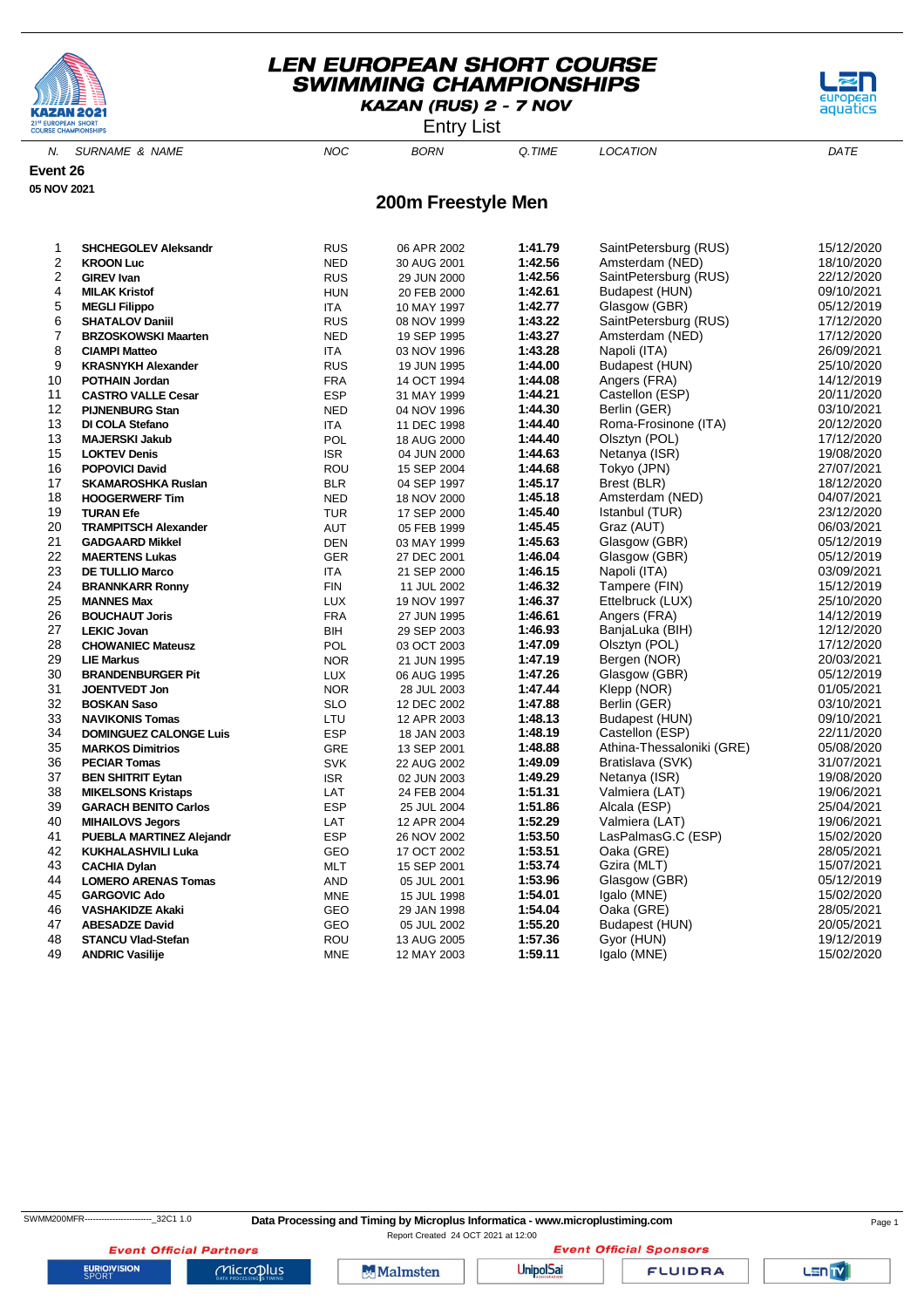# LEN EUROPEAN SHORT COURSE SWIMMING CHAMPIONSHIPS

**KAZAN (RUS) 2 - 7 NOV**

Entry List

**Event 26**

**05 NOV 2021**

## 200m Freestyle Men

| N. | SURNAME & NAME | NOC | BORN | Q.TIME | LOCATION | DATE |
|---|---|---|---|---|---|---|
| 1 | **SHCHEGOLEV Aleksandr** | RUS | 06 APR 2002 | **1:41.79** | SaintPetersburg (RUS) | 15/12/2020 |
| 2 | **KROON Luc** | NED | 30 AUG 2001 | **1:42.56** | Amsterdam (NED) | 18/10/2020 |
| 2 | **GIREV Ivan** | RUS | 29 JUN 2000 | **1:42.56** | SaintPetersburg (RUS) | 22/12/2020 |
| 4 | **MILAK Kristof** | HUN | 20 FEB 2000 | **1:42.61** | Budapest (HUN) | 09/10/2021 |
| 5 | **MEGLI Filippo** | ITA | 10 MAY 1997 | **1:42.77** | Glasgow (GBR) | 05/12/2019 |
| 6 | **SHATALOV Daniil** | RUS | 08 NOV 1999 | **1:43.22** | SaintPetersburg (RUS) | 17/12/2020 |
| 7 | **BRZOSKOWSKI Maarten** | NED | 19 SEP 1995 | **1:43.27** | Amsterdam (NED) | 17/12/2020 |
| 8 | **CIAMPI Matteo** | ITA | 03 NOV 1996 | **1:43.28** | Napoli (ITA) | 26/09/2021 |
| 9 | **KRASNYKH Alexander** | RUS | 19 JUN 1995 | **1:44.00** | Budapest (HUN) | 25/10/2020 |
| 10 | **POTHAIN Jordan** | FRA | 14 OCT 1994 | **1:44.08** | Angers (FRA) | 14/12/2019 |
| 11 | **CASTRO VALLE Cesar** | ESP | 31 MAY 1999 | **1:44.21** | Castellon (ESP) | 20/11/2020 |
| 12 | **PIJNENBURG Stan** | NED | 04 NOV 1996 | **1:44.30** | Berlin (GER) | 03/10/2021 |
| 13 | **DI COLA Stefano** | ITA | 11 DEC 1998 | **1:44.40** | Roma-Frosinone (ITA) | 20/12/2020 |
| 13 | **MAJERSKI Jakub** | POL | 18 AUG 2000 | **1:44.40** | Olsztyn (POL) | 17/12/2020 |
| 15 | **LOKTEV Denis** | ISR | 04 JUN 2000 | **1:44.63** | Netanya (ISR) | 19/08/2020 |
| 16 | **POPOVICI David** | ROU | 15 SEP 2004 | **1:44.68** | Tokyo (JPN) | 27/07/2021 |
| 17 | **SKAMAROSHKA Ruslan** | BLR | 04 SEP 1997 | **1:45.17** | Brest (BLR) | 18/12/2020 |
| 18 | **HOOGERWERF Tim** | NED | 18 NOV 2000 | **1:45.18** | Amsterdam (NED) | 04/07/2021 |
| 19 | **TURAN Efe** | TUR | 17 SEP 2000 | **1:45.40** | Istanbul (TUR) | 23/12/2020 |
| 20 | **TRAMPITSCH Alexander** | AUT | 05 FEB 1999 | **1:45.45** | Graz (AUT) | 06/03/2021 |
| 21 | **GADGAARD Mikkel** | DEN | 03 MAY 1999 | **1:45.63** | Glasgow (GBR) | 05/12/2019 |
| 22 | **MAERTENS Lukas** | GER | 27 DEC 2001 | **1:46.04** | Glasgow (GBR) | 05/12/2019 |
| 23 | **DE TULLIO Marco** | ITA | 21 SEP 2000 | **1:46.15** | Napoli (ITA) | 03/09/2021 |
| 24 | **BRANNKARR Ronny** | FIN | 11 JUL 2002 | **1:46.32** | Tampere (FIN) | 15/12/2019 |
| 25 | **MANNES Max** | LUX | 19 NOV 1997 | **1:46.37** | Ettelbruck (LUX) | 25/10/2020 |
| 26 | **BOUCHAUT Joris** | FRA | 27 JUN 1995 | **1:46.61** | Angers (FRA) | 14/12/2019 |
| 27 | **LEKIC Jovan** | BIH | 29 SEP 2003 | **1:46.93** | BanjaLuka (BIH) | 12/12/2020 |
| 28 | **CHOWANIEC Mateusz** | POL | 03 OCT 2003 | **1:47.09** | Olsztyn (POL) | 17/12/2020 |
| 29 | **LIE Markus** | NOR | 21 JUN 1995 | **1:47.19** | Bergen (NOR) | 20/03/2021 |
| 30 | **BRANDENBURGER Pit** | LUX | 06 AUG 1995 | **1:47.26** | Glasgow (GBR) | 05/12/2019 |
| 31 | **JOENTVEDT Jon** | NOR | 28 JUL 2003 | **1:47.44** | Klepp (NOR) | 01/05/2021 |
| 32 | **BOSKAN Saso** | SLO | 12 DEC 2002 | **1:47.88** | Berlin (GER) | 03/10/2021 |
| 33 | **NAVIKONIS Tomas** | LTU | 12 APR 2003 | **1:48.13** | Budapest (HUN) | 09/10/2021 |
| 34 | **DOMINGUEZ CALONGE Luis** | ESP | 18 JAN 2003 | **1:48.19** | Castellon (ESP) | 22/11/2020 |
| 35 | **MARKOS Dimitrios** | GRE | 13 SEP 2001 | **1:48.88** | Athina-Thessaloniki (GRE) | 05/08/2020 |
| 36 | **PECIAR Tomas** | SVK | 22 AUG 2002 | **1:49.09** | Bratislava (SVK) | 31/07/2021 |
| 37 | **BEN SHITRIT Eytan** | ISR | 02 JUN 2003 | **1:49.29** | Netanya (ISR) | 19/08/2020 |
| 38 | **MIKELSONS Kristaps** | LAT | 24 FEB 2004 | **1:51.31** | Valmiera (LAT) | 19/06/2021 |
| 39 | **GARACH BENITO Carlos** | ESP | 25 JUL 2004 | **1:51.86** | Alcala (ESP) | 25/04/2021 |
| 40 | **MIHAILOVS Jegors** | LAT | 12 APR 2004 | **1:52.29** | Valmiera (LAT) | 19/06/2021 |
| 41 | **PUEBLA MARTINEZ Alejandr** | ESP | 26 NOV 2002 | **1:53.50** | LasPalmasG.C (ESP) | 15/02/2020 |
| 42 | **KUKHALASHVILI Luka** | GEO | 17 OCT 2002 | **1:53.51** | Oaka (GRE) | 28/05/2021 |
| 43 | **CACHIA Dylan** | MLT | 15 SEP 2001 | **1:53.74** | Gzira (MLT) | 15/07/2021 |
| 44 | **LOMERO ARENAS Tomas** | AND | 05 JUL 2001 | **1:53.96** | Glasgow (GBR) | 05/12/2019 |
| 45 | **GARGOVIC Ado** | MNE | 15 JUL 1998 | **1:54.01** | Igalo (MNE) | 15/02/2020 |
| 46 | **VASHAKIDZE Akaki** | GEO | 29 JAN 1998 | **1:54.04** | Oaka (GRE) | 28/05/2021 |
| 47 | **ABESADZE David** | GEO | 05 JUL 2002 | **1:55.20** | Budapest (HUN) | 20/05/2021 |
| 48 | **STANCU Vlad-Stefan** | ROU | 13 AUG 2005 | **1:57.36** | Gyor (HUN) | 19/12/2019 |
| 49 | **ANDRIC Vasilije** | MNE | 12 MAY 2003 | **1:59.11** | Igalo (MNE) | 15/02/2020 |

SWMM200MFR------------------------_32C1 1.0 **Data Processing and Timing by Microplus Informatica - www.microplustiming.com**

Report Created 24 OCT 2021 at 12:00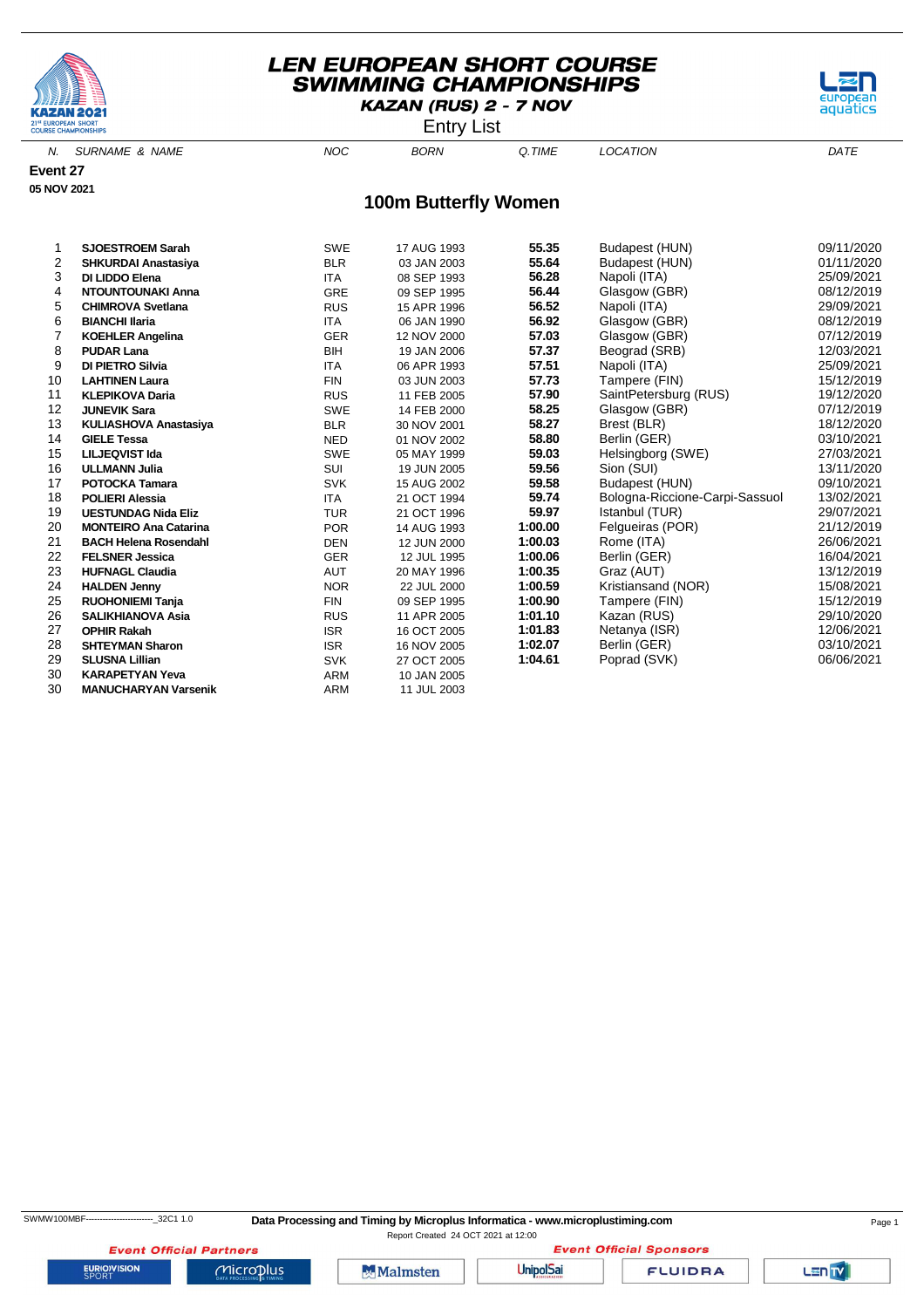# LEN EUROPEAN SHORT COURSE SWIMMING CHAMPIONSHIPS

**KAZAN (RUS) 2 - 7 NOV**

Entry List

**Event 27**

**05 NOV 2021**

## 100m Butterfly Women

| N. | SURNAME & NAME | NOC | BORN | Q.TIME | LOCATION | DATE |
|---|---|---|---|---|---|---|
| 1 | **SJOESTROEM Sarah** | SWE | 17 AUG 1993 | **55.35** | Budapest (HUN) | 09/11/2020 |
| 2 | **SHKURDAI Anastasiya** | BLR | 03 JAN 2003 | **55.64** | Budapest (HUN) | 01/11/2020 |
| 3 | **DI LIDDO Elena** | ITA | 08 SEP 1993 | **56.28** | Napoli (ITA) | 25/09/2021 |
| 4 | **NTOUNTOUNAKI Anna** | GRE | 09 SEP 1995 | **56.44** | Glasgow (GBR) | 08/12/2019 |
| 5 | **CHIMROVA Svetlana** | RUS | 15 APR 1996 | **56.52** | Napoli (ITA) | 29/09/2021 |
| 6 | **BIANCHI Ilaria** | ITA | 06 JAN 1990 | **56.92** | Glasgow (GBR) | 08/12/2019 |
| 7 | **KOEHLER Angelina** | GER | 12 NOV 2000 | **57.03** | Glasgow (GBR) | 07/12/2019 |
| 8 | **PUDAR Lana** | BIH | 19 JAN 2006 | **57.37** | Beograd (SRB) | 12/03/2021 |
| 9 | **DI PIETRO Silvia** | ITA | 06 APR 1993 | **57.51** | Napoli (ITA) | 25/09/2021 |
| 10 | **LAHTINEN Laura** | FIN | 03 JUN 2003 | **57.73** | Tampere (FIN) | 15/12/2019 |
| 11 | **KLEPIKOVA Daria** | RUS | 11 FEB 2005 | **57.90** | SaintPetersburg (RUS) | 19/12/2020 |
| 12 | **JUNEVIK Sara** | SWE | 14 FEB 2000 | **58.25** | Glasgow (GBR) | 07/12/2019 |
| 13 | **KULIASHOVA Anastasiya** | BLR | 30 NOV 2001 | **58.27** | Brest (BLR) | 18/12/2020 |
| 14 | **GIELE Tessa** | NED | 01 NOV 2002 | **58.80** | Berlin (GER) | 03/10/2021 |
| 15 | **LILJEQVIST Ida** | SWE | 05 MAY 1999 | **59.03** | Helsingborg (SWE) | 27/03/2021 |
| 16 | **ULLMANN Julia** | SUI | 19 JUN 2005 | **59.56** | Sion (SUI) | 13/11/2020 |
| 17 | **POTOCKA Tamara** | SVK | 15 AUG 2002 | **59.58** | Budapest (HUN) | 09/10/2021 |
| 18 | **POLIERI Alessia** | ITA | 21 OCT 1994 | **59.74** | Bologna-Riccione-Carpi-Sassuol | 13/02/2021 |
| 19 | **UESTUNDAG Nida Eliz** | TUR | 21 OCT 1996 | **59.97** | Istanbul (TUR) | 29/07/2021 |
| 20 | **MONTEIRO Ana Catarina** | POR | 14 AUG 1993 | **1:00.00** | Felgueiras (POR) | 21/12/2019 |
| 21 | **BACH Helena Rosendahl** | DEN | 12 JUN 2000 | **1:00.03** | Rome (ITA) | 26/06/2021 |
| 22 | **FELSNER Jessica** | GER | 12 JUL 1995 | **1:00.06** | Berlin (GER) | 16/04/2021 |
| 23 | **HUFNAGL Claudia** | AUT | 20 MAY 1996 | **1:00.35** | Graz (AUT) | 13/12/2019 |
| 24 | **HALDEN Jenny** | NOR | 22 JUL 2000 | **1:00.59** | Kristiansand (NOR) | 15/08/2021 |
| 25 | **RUOHONIEMI Tanja** | FIN | 09 SEP 1995 | **1:00.90** | Tampere (FIN) | 15/12/2019 |
| 26 | **SALIKHIANOVA Asia** | RUS | 11 APR 2005 | **1:01.10** | Kazan (RUS) | 29/10/2020 |
| 27 | **OPHIR Rakah** | ISR | 16 OCT 2005 | **1:01.83** | Netanya (ISR) | 12/06/2021 |
| 28 | **SHTEYMAN Sharon** | ISR | 16 NOV 2005 | **1:02.07** | Berlin (GER) | 03/10/2021 |
| 29 | **SLUSNA Lillian** | SVK | 27 OCT 2005 | **1:04.61** | Poprad (SVK) | 06/06/2021 |
| 30 | **KARAPETYAN Yeva** | ARM | 10 JAN 2005 | | | |
| 30 | **MANUCHARYAN Varsenik** | ARM | 11 JUL 2003 | | | |

SWMW100MBF-------------------------_32C1 1.0 **Data Processing and Timing by Microplus Informatica - www.microplustiming.com**

Report Created 24 OCT 2021 at 12:00

*Event Official Partners* *Event Official Sponsors*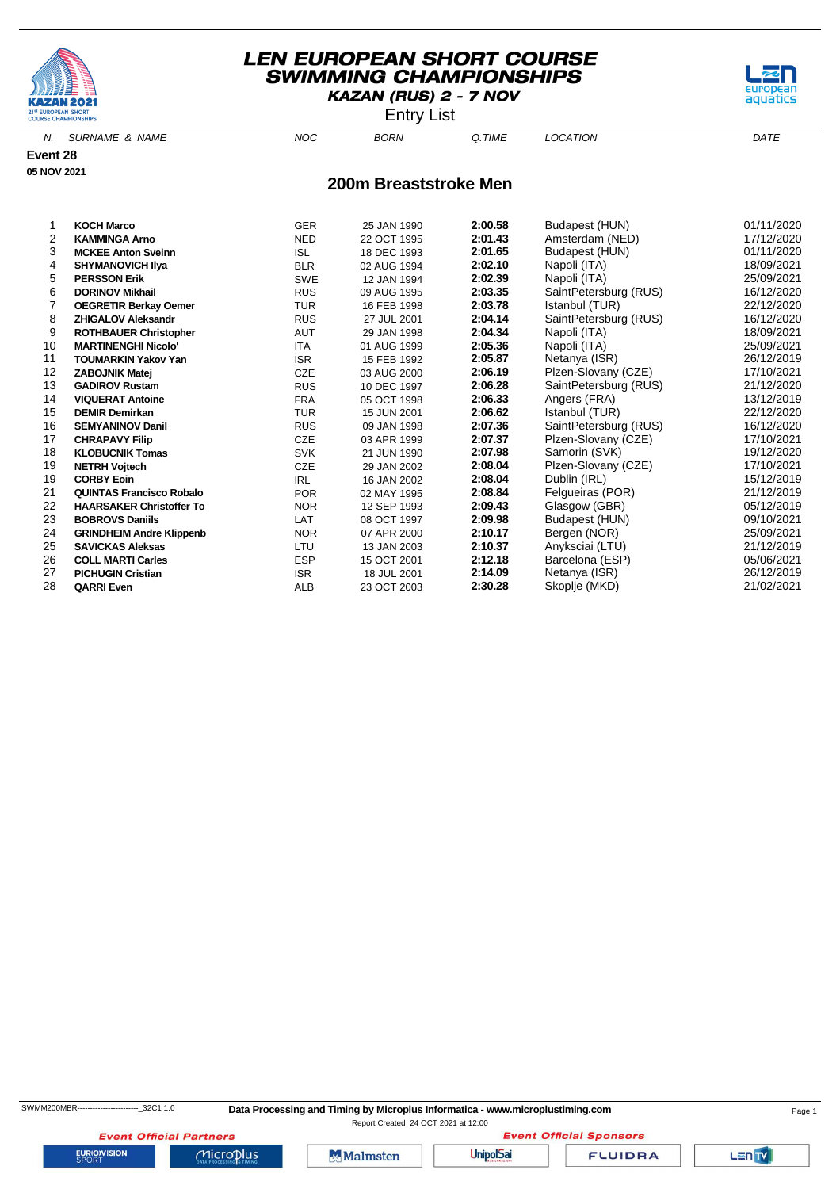# LEN EUROPEAN SHORT COURSE SWIMMING CHAMPIONSHIPS

**KAZAN (RUS) 2 - 7 NOV**

Entry List

**Event 28**

**05 NOV 2021**

## 200m Breaststroke Men

| N. | SURNAME & NAME | NOC | BORN | Q.TIME | LOCATION | DATE |
|---|---|---|---|---|---|---|
| 1 | **KOCH Marco** | GER | 25 JAN 1990 | **2:00.58** | Budapest (HUN) | 01/11/2020 |
| 2 | **KAMMINGA Arno** | NED | 22 OCT 1995 | **2:01.43** | Amsterdam (NED) | 17/12/2020 |
| 3 | **MCKEE Anton Sveinn** | ISL | 18 DEC 1993 | **2:01.65** | Budapest (HUN) | 01/11/2020 |
| 4 | **SHYMANOVICH Ilya** | BLR | 02 AUG 1994 | **2:02.10** | Napoli (ITA) | 18/09/2021 |
| 5 | **PERSSON Erik** | SWE | 12 JAN 1994 | **2:02.39** | Napoli (ITA) | 25/09/2021 |
| 6 | **DORINOV Mikhail** | RUS | 09 AUG 1995 | **2:03.35** | SaintPetersburg (RUS) | 16/12/2020 |
| 7 | **OEGRETIR Berkay Oemer** | TUR | 16 FEB 1998 | **2:03.78** | Istanbul (TUR) | 22/12/2020 |
| 8 | **ZHIGALOV Aleksandr** | RUS | 27 JUL 2001 | **2:04.14** | SaintPetersburg (RUS) | 16/12/2020 |
| 9 | **ROTHBAUER Christopher** | AUT | 29 JAN 1998 | **2:04.34** | Napoli (ITA) | 18/09/2021 |
| 10 | **MARTINENGHI Nicolo'** | ITA | 01 AUG 1999 | **2:05.36** | Napoli (ITA) | 25/09/2021 |
| 11 | **TOUMARKIN Yakov Yan** | ISR | 15 FEB 1992 | **2:05.87** | Netanya (ISR) | 26/12/2019 |
| 12 | **ZABOJNIK Matej** | CZE | 03 AUG 2000 | **2:06.19** | Plzen-Slovany (CZE) | 17/10/2021 |
| 13 | **GADIROV Rustam** | RUS | 10 DEC 1997 | **2:06.28** | SaintPetersburg (RUS) | 21/12/2020 |
| 14 | **VIQUERAT Antoine** | FRA | 05 OCT 1998 | **2:06.33** | Angers (FRA) | 13/12/2019 |
| 15 | **DEMIR Demirkan** | TUR | 15 JUN 2001 | **2:06.62** | Istanbul (TUR) | 22/12/2020 |
| 16 | **SEMYANINOV Danil** | RUS | 09 JAN 1998 | **2:07.36** | SaintPetersburg (RUS) | 16/12/2020 |
| 17 | **CHRAPAVY Filip** | CZE | 03 APR 1999 | **2:07.37** | Plzen-Slovany (CZE) | 17/10/2021 |
| 18 | **KLOBUCNIK Tomas** | SVK | 21 JUN 1990 | **2:07.98** | Samorin (SVK) | 19/12/2020 |
| 19 | **NETRH Vojtech** | CZE | 29 JAN 2002 | **2:08.04** | Plzen-Slovany (CZE) | 17/10/2021 |
| 19 | **CORBY Eoin** | IRL | 16 JAN 2002 | **2:08.04** | Dublin (IRL) | 15/12/2019 |
| 21 | **QUINTAS Francisco Robalo** | POR | 02 MAY 1995 | **2:08.84** | Felgueiras (POR) | 21/12/2019 |
| 22 | **HAARSAKER Christoffer To** | NOR | 12 SEP 1993 | **2:09.43** | Glasgow (GBR) | 05/12/2019 |
| 23 | **BOBROVS Daniils** | LAT | 08 OCT 1997 | **2:09.98** | Budapest (HUN) | 09/10/2021 |
| 24 | **GRINDHEIM Andre Klippenb** | NOR | 07 APR 2000 | **2:10.17** | Bergen (NOR) | 25/09/2021 |
| 25 | **SAVICKAS Aleksas** | LTU | 13 JAN 2003 | **2:10.37** | Anyksciai (LTU) | 21/12/2019 |
| 26 | **COLL MARTI Carles** | ESP | 15 OCT 2001 | **2:12.18** | Barcelona (ESP) | 05/06/2021 |
| 27 | **PICHUGIN Cristian** | ISR | 18 JUL 2001 | **2:14.09** | Netanya (ISR) | 26/12/2019 |
| 28 | **QARRI Even** | ALB | 23 OCT 2003 | **2:30.28** | Skoplje (MKD) | 21/02/2021 |

SWMM200MBR------------------------_32C1 1.0 **Data Processing and Timing by Microplus Informatica - www.microplustiming.com**

Report Created 24 OCT 2021 at 12:00

**Event Official Partners** **Event Official Sponsors**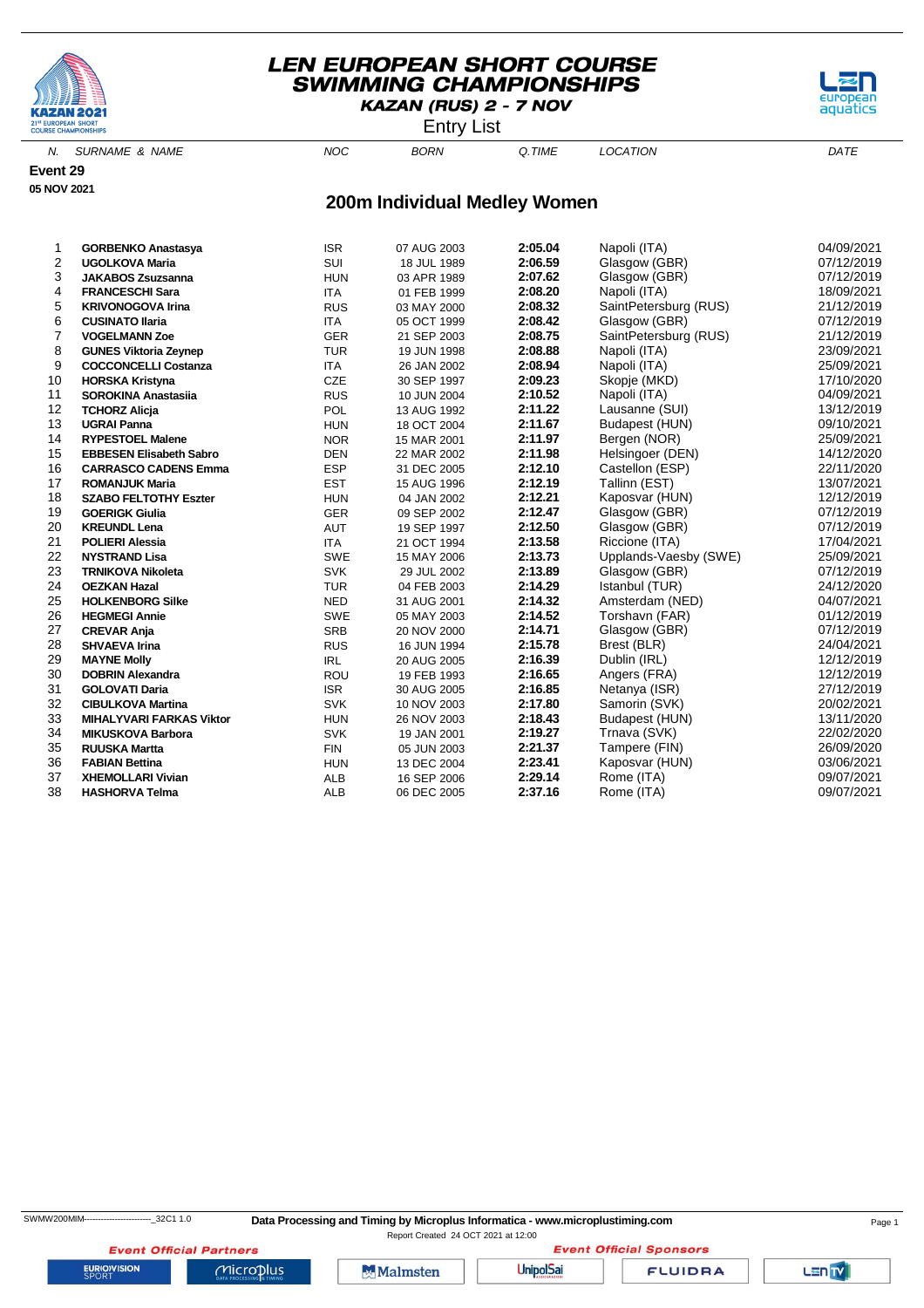# LEN EUROPEAN SHORT COURSE SWIMMING CHAMPIONSHIPS

**KAZAN (RUS) 2 - 7 NOV**

Entry List

**Event 29**

**05 NOV 2021**

## 200m Individual Medley Women

| N. | SURNAME & NAME | NOC | BORN | Q.TIME | LOCATION | DATE |
|---|---|---|---|---|---|---|
| 1 | **GORBENKO Anastasya** | ISR | 07 AUG 2003 | **2:05.04** | Napoli (ITA) | 04/09/2021 |
| 2 | **UGOLKOVA Maria** | SUI | 18 JUL 1989 | **2:06.59** | Glasgow (GBR) | 07/12/2019 |
| 3 | **JAKABOS Zsuzsanna** | HUN | 03 APR 1989 | **2:07.62** | Glasgow (GBR) | 07/12/2019 |
| 4 | **FRANCESCHI Sara** | ITA | 01 FEB 1999 | **2:08.20** | Napoli (ITA) | 18/09/2021 |
| 5 | **KRIVONOGOVA Irina** | RUS | 03 MAY 2000 | **2:08.32** | SaintPetersburg (RUS) | 21/12/2019 |
| 6 | **CUSINATO Ilaria** | ITA | 05 OCT 1999 | **2:08.42** | Glasgow (GBR) | 07/12/2019 |
| 7 | **VOGELMANN Zoe** | GER | 21 SEP 2003 | **2:08.75** | SaintPetersburg (RUS) | 21/12/2019 |
| 8 | **GUNES Viktoria Zeynep** | TUR | 19 JUN 1998 | **2:08.88** | Napoli (ITA) | 23/09/2021 |
| 9 | **COCCONCELLI Costanza** | ITA | 26 JAN 2002 | **2:08.94** | Napoli (ITA) | 25/09/2021 |
| 10 | **HORSKA Kristyna** | CZE | 30 SEP 1997 | **2:09.23** | Skopje (MKD) | 17/10/2020 |
| 11 | **SOROKINA Anastasiia** | RUS | 10 JUN 2004 | **2:10.52** | Napoli (ITA) | 04/09/2021 |
| 12 | **TCHORZ Alicja** | POL | 13 AUG 1992 | **2:11.22** | Lausanne (SUI) | 13/12/2019 |
| 13 | **UGRAI Panna** | HUN | 18 OCT 2004 | **2:11.67** | Budapest (HUN) | 09/10/2021 |
| 14 | **RYPESTOEL Malene** | NOR | 15 MAR 2001 | **2:11.97** | Bergen (NOR) | 25/09/2021 |
| 15 | **EBBESEN Elisabeth Sabro** | DEN | 22 MAR 2002 | **2:11.98** | Helsingoer (DEN) | 14/12/2020 |
| 16 | **CARRASCO CADENS Emma** | ESP | 31 DEC 2005 | **2:12.10** | Castellon (ESP) | 22/11/2020 |
| 17 | **ROMANJUK Maria** | EST | 15 AUG 1996 | **2:12.19** | Tallinn (EST) | 13/07/2021 |
| 18 | **SZABO FELTOTHY Eszter** | HUN | 04 JAN 2002 | **2:12.21** | Kaposvar (HUN) | 12/12/2019 |
| 19 | **GOERIGK Giulia** | GER | 09 SEP 2002 | **2:12.47** | Glasgow (GBR) | 07/12/2019 |
| 20 | **KREUNDL Lena** | AUT | 19 SEP 1997 | **2:12.50** | Glasgow (GBR) | 07/12/2019 |
| 21 | **POLIERI Alessia** | ITA | 21 OCT 1994 | **2:13.58** | Riccione (ITA) | 17/04/2021 |
| 22 | **NYSTRAND Lisa** | SWE | 15 MAY 2006 | **2:13.73** | Upplands-Vaesby (SWE) | 25/09/2021 |
| 23 | **TRNIKOVA Nikoleta** | SVK | 29 JUL 2002 | **2:13.89** | Glasgow (GBR) | 07/12/2019 |
| 24 | **OEZKAN Hazal** | TUR | 04 FEB 2003 | **2:14.29** | Istanbul (TUR) | 24/12/2020 |
| 25 | **HOLKENBORG Silke** | NED | 31 AUG 2001 | **2:14.32** | Amsterdam (NED) | 04/07/2021 |
| 26 | **HEGMEGI Annie** | SWE | 05 MAY 2003 | **2:14.52** | Torshavn (FAR) | 01/12/2019 |
| 27 | **CREVAR Anja** | SRB | 20 NOV 2000 | **2:14.71** | Glasgow (GBR) | 07/12/2019 |
| 28 | **SHVAEVA Irina** | RUS | 16 JUN 1994 | **2:15.78** | Brest (BLR) | 24/04/2021 |
| 29 | **MAYNE Molly** | IRL | 20 AUG 2005 | **2:16.39** | Dublin (IRL) | 12/12/2019 |
| 30 | **DOBRIN Alexandra** | ROU | 19 FEB 1993 | **2:16.65** | Angers (FRA) | 12/12/2019 |
| 31 | **GOLOVATI Daria** | ISR | 30 AUG 2005 | **2:16.85** | Netanya (ISR) | 27/12/2019 |
| 32 | **CIBULKOVA Martina** | SVK | 10 NOV 2003 | **2:17.80** | Samorin (SVK) | 20/02/2021 |
| 33 | **MIHALYVARI FARKAS Viktor** | HUN | 26 NOV 2003 | **2:18.43** | Budapest (HUN) | 13/11/2020 |
| 34 | **MIKUSKOVA Barbora** | SVK | 19 JAN 2001 | **2:19.27** | Trnava (SVK) | 22/02/2020 |
| 35 | **RUUSKA Martta** | FIN | 05 JUN 2003 | **2:21.37** | Tampere (FIN) | 26/09/2020 |
| 36 | **FABIAN Bettina** | HUN | 13 DEC 2004 | **2:23.41** | Kaposvar (HUN) | 03/06/2021 |
| 37 | **XHEMOLLARI Vivian** | ALB | 16 SEP 2006 | **2:29.14** | Rome (ITA) | 09/07/2021 |
| 38 | **HASHORVA Telma** | ALB | 06 DEC 2005 | **2:37.16** | Rome (ITA) | 09/07/2021 |

SWMW200MIM------------------------_32C1 1.0

**Data Processing and Timing by Microplus Informatica - www.microplustiming.com**

Report Created 24 OCT 2021 at 12:00

*Event Official Partners* — *Event Official Sponsors*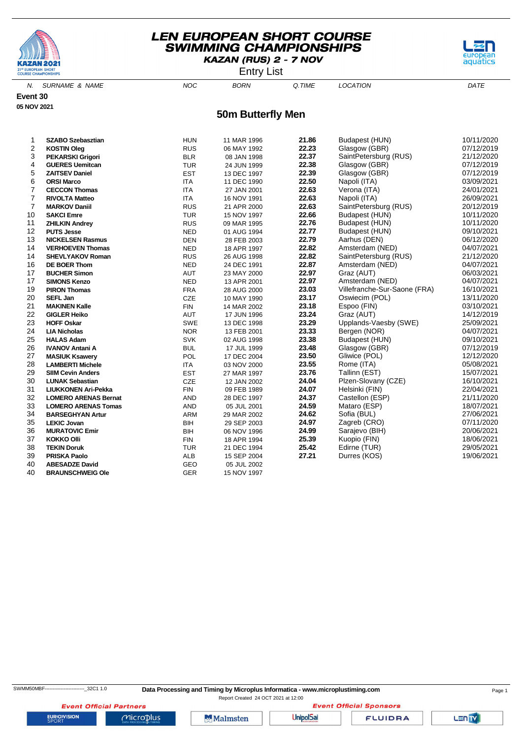# LEN EUROPEAN SHORT COURSE SWIMMING CHAMPIONSHIPS

**KAZAN (RUS) 2 - 7 NOV**

Entry List

**Event 30**

**05 NOV 2021**

## 50m Butterfly Men

| N. | SURNAME & NAME | NOC | BORN | Q.TIME | LOCATION | DATE |
|---|---|---|---|---|---|---|
| 1 | **SZABO Szebasztian** | HUN | 11 MAR 1996 | **21.86** | Budapest (HUN) | 10/11/2020 |
| 2 | **KOSTIN Oleg** | RUS | 06 MAY 1992 | **22.23** | Glasgow (GBR) | 07/12/2019 |
| 3 | **PEKARSKI Grigori** | BLR | 08 JAN 1998 | **22.37** | SaintPetersburg (RUS) | 21/12/2020 |
| 4 | **GUERES Uemitcan** | TUR | 24 JUN 1999 | **22.38** | Glasgow (GBR) | 07/12/2019 |
| 5 | **ZAITSEV Daniel** | EST | 13 DEC 1997 | **22.39** | Glasgow (GBR) | 07/12/2019 |
| 6 | **ORSI Marco** | ITA | 11 DEC 1990 | **22.50** | Napoli (ITA) | 03/09/2021 |
| 7 | **CECCON Thomas** | ITA | 27 JAN 2001 | **22.63** | Verona (ITA) | 24/01/2021 |
| 7 | **RIVOLTA Matteo** | ITA | 16 NOV 1991 | **22.63** | Napoli (ITA) | 26/09/2021 |
| 7 | **MARKOV Daniil** | RUS | 21 APR 2000 | **22.63** | SaintPetersburg (RUS) | 20/12/2019 |
| 10 | **SAKCI Emre** | TUR | 15 NOV 1997 | **22.66** | Budapest (HUN) | 10/11/2020 |
| 11 | **ZHILKIN Andrey** | RUS | 09 MAR 1995 | **22.76** | Budapest (HUN) | 10/11/2020 |
| 12 | **PUTS Jesse** | NED | 01 AUG 1994 | **22.77** | Budapest (HUN) | 09/10/2021 |
| 13 | **NICKELSEN Rasmus** | DEN | 28 FEB 2003 | **22.79** | Aarhus (DEN) | 06/12/2020 |
| 14 | **VERHOEVEN Thomas** | NED | 18 APR 1997 | **22.82** | Amsterdam (NED) | 04/07/2021 |
| 14 | **SHEVLYAKOV Roman** | RUS | 26 AUG 1998 | **22.82** | SaintPetersburg (RUS) | 21/12/2020 |
| 16 | **DE BOER Thom** | NED | 24 DEC 1991 | **22.87** | Amsterdam (NED) | 04/07/2021 |
| 17 | **BUCHER Simon** | AUT | 23 MAY 2000 | **22.97** | Graz (AUT) | 06/03/2021 |
| 17 | **SIMONS Kenzo** | NED | 13 APR 2001 | **22.97** | Amsterdam (NED) | 04/07/2021 |
| 19 | **PIRON Thomas** | FRA | 28 AUG 2000 | **23.03** | Villefranche-Sur-Saone (FRA) | 16/10/2021 |
| 20 | **SEFL Jan** | CZE | 10 MAY 1990 | **23.17** | Oswiecim (POL) | 13/11/2020 |
| 21 | **MAKINEN Kalle** | FIN | 14 MAR 2002 | **23.18** | Espoo (FIN) | 03/10/2021 |
| 22 | **GIGLER Heiko** | AUT | 17 JUN 1996 | **23.24** | Graz (AUT) | 14/12/2019 |
| 23 | **HOFF Oskar** | SWE | 13 DEC 1998 | **23.29** | Upplands-Vaesby (SWE) | 25/09/2021 |
| 24 | **LIA Nicholas** | NOR | 13 FEB 2001 | **23.33** | Bergen (NOR) | 04/07/2021 |
| 25 | **HALAS Adam** | SVK | 02 AUG 1998 | **23.38** | Budapest (HUN) | 09/10/2021 |
| 26 | **IVANOV Antani A** | BUL | 17 JUL 1999 | **23.48** | Glasgow (GBR) | 07/12/2019 |
| 27 | **MASIUK Ksawery** | POL | 17 DEC 2004 | **23.50** | Gliwice (POL) | 12/12/2020 |
| 28 | **LAMBERTI Michele** | ITA | 03 NOV 2000 | **23.55** | Rome (ITA) | 05/08/2021 |
| 29 | **SIIM Cevin Anders** | EST | 27 MAR 1997 | **23.76** | Tallinn (EST) | 15/07/2021 |
| 30 | **LUNAK Sebastian** | CZE | 12 JAN 2002 | **24.04** | Plzen-Slovany (CZE) | 16/10/2021 |
| 31 | **LIUKKONEN Ari-Pekka** | FIN | 09 FEB 1989 | **24.07** | Helsinki (FIN) | 22/04/2021 |
| 32 | **LOMERO ARENAS Bernat** | AND | 28 DEC 1997 | **24.37** | Castellon (ESP) | 21/11/2020 |
| 33 | **LOMERO ARENAS Tomas** | AND | 05 JUL 2001 | **24.59** | Mataro (ESP) | 18/07/2021 |
| 34 | **BARSEGHYAN Artur** | ARM | 29 MAR 2002 | **24.62** | Sofia (BUL) | 27/06/2021 |
| 35 | **LEKIC Jovan** | BIH | 29 SEP 2003 | **24.97** | Zagreb (CRO) | 07/11/2020 |
| 36 | **MURATOVIC Emir** | BIH | 06 NOV 1996 | **24.99** | Sarajevo (BIH) | 20/06/2021 |
| 37 | **KOKKO Olli** | FIN | 18 APR 1994 | **25.39** | Kuopio (FIN) | 18/06/2021 |
| 38 | **TEKIN Doruk** | TUR | 21 DEC 1994 | **25.42** | Edirne (TUR) | 29/05/2021 |
| 39 | **PRISKA Paolo** | ALB | 15 SEP 2004 | **27.21** | Durres (KOS) | 19/06/2021 |
| 40 | **ABESADZE David** | GEO | 05 JUL 2002 | | | |
| 40 | **BRAUNSCHWEIG Ole** | GER | 15 NOV 1997 | | | |

SWMM50MBF--------------------------_32C1 1.0 **Data Processing and Timing by Microplus Informatica - www.microplustiming.com**

Report Created 24 OCT 2021 at 12:00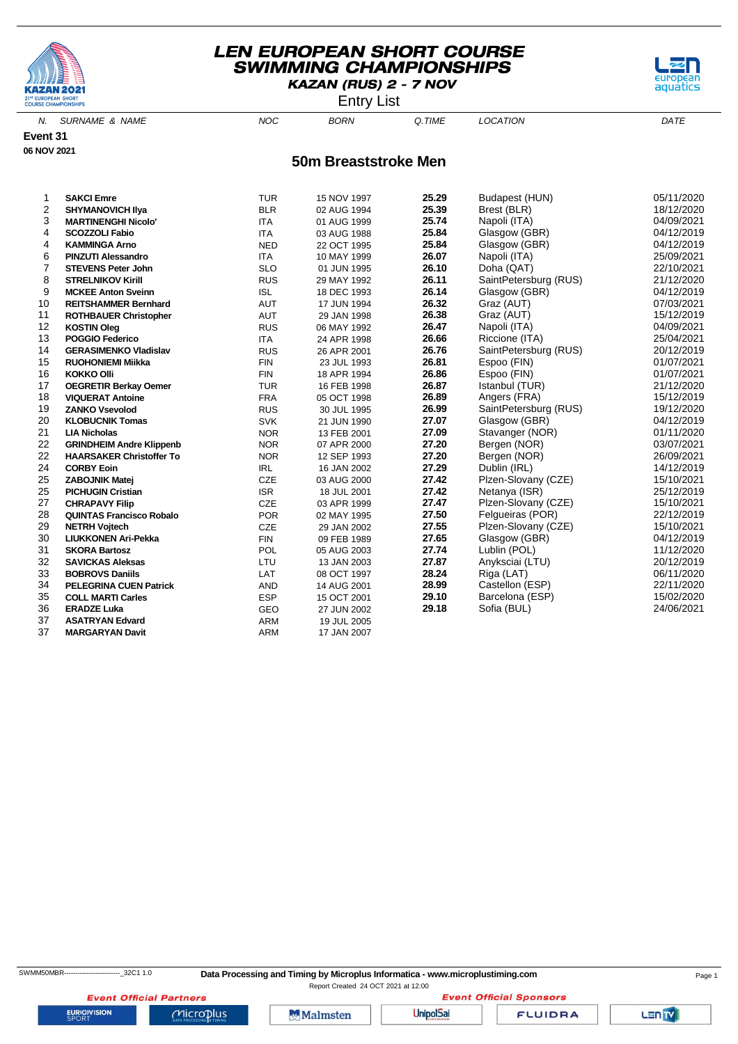# LEN EUROPEAN SHORT COURSE SWIMMING CHAMPIONSHIPS

**KAZAN (RUS) 2 - 7 NOV**

Entry List

**Event 31**

**06 NOV 2021**

## 50m Breaststroke Men

| N. | SURNAME & NAME | NOC | BORN | Q.TIME | LOCATION | DATE |
|---|---|---|---|---|---|---|
| 1 | **SAKCI Emre** | TUR | 15 NOV 1997 | **25.29** | Budapest (HUN) | 05/11/2020 |
| 2 | **SHYMANOVICH Ilya** | BLR | 02 AUG 1994 | **25.39** | Brest (BLR) | 18/12/2020 |
| 3 | **MARTINENGHI Nicolo'** | ITA | 01 AUG 1999 | **25.74** | Napoli (ITA) | 04/09/2021 |
| 4 | **SCOZZOLI Fabio** | ITA | 03 AUG 1988 | **25.84** | Glasgow (GBR) | 04/12/2019 |
| 4 | **KAMMINGA Arno** | NED | 22 OCT 1995 | **25.84** | Glasgow (GBR) | 04/12/2019 |
| 6 | **PINZUTI Alessandro** | ITA | 10 MAY 1999 | **26.07** | Napoli (ITA) | 25/09/2021 |
| 7 | **STEVENS Peter John** | SLO | 01 JUN 1995 | **26.10** | Doha (QAT) | 22/10/2021 |
| 8 | **STRELNIKOV Kirill** | RUS | 29 MAY 1992 | **26.11** | SaintPetersburg (RUS) | 21/12/2020 |
| 9 | **MCKEE Anton Sveinn** | ISL | 18 DEC 1993 | **26.14** | Glasgow (GBR) | 04/12/2019 |
| 10 | **REITSHAMMER Bernhard** | AUT | 17 JUN 1994 | **26.32** | Graz (AUT) | 07/03/2021 |
| 11 | **ROTHBAUER Christopher** | AUT | 29 JAN 1998 | **26.38** | Graz (AUT) | 15/12/2019 |
| 12 | **KOSTIN Oleg** | RUS | 06 MAY 1992 | **26.47** | Napoli (ITA) | 04/09/2021 |
| 13 | **POGGIO Federico** | ITA | 24 APR 1998 | **26.66** | Riccione (ITA) | 25/04/2021 |
| 14 | **GERASIMENKO Vladislav** | RUS | 26 APR 2001 | **26.76** | SaintPetersburg (RUS) | 20/12/2019 |
| 15 | **RUOHONIEMI Miikka** | FIN | 23 JUL 1993 | **26.81** | Espoo (FIN) | 01/07/2021 |
| 16 | **KOKKO Olli** | FIN | 18 APR 1994 | **26.86** | Espoo (FIN) | 01/07/2021 |
| 17 | **OEGRETIR Berkay Oemer** | TUR | 16 FEB 1998 | **26.87** | Istanbul (TUR) | 21/12/2020 |
| 18 | **VIQUERAT Antoine** | FRA | 05 OCT 1998 | **26.89** | Angers (FRA) | 15/12/2019 |
| 19 | **ZANKO Vsevolod** | RUS | 30 JUL 1995 | **26.99** | SaintPetersburg (RUS) | 19/12/2020 |
| 20 | **KLOBUCNIK Tomas** | SVK | 21 JUN 1990 | **27.07** | Glasgow (GBR) | 04/12/2019 |
| 21 | **LIA Nicholas** | NOR | 13 FEB 2001 | **27.09** | Stavanger (NOR) | 01/11/2020 |
| 22 | **GRINDHEIM Andre Klippenb** | NOR | 07 APR 2000 | **27.20** | Bergen (NOR) | 03/07/2021 |
| 22 | **HAARSAKER Christoffer To** | NOR | 12 SEP 1993 | **27.20** | Bergen (NOR) | 26/09/2021 |
| 24 | **CORBY Eoin** | IRL | 16 JAN 2002 | **27.29** | Dublin (IRL) | 14/12/2019 |
| 25 | **ZABOJNIK Matej** | CZE | 03 AUG 2000 | **27.42** | Plzen-Slovany (CZE) | 15/10/2021 |
| 25 | **PICHUGIN Cristian** | ISR | 18 JUL 2001 | **27.42** | Netanya (ISR) | 25/12/2019 |
| 27 | **CHRAPAVY Filip** | CZE | 03 APR 1999 | **27.47** | Plzen-Slovany (CZE) | 15/10/2021 |
| 28 | **QUINTAS Francisco Robalo** | POR | 02 MAY 1995 | **27.50** | Felgueiras (POR) | 22/12/2019 |
| 29 | **NETRH Vojtech** | CZE | 29 JAN 2002 | **27.55** | Plzen-Slovany (CZE) | 15/10/2021 |
| 30 | **LIUKKONEN Ari-Pekka** | FIN | 09 FEB 1989 | **27.65** | Glasgow (GBR) | 04/12/2019 |
| 31 | **SKORA Bartosz** | POL | 05 AUG 2003 | **27.74** | Lublin (POL) | 11/12/2020 |
| 32 | **SAVICKAS Aleksas** | LTU | 13 JAN 2003 | **27.87** | Anyksciai (LTU) | 20/12/2019 |
| 33 | **BOBROVS Daniils** | LAT | 08 OCT 1997 | **28.24** | Riga (LAT) | 06/11/2020 |
| 34 | **PELEGRINA CUEN Patrick** | AND | 14 AUG 2001 | **28.99** | Castellon (ESP) | 22/11/2020 |
| 35 | **COLL MARTI Carles** | ESP | 15 OCT 2001 | **29.10** | Barcelona (ESP) | 15/02/2020 |
| 36 | **ERADZE Luka** | GEO | 27 JUN 2002 | **29.18** | Sofia (BUL) | 24/06/2021 |
| 37 | **ASATRYAN Edvard** | ARM | 19 JUL 2005 | | | |
| 37 | **MARGARYAN Davit** | ARM | 17 JAN 2007 | | | |

SWMM50MBR--------------------------_32C1 1.0

**Data Processing and Timing by Microplus Informatica - www.microplustiming.com**

Report Created 24 OCT 2021 at 12:00

*Event Official Partners* — *Event Official Sponsors*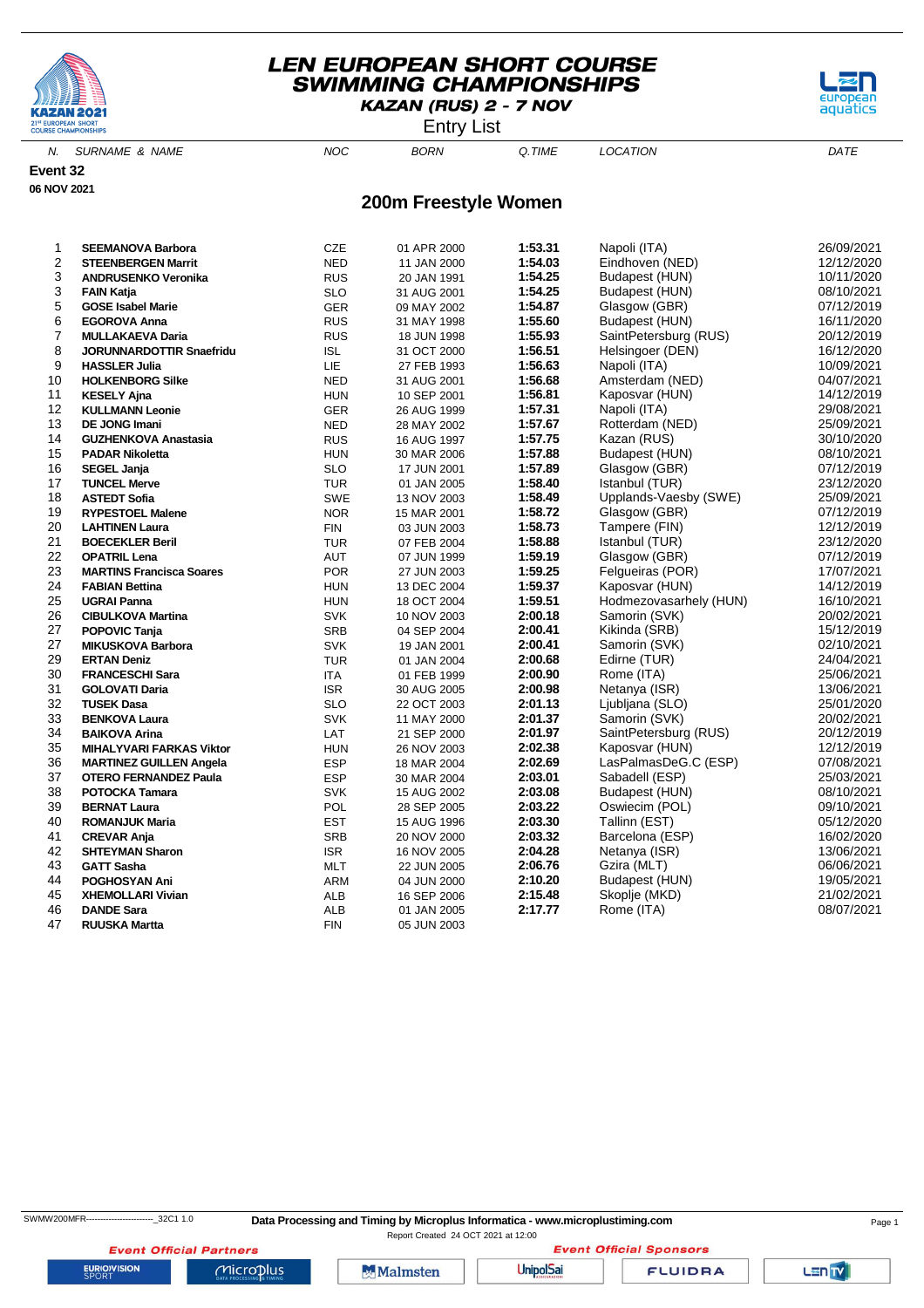# LEN EUROPEAN SHORT COURSE SWIMMING CHAMPIONSHIPS

**KAZAN (RUS) 2 - 7 NOV**

Entry List

**Event 32**

**06 NOV 2021**

## 200m Freestyle Women

| N. | SURNAME & NAME | NOC | BORN | Q.TIME | LOCATION | DATE |
|---|---|---|---|---|---|---|
| 1 | **SEEMANOVA Barbora** | CZE | 01 APR 2000 | **1:53.31** | Napoli (ITA) | 26/09/2021 |
| 2 | **STEENBERGEN Marrit** | NED | 11 JAN 2000 | **1:54.03** | Eindhoven (NED) | 12/12/2020 |
| 3 | **ANDRUSENKO Veronika** | RUS | 20 JAN 1991 | **1:54.25** | Budapest (HUN) | 10/11/2020 |
| 3 | **FAIN Katja** | SLO | 31 AUG 2001 | **1:54.25** | Budapest (HUN) | 08/10/2021 |
| 5 | **GOSE Isabel Marie** | GER | 09 MAY 2002 | **1:54.87** | Glasgow (GBR) | 07/12/2019 |
| 6 | **EGOROVA Anna** | RUS | 31 MAY 1998 | **1:55.60** | Budapest (HUN) | 16/11/2020 |
| 7 | **MULLAKAEVA Daria** | RUS | 18 JUN 1998 | **1:55.93** | SaintPetersburg (RUS) | 20/12/2019 |
| 8 | **JORUNNARDOTTIR Snaefridu** | ISL | 31 OCT 2000 | **1:56.51** | Helsingoer (DEN) | 16/12/2020 |
| 9 | **HASSLER Julia** | LIE | 27 FEB 1993 | **1:56.63** | Napoli (ITA) | 10/09/2021 |
| 10 | **HOLKENBORG Silke** | NED | 31 AUG 2001 | **1:56.68** | Amsterdam (NED) | 04/07/2021 |
| 11 | **KESELY Ajna** | HUN | 10 SEP 2001 | **1:56.81** | Kaposvar (HUN) | 14/12/2019 |
| 12 | **KULLMANN Leonie** | GER | 26 AUG 1999 | **1:57.31** | Napoli (ITA) | 29/08/2021 |
| 13 | **DE JONG Imani** | NED | 28 MAY 2002 | **1:57.67** | Rotterdam (NED) | 25/09/2021 |
| 14 | **GUZHENKOVA Anastasia** | RUS | 16 AUG 1997 | **1:57.75** | Kazan (RUS) | 30/10/2020 |
| 15 | **PADAR Nikoletta** | HUN | 30 MAR 2006 | **1:57.88** | Budapest (HUN) | 08/10/2021 |
| 16 | **SEGEL Janja** | SLO | 17 JUN 2001 | **1:57.89** | Glasgow (GBR) | 07/12/2019 |
| 17 | **TUNCEL Merve** | TUR | 01 JAN 2005 | **1:58.40** | Istanbul (TUR) | 23/12/2020 |
| 18 | **ASTEDT Sofia** | SWE | 13 NOV 2003 | **1:58.49** | Upplands-Vaesby (SWE) | 25/09/2021 |
| 19 | **RYPESTOEL Malene** | NOR | 15 MAR 2001 | **1:58.72** | Glasgow (GBR) | 07/12/2019 |
| 20 | **LAHTINEN Laura** | FIN | 03 JUN 2003 | **1:58.73** | Tampere (FIN) | 12/12/2019 |
| 21 | **BOECEKLER Beril** | TUR | 07 FEB 2004 | **1:58.88** | Istanbul (TUR) | 23/12/2020 |
| 22 | **OPATRIL Lena** | AUT | 07 JUN 1999 | **1:59.19** | Glasgow (GBR) | 07/12/2019 |
| 23 | **MARTINS Francisca Soares** | POR | 27 JUN 2003 | **1:59.25** | Felgueiras (POR) | 17/07/2021 |
| 24 | **FABIAN Bettina** | HUN | 13 DEC 2004 | **1:59.37** | Kaposvar (HUN) | 14/12/2019 |
| 25 | **UGRAI Panna** | HUN | 18 OCT 2004 | **1:59.51** | Hodmezovasarhely (HUN) | 16/10/2021 |
| 26 | **CIBULKOVA Martina** | SVK | 10 NOV 2003 | **2:00.18** | Samorin (SVK) | 20/02/2021 |
| 27 | **POPOVIC Tanja** | SRB | 04 SEP 2004 | **2:00.41** | Kikinda (SRB) | 15/12/2019 |
| 27 | **MIKUSKOVA Barbora** | SVK | 19 JAN 2001 | **2:00.41** | Samorin (SVK) | 02/10/2021 |
| 29 | **ERTAN Deniz** | TUR | 01 JAN 2004 | **2:00.68** | Edirne (TUR) | 24/04/2021 |
| 30 | **FRANCESCHI Sara** | ITA | 01 FEB 1999 | **2:00.90** | Rome (ITA) | 25/06/2021 |
| 31 | **GOLOVATI Daria** | ISR | 30 AUG 2005 | **2:00.98** | Netanya (ISR) | 13/06/2021 |
| 32 | **TUSEK Dasa** | SLO | 22 OCT 2003 | **2:01.13** | Ljubljana (SLO) | 25/01/2020 |
| 33 | **BENKOVA Laura** | SVK | 11 MAY 2000 | **2:01.37** | Samorin (SVK) | 20/02/2021 |
| 34 | **BAIKOVA Arina** | LAT | 21 SEP 2000 | **2:01.97** | SaintPetersburg (RUS) | 20/12/2019 |
| 35 | **MIHALYVARI FARKAS Viktor** | HUN | 26 NOV 2003 | **2:02.38** | Kaposvar (HUN) | 12/12/2019 |
| 36 | **MARTINEZ GUILLEN Angela** | ESP | 18 MAR 2004 | **2:02.69** | LasPalmasDeG.C (ESP) | 07/08/2021 |
| 37 | **OTERO FERNANDEZ Paula** | ESP | 30 MAR 2004 | **2:03.01** | Sabadell (ESP) | 25/03/2021 |
| 38 | **POTOCKA Tamara** | SVK | 15 AUG 2002 | **2:03.08** | Budapest (HUN) | 08/10/2021 |
| 39 | **BERNAT Laura** | POL | 28 SEP 2005 | **2:03.22** | Oswiecim (POL) | 09/10/2021 |
| 40 | **ROMANJUK Maria** | EST | 15 AUG 1996 | **2:03.30** | Tallinn (EST) | 05/12/2020 |
| 41 | **CREVAR Anja** | SRB | 20 NOV 2000 | **2:03.32** | Barcelona (ESP) | 16/02/2020 |
| 42 | **SHTEYMAN Sharon** | ISR | 16 NOV 2005 | **2:04.28** | Netanya (ISR) | 13/06/2021 |
| 43 | **GATT Sasha** | MLT | 22 JUN 2005 | **2:06.76** | Gzira (MLT) | 06/06/2021 |
| 44 | **POGHOSYAN Ani** | ARM | 04 JUN 2000 | **2:10.20** | Budapest (HUN) | 19/05/2021 |
| 45 | **XHEMOLLARI Vivian** | ALB | 16 SEP 2006 | **2:15.48** | Skoplje (MKD) | 21/02/2021 |
| 46 | **DANDE Sara** | ALB | 01 JAN 2005 | **2:17.77** | Rome (ITA) | 08/07/2021 |
| 47 | **RUUSKA Martta** | FIN | 05 JUN 2003 | | | |

SWMW200MFR------------------------_32C1 1.0 **Data Processing and Timing by Microplus Informatica - www.microplustiming.com**

Report Created 24 OCT 2021 at 12:00

*Event Official Partners* *Event Official Sponsors*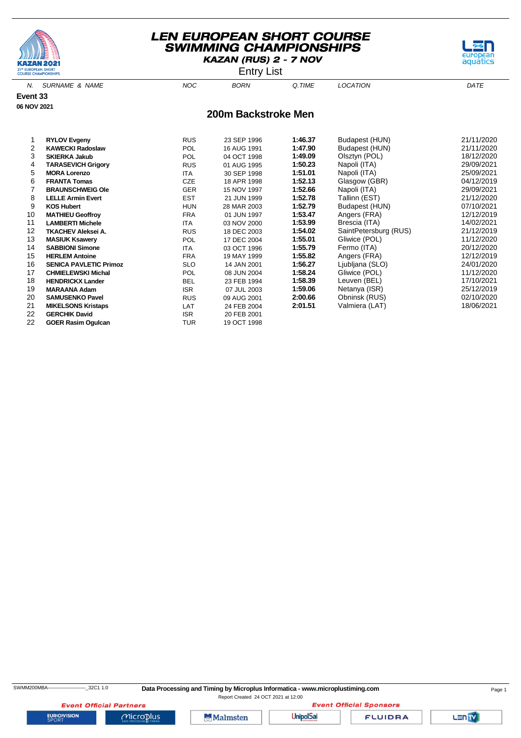# LEN EUROPEAN SHORT COURSE SWIMMING CHAMPIONSHIPS

**KAZAN (RUS) 2 - 7 NOV**

Entry List

**Event 33**

**06 NOV 2021**

## 200m Backstroke Men

| N. | SURNAME & NAME | NOC | BORN | Q.TIME | LOCATION | DATE |
|---|---|---|---|---|---|---|
| 1 | **RYLOV Evgeny** | RUS | 23 SEP 1996 | **1:46.37** | Budapest (HUN) | 21/11/2020 |
| 2 | **KAWECKI Radoslaw** | POL | 16 AUG 1991 | **1:47.90** | Budapest (HUN) | 21/11/2020 |
| 3 | **SKIERKA Jakub** | POL | 04 OCT 1998 | **1:49.09** | Olsztyn (POL) | 18/12/2020 |
| 4 | **TARASEVICH Grigory** | RUS | 01 AUG 1995 | **1:50.23** | Napoli (ITA) | 29/09/2021 |
| 5 | **MORA Lorenzo** | ITA | 30 SEP 1998 | **1:51.01** | Napoli (ITA) | 25/09/2021 |
| 6 | **FRANTA Tomas** | CZE | 18 APR 1998 | **1:52.13** | Glasgow (GBR) | 04/12/2019 |
| 7 | **BRAUNSCHWEIG Ole** | GER | 15 NOV 1997 | **1:52.66** | Napoli (ITA) | 29/09/2021 |
| 8 | **LELLE Armin Evert** | EST | 21 JUN 1999 | **1:52.78** | Tallinn (EST) | 21/12/2020 |
| 9 | **KOS Hubert** | HUN | 28 MAR 2003 | **1:52.79** | Budapest (HUN) | 07/10/2021 |
| 10 | **MATHIEU Geoffroy** | FRA | 01 JUN 1997 | **1:53.47** | Angers (FRA) | 12/12/2019 |
| 11 | **LAMBERTI Michele** | ITA | 03 NOV 2000 | **1:53.99** | Brescia (ITA) | 14/02/2021 |
| 12 | **TKACHEV Aleksei A.** | RUS | 18 DEC 2003 | **1:54.02** | SaintPetersburg (RUS) | 21/12/2019 |
| 13 | **MASIUK Ksawery** | POL | 17 DEC 2004 | **1:55.01** | Gliwice (POL) | 11/12/2020 |
| 14 | **SABBIONI Simone** | ITA | 03 OCT 1996 | **1:55.79** | Fermo (ITA) | 20/12/2020 |
| 15 | **HERLEM Antoine** | FRA | 19 MAY 1999 | **1:55.82** | Angers (FRA) | 12/12/2019 |
| 16 | **SENICA PAVLETIC Primoz** | SLO | 14 JAN 2001 | **1:56.27** | Ljubljana (SLO) | 24/01/2020 |
| 17 | **CHMIELEWSKI Michal** | POL | 08 JUN 2004 | **1:58.24** | Gliwice (POL) | 11/12/2020 |
| 18 | **HENDRICKX Lander** | BEL | 23 FEB 1994 | **1:58.39** | Leuven (BEL) | 17/10/2021 |
| 19 | **MARAANA Adam** | ISR | 07 JUL 2003 | **1:59.06** | Netanya (ISR) | 25/12/2019 |
| 20 | **SAMUSENKO Pavel** | RUS | 09 AUG 2001 | **2:00.66** | Obninsk (RUS) | 02/10/2020 |
| 21 | **MIKELSONS Kristaps** | LAT | 24 FEB 2004 | **2:01.51** | Valmiera (LAT) | 18/06/2021 |
| 22 | **GERCHIK David** | ISR | 20 FEB 2001 | | | |
| 22 | **GOER Rasim Ogulcan** | TUR | 19 OCT 1998 | | | |

SWMM200MBA------------------------_32C1 1.0 **Data Processing and Timing by Microplus Informatica - www.microplustiming.com**

Report Created 24 OCT 2021 at 12:00

*Event Official Partners* *Event Official Sponsors*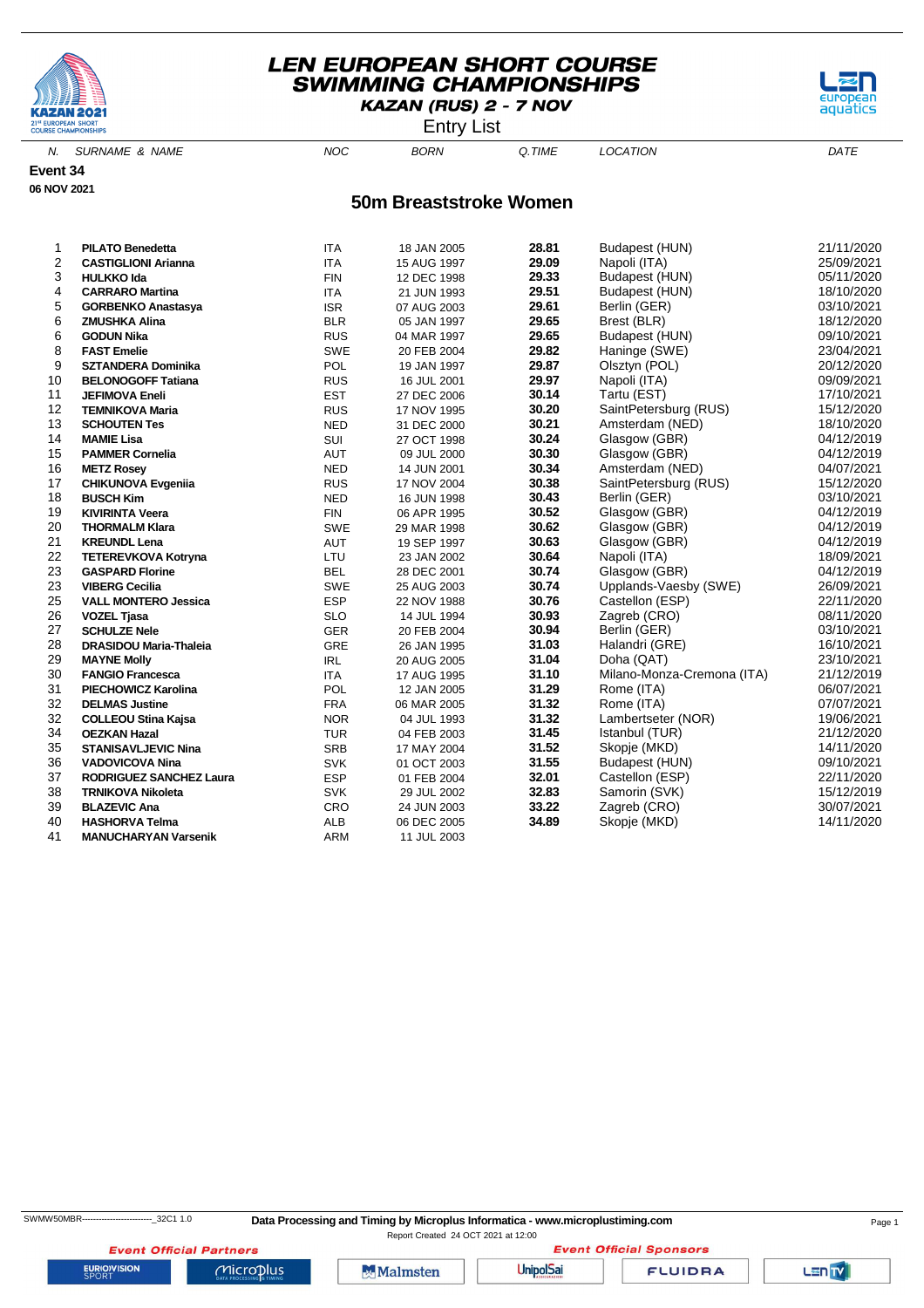# LEN EUROPEAN SHORT COURSE SWIMMING CHAMPIONSHIPS

**KAZAN (RUS) 2 - 7 NOV**

Entry List

**Event 34**

**06 NOV 2021**

## 50m Breaststroke Women

| N. | SURNAME & NAME | NOC | BORN | Q.TIME | LOCATION | DATE |
|---|---|---|---|---|---|---|
| 1 | **PILATO Benedetta** | ITA | 18 JAN 2005 | **28.81** | Budapest (HUN) | 21/11/2020 |
| 2 | **CASTIGLIONI Arianna** | ITA | 15 AUG 1997 | **29.09** | Napoli (ITA) | 25/09/2021 |
| 3 | **HULKKO Ida** | FIN | 12 DEC 1998 | **29.33** | Budapest (HUN) | 05/11/2020 |
| 4 | **CARRARO Martina** | ITA | 21 JUN 1993 | **29.51** | Budapest (HUN) | 18/10/2020 |
| 5 | **GORBENKO Anastasya** | ISR | 07 AUG 2003 | **29.61** | Berlin (GER) | 03/10/2021 |
| 6 | **ZMUSHKA Alina** | BLR | 05 JAN 1997 | **29.65** | Brest (BLR) | 18/12/2020 |
| 6 | **GODUN Nika** | RUS | 04 MAR 1997 | **29.65** | Budapest (HUN) | 09/10/2021 |
| 8 | **FAST Emelie** | SWE | 20 FEB 2004 | **29.82** | Haninge (SWE) | 23/04/2021 |
| 9 | **SZTANDERA Dominika** | POL | 19 JAN 1997 | **29.87** | Olsztyn (POL) | 20/12/2020 |
| 10 | **BELONOGOFF Tatiana** | RUS | 16 JUL 2001 | **29.97** | Napoli (ITA) | 09/09/2021 |
| 11 | **JEFIMOVA Eneli** | EST | 27 DEC 2006 | **30.14** | Tartu (EST) | 17/10/2021 |
| 12 | **TEMNIKOVA Maria** | RUS | 17 NOV 1995 | **30.20** | SaintPetersburg (RUS) | 15/12/2020 |
| 13 | **SCHOUTEN Tes** | NED | 31 DEC 2000 | **30.21** | Amsterdam (NED) | 18/10/2020 |
| 14 | **MAMIE Lisa** | SUI | 27 OCT 1998 | **30.24** | Glasgow (GBR) | 04/12/2019 |
| 15 | **PAMMER Cornelia** | AUT | 09 JUL 2000 | **30.30** | Glasgow (GBR) | 04/12/2019 |
| 16 | **METZ Rosey** | NED | 14 JUN 2001 | **30.34** | Amsterdam (NED) | 04/07/2021 |
| 17 | **CHIKUNOVA Evgeniia** | RUS | 17 NOV 2004 | **30.38** | SaintPetersburg (RUS) | 15/12/2020 |
| 18 | **BUSCH Kim** | NED | 16 JUN 1998 | **30.43** | Berlin (GER) | 03/10/2021 |
| 19 | **KIVIRINTA Veera** | FIN | 06 APR 1995 | **30.52** | Glasgow (GBR) | 04/12/2019 |
| 20 | **THORMALM Klara** | SWE | 29 MAR 1998 | **30.62** | Glasgow (GBR) | 04/12/2019 |
| 21 | **KREUNDL Lena** | AUT | 19 SEP 1997 | **30.63** | Glasgow (GBR) | 04/12/2019 |
| 22 | **TETEREVKOVA Kotryna** | LTU | 23 JAN 2002 | **30.64** | Napoli (ITA) | 18/09/2021 |
| 23 | **GASPARD Florine** | BEL | 28 DEC 2001 | **30.74** | Glasgow (GBR) | 04/12/2019 |
| 23 | **VIBERG Cecilia** | SWE | 25 AUG 2003 | **30.74** | Upplands-Vaesby (SWE) | 26/09/2021 |
| 25 | **VALL MONTERO Jessica** | ESP | 22 NOV 1988 | **30.76** | Castellon (ESP) | 22/11/2020 |
| 26 | **VOZEL Tjasa** | SLO | 14 JUL 1994 | **30.93** | Zagreb (CRO) | 08/11/2020 |
| 27 | **SCHULZE Nele** | GER | 20 FEB 2004 | **30.94** | Berlin (GER) | 03/10/2021 |
| 28 | **DRASIDOU Maria-Thaleia** | GRE | 26 JAN 1995 | **31.03** | Halandri (GRE) | 16/10/2021 |
| 29 | **MAYNE Molly** | IRL | 20 AUG 2005 | **31.04** | Doha (QAT) | 23/10/2021 |
| 30 | **FANGIO Francesca** | ITA | 17 AUG 1995 | **31.10** | Milano-Monza-Cremona (ITA) | 21/12/2019 |
| 31 | **PIECHOWICZ Karolina** | POL | 12 JAN 2005 | **31.29** | Rome (ITA) | 06/07/2021 |
| 32 | **DELMAS Justine** | FRA | 06 MAR 2005 | **31.32** | Rome (ITA) | 07/07/2021 |
| 32 | **COLLEOU Stina Kajsa** | NOR | 04 JUL 1993 | **31.32** | Lambertseter (NOR) | 19/06/2021 |
| 34 | **OEZKAN Hazal** | TUR | 04 FEB 2003 | **31.45** | Istanbul (TUR) | 21/12/2020 |
| 35 | **STANISAVLJEVIC Nina** | SRB | 17 MAY 2004 | **31.52** | Skopje (MKD) | 14/11/2020 |
| 36 | **VADOVICOVA Nina** | SVK | 01 OCT 2003 | **31.55** | Budapest (HUN) | 09/10/2021 |
| 37 | **RODRIGUEZ SANCHEZ Laura** | ESP | 01 FEB 2004 | **32.01** | Castellon (ESP) | 22/11/2020 |
| 38 | **TRNIKOVA Nikoleta** | SVK | 29 JUL 2002 | **32.83** | Samorin (SVK) | 15/12/2019 |
| 39 | **BLAZEVIC Ana** | CRO | 24 JUN 2003 | **33.22** | Zagreb (CRO) | 30/07/2021 |
| 40 | **HASHORVA Telma** | ALB | 06 DEC 2005 | **34.89** | Skopje (MKD) | 14/11/2020 |
| 41 | **MANUCHARYAN Varsenik** | ARM | 11 JUL 2003 | | | |

SWMW50MBR--------------------------_32C1 1.0

**Data Processing and Timing by Microplus Informatica - www.microplustiming.com**

Report Created 24 OCT 2021 at 12:00

*Event Official Partners* — *Event Official Sponsors*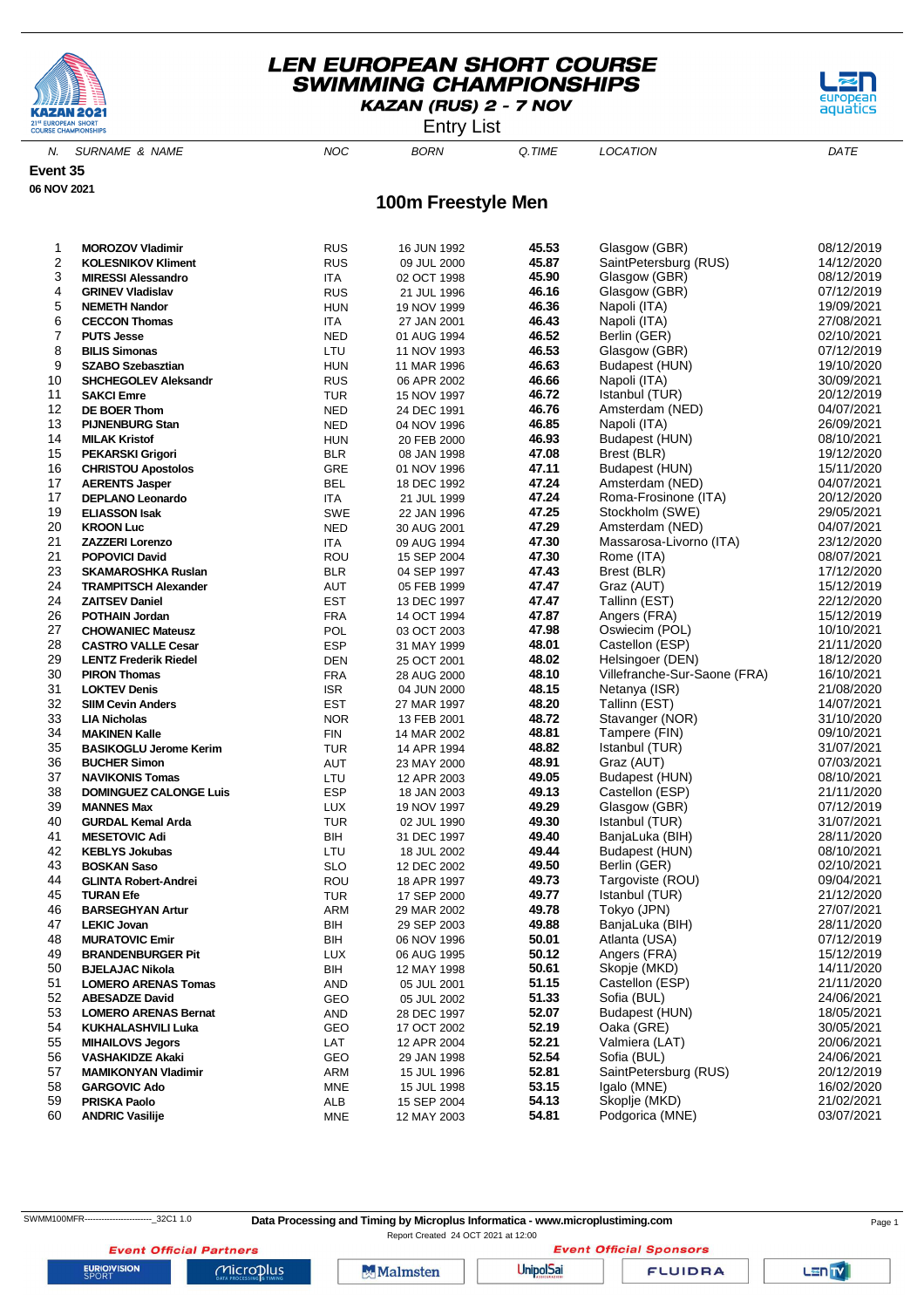# LEN EUROPEAN SHORT COURSE SWIMMING CHAMPIONSHIPS

**KAZAN (RUS) 2 - 7 NOV**

Entry List

**Event 35**

**06 NOV 2021**

## 100m Freestyle Men

| N. | SURNAME & NAME | NOC | BORN | Q.TIME | LOCATION | DATE |
|---|---|---|---|---|---|---|
| 1 | **MOROZOV Vladimir** | RUS | 16 JUN 1992 | **45.53** | Glasgow (GBR) | 08/12/2019 |
| 2 | **KOLESNIKOV Kliment** | RUS | 09 JUL 2000 | **45.87** | SaintPetersburg (RUS) | 14/12/2020 |
| 3 | **MIRESSI Alessandro** | ITA | 02 OCT 1998 | **45.90** | Glasgow (GBR) | 08/12/2019 |
| 4 | **GRINEV Vladislav** | RUS | 21 JUL 1996 | **46.16** | Glasgow (GBR) | 07/12/2019 |
| 5 | **NEMETH Nandor** | HUN | 19 NOV 1999 | **46.36** | Napoli (ITA) | 19/09/2021 |
| 6 | **CECCON Thomas** | ITA | 27 JAN 2001 | **46.43** | Napoli (ITA) | 27/08/2021 |
| 7 | **PUTS Jesse** | NED | 01 AUG 1994 | **46.52** | Berlin (GER) | 02/10/2021 |
| 8 | **BILIS Simonas** | LTU | 11 NOV 1993 | **46.53** | Glasgow (GBR) | 07/12/2019 |
| 9 | **SZABO Szebasztian** | HUN | 11 MAR 1996 | **46.63** | Budapest (HUN) | 19/10/2020 |
| 10 | **SHCHEGOLEV Aleksandr** | RUS | 06 APR 2002 | **46.66** | Napoli (ITA) | 30/09/2021 |
| 11 | **SAKCI Emre** | TUR | 15 NOV 1997 | **46.72** | Istanbul (TUR) | 20/12/2019 |
| 12 | **DE BOER Thom** | NED | 24 DEC 1991 | **46.76** | Amsterdam (NED) | 04/07/2021 |
| 13 | **PIJNENBURG Stan** | NED | 04 NOV 1996 | **46.85** | Napoli (ITA) | 26/09/2021 |
| 14 | **MILAK Kristof** | HUN | 20 FEB 2000 | **46.93** | Budapest (HUN) | 08/10/2021 |
| 15 | **PEKARSKI Grigori** | BLR | 08 JAN 1998 | **47.08** | Brest (BLR) | 19/12/2020 |
| 16 | **CHRISTOU Apostolos** | GRE | 01 NOV 1996 | **47.11** | Budapest (HUN) | 15/11/2020 |
| 17 | **AERENTS Jasper** | BEL | 18 DEC 1992 | **47.24** | Amsterdam (NED) | 04/07/2021 |
| 17 | **DEPLANO Leonardo** | ITA | 21 JUL 1999 | **47.24** | Roma-Frosinone (ITA) | 20/12/2020 |
| 19 | **ELIASSON Isak** | SWE | 22 JAN 1996 | **47.25** | Stockholm (SWE) | 29/05/2021 |
| 20 | **KROON Luc** | NED | 30 AUG 2001 | **47.29** | Amsterdam (NED) | 04/07/2021 |
| 21 | **ZAZZERI Lorenzo** | ITA | 09 AUG 1994 | **47.30** | Massarosa-Livorno (ITA) | 23/12/2020 |
| 21 | **POPOVICI David** | ROU | 15 SEP 2004 | **47.30** | Rome (ITA) | 08/07/2021 |
| 23 | **SKAMAROSHKA Ruslan** | BLR | 04 SEP 1997 | **47.43** | Brest (BLR) | 17/12/2020 |
| 24 | **TRAMPITSCH Alexander** | AUT | 05 FEB 1999 | **47.47** | Graz (AUT) | 15/12/2019 |
| 24 | **ZAITSEV Daniel** | EST | 13 DEC 1997 | **47.47** | Tallinn (EST) | 22/12/2020 |
| 26 | **POTHAIN Jordan** | FRA | 14 OCT 1994 | **47.87** | Angers (FRA) | 15/12/2019 |
| 27 | **CHOWANIEC Mateusz** | POL | 03 OCT 2003 | **47.98** | Oswiecim (POL) | 10/10/2021 |
| 28 | **CASTRO VALLE Cesar** | ESP | 31 MAY 1999 | **48.01** | Castellon (ESP) | 21/11/2020 |
| 29 | **LENTZ Frederik Riedel** | DEN | 25 OCT 2001 | **48.02** | Helsingoer (DEN) | 18/12/2020 |
| 30 | **PIRON Thomas** | FRA | 28 AUG 2000 | **48.10** | Villefranche-Sur-Saone (FRA) | 16/10/2021 |
| 31 | **LOKTEV Denis** | ISR | 04 JUN 2000 | **48.15** | Netanya (ISR) | 21/08/2020 |
| 32 | **SIIM Cevin Anders** | EST | 27 MAR 1997 | **48.20** | Tallinn (EST) | 14/07/2021 |
| 33 | **LIA Nicholas** | NOR | 13 FEB 2001 | **48.72** | Stavanger (NOR) | 31/10/2020 |
| 34 | **MAKINEN Kalle** | FIN | 14 MAR 2002 | **48.81** | Tampere (FIN) | 09/10/2021 |
| 35 | **BASIKOGLU Jerome Kerim** | TUR | 14 APR 1994 | **48.82** | Istanbul (TUR) | 31/07/2021 |
| 36 | **BUCHER Simon** | AUT | 23 MAY 2000 | **48.91** | Graz (AUT) | 07/03/2021 |
| 37 | **NAVIKONIS Tomas** | LTU | 12 APR 2003 | **49.05** | Budapest (HUN) | 08/10/2021 |
| 38 | **DOMINGUEZ CALONGE Luis** | ESP | 18 JAN 2003 | **49.13** | Castellon (ESP) | 21/11/2020 |
| 39 | **MANNES Max** | LUX | 19 NOV 1997 | **49.29** | Glasgow (GBR) | 07/12/2019 |
| 40 | **GURDAL Kemal Arda** | TUR | 02 JUL 1990 | **49.30** | Istanbul (TUR) | 31/07/2021 |
| 41 | **MESETOVIC Adi** | BIH | 31 DEC 1997 | **49.40** | BanjaLuka (BIH) | 28/11/2020 |
| 42 | **KEBLYS Jokubas** | LTU | 18 JUL 2002 | **49.44** | Budapest (HUN) | 08/10/2021 |
| 43 | **BOSKAN Saso** | SLO | 12 DEC 2002 | **49.50** | Berlin (GER) | 02/10/2021 |
| 44 | **GLINTA Robert-Andrei** | ROU | 18 APR 1997 | **49.73** | Targoviste (ROU) | 09/04/2021 |
| 45 | **TURAN Efe** | TUR | 17 SEP 2000 | **49.77** | Istanbul (TUR) | 21/12/2020 |
| 46 | **BARSEGHYAN Artur** | ARM | 29 MAR 2002 | **49.78** | Tokyo (JPN) | 27/07/2021 |
| 47 | **LEKIC Jovan** | BIH | 29 SEP 2003 | **49.88** | BanjaLuka (BIH) | 28/11/2020 |
| 48 | **MURATOVIC Emir** | BIH | 06 NOV 1996 | **50.01** | Atlanta (USA) | 07/12/2019 |
| 49 | **BRANDENBURGER Pit** | LUX | 06 AUG 1995 | **50.12** | Angers (FRA) | 15/12/2019 |
| 50 | **BJELAJAC Nikola** | BIH | 12 MAY 1998 | **50.61** | Skopje (MKD) | 14/11/2020 |
| 51 | **LOMERO ARENAS Tomas** | AND | 05 JUL 2001 | **51.15** | Castellon (ESP) | 21/11/2020 |
| 52 | **ABESADZE David** | GEO | 05 JUL 2002 | **51.33** | Sofia (BUL) | 24/06/2021 |
| 53 | **LOMERO ARENAS Bernat** | AND | 28 DEC 1997 | **52.07** | Budapest (HUN) | 18/05/2021 |
| 54 | **KUKHALASHVILI Luka** | GEO | 17 OCT 2002 | **52.19** | Oaka (GRE) | 30/05/2021 |
| 55 | **MIHAILOVS Jegors** | LAT | 12 APR 2004 | **52.21** | Valmiera (LAT) | 20/06/2021 |
| 56 | **VASHAKIDZE Akaki** | GEO | 29 JAN 1998 | **52.54** | Sofia (BUL) | 24/06/2021 |
| 57 | **MAMIKONYAN Vladimir** | ARM | 15 JUL 1996 | **52.81** | SaintPetersburg (RUS) | 20/12/2019 |
| 58 | **GARGOVIC Ado** | MNE | 15 JUL 1998 | **53.15** | Igalo (MNE) | 16/02/2020 |
| 59 | **PRISKA Paolo** | ALB | 15 SEP 2004 | **54.13** | Skoplje (MKD) | 21/02/2021 |
| 60 | **ANDRIC Vasilije** | MNE | 12 MAY 2003 | **54.81** | Podgorica (MNE) | 03/07/2021 |

SWMM100MFR------------------------_32C1 1.0

**Data Processing and Timing by Microplus Informatica - www.microplustiming.com**

Report Created 24 OCT 2021 at 12:00

**Event Official Partners** — **Event Official Sponsors**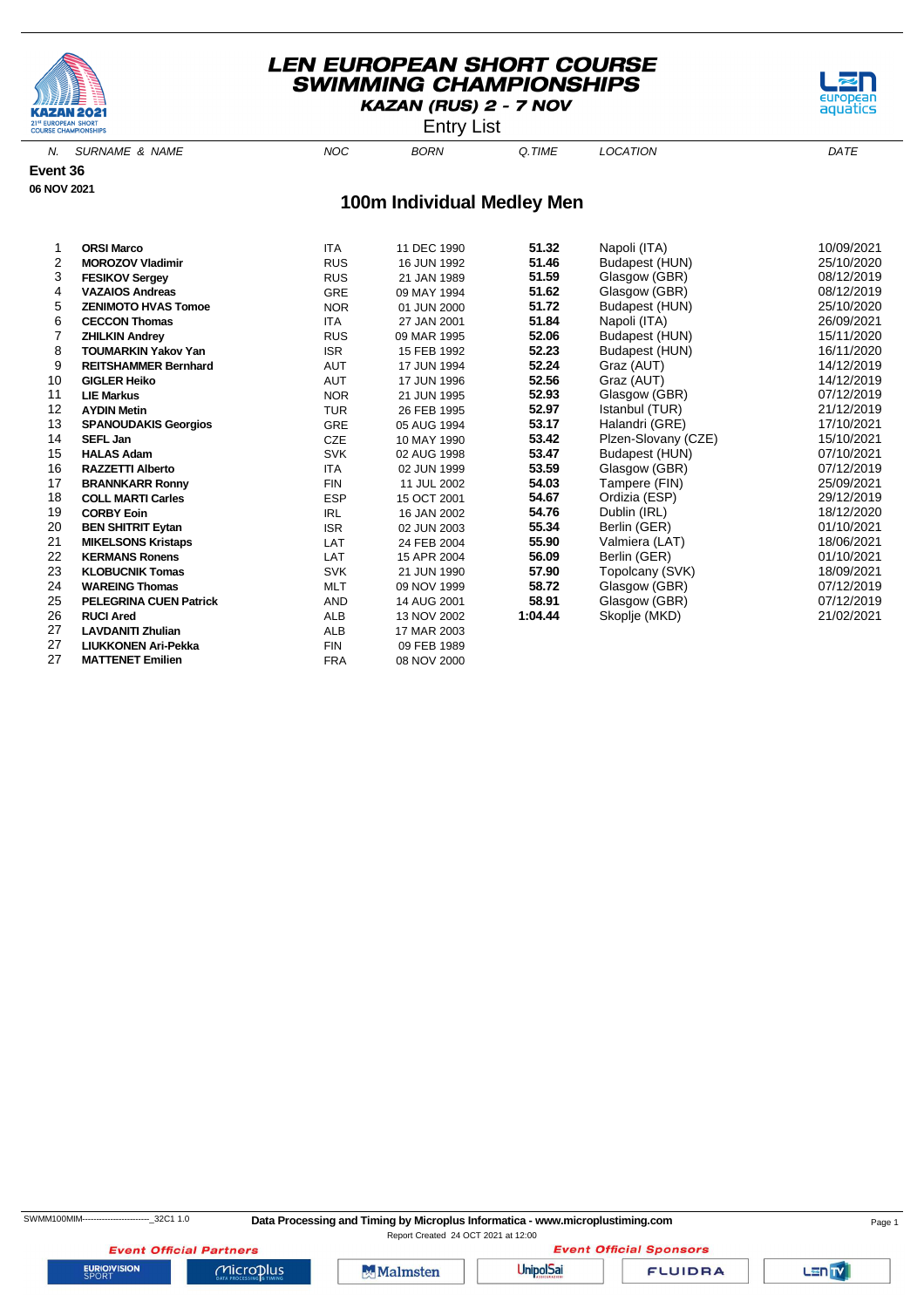# LEN EUROPEAN SHORT COURSE SWIMMING CHAMPIONSHIPS

**KAZAN (RUS) 2 - 7 NOV**

Entry List

**Event 36**

**06 NOV 2021**

## 100m Individual Medley Men

| N. | SURNAME & NAME | NOC | BORN | Q.TIME | LOCATION | DATE |
|---|---|---|---|---|---|---|
| 1 | **ORSI Marco** | ITA | 11 DEC 1990 | **51.32** | Napoli (ITA) | 10/09/2021 |
| 2 | **MOROZOV Vladimir** | RUS | 16 JUN 1992 | **51.46** | Budapest (HUN) | 25/10/2020 |
| 3 | **FESIKOV Sergey** | RUS | 21 JAN 1989 | **51.59** | Glasgow (GBR) | 08/12/2019 |
| 4 | **VAZAIOS Andreas** | GRE | 09 MAY 1994 | **51.62** | Glasgow (GBR) | 08/12/2019 |
| 5 | **ZENIMOTO HVAS Tomoe** | NOR | 01 JUN 2000 | **51.72** | Budapest (HUN) | 25/10/2020 |
| 6 | **CECCON Thomas** | ITA | 27 JAN 2001 | **51.84** | Napoli (ITA) | 26/09/2021 |
| 7 | **ZHILKIN Andrey** | RUS | 09 MAR 1995 | **52.06** | Budapest (HUN) | 15/11/2020 |
| 8 | **TOUMARKIN Yakov Yan** | ISR | 15 FEB 1992 | **52.23** | Budapest (HUN) | 16/11/2020 |
| 9 | **REITSHAMMER Bernhard** | AUT | 17 JUN 1994 | **52.24** | Graz (AUT) | 14/12/2019 |
| 10 | **GIGLER Heiko** | AUT | 17 JUN 1996 | **52.56** | Graz (AUT) | 14/12/2019 |
| 11 | **LIE Markus** | NOR | 21 JUN 1995 | **52.93** | Glasgow (GBR) | 07/12/2019 |
| 12 | **AYDIN Metin** | TUR | 26 FEB 1995 | **52.97** | Istanbul (TUR) | 21/12/2019 |
| 13 | **SPANOUDAKIS Georgios** | GRE | 05 AUG 1994 | **53.17** | Halandri (GRE) | 17/10/2021 |
| 14 | **SEFL Jan** | CZE | 10 MAY 1990 | **53.42** | Plzen-Slovany (CZE) | 15/10/2021 |
| 15 | **HALAS Adam** | SVK | 02 AUG 1998 | **53.47** | Budapest (HUN) | 07/10/2021 |
| 16 | **RAZZETTI Alberto** | ITA | 02 JUN 1999 | **53.59** | Glasgow (GBR) | 07/12/2019 |
| 17 | **BRANNKARR Ronny** | FIN | 11 JUL 2002 | **54.03** | Tampere (FIN) | 25/09/2021 |
| 18 | **COLL MARTI Carles** | ESP | 15 OCT 2001 | **54.67** | Ordizia (ESP) | 29/12/2019 |
| 19 | **CORBY Eoin** | IRL | 16 JAN 2002 | **54.76** | Dublin (IRL) | 18/12/2020 |
| 20 | **BEN SHITRIT Eytan** | ISR | 02 JUN 2003 | **55.34** | Berlin (GER) | 01/10/2021 |
| 21 | **MIKELSONS Kristaps** | LAT | 24 FEB 2004 | **55.90** | Valmiera (LAT) | 18/06/2021 |
| 22 | **KERMANS Ronens** | LAT | 15 APR 2004 | **56.09** | Berlin (GER) | 01/10/2021 |
| 23 | **KLOBUCNIK Tomas** | SVK | 21 JUN 1990 | **57.90** | Topolcany (SVK) | 18/09/2021 |
| 24 | **WAREING Thomas** | MLT | 09 NOV 1999 | **58.72** | Glasgow (GBR) | 07/12/2019 |
| 25 | **PELEGRINA CUEN Patrick** | AND | 14 AUG 2001 | **58.91** | Glasgow (GBR) | 07/12/2019 |
| 26 | **RUCI Ared** | ALB | 13 NOV 2002 | **1:04.44** | Skoplje (MKD) | 21/02/2021 |
| 27 | **LAVDANITI Zhulian** | ALB | 17 MAR 2003 | | | |
| 27 | **LIUKKONEN Ari-Pekka** | FIN | 09 FEB 1989 | | | |
| 27 | **MATTENET Emilien** | FRA | 08 NOV 2000 | | | |

SWMM100MIM------------------------_32C1 1.0

**Data Processing and Timing by Microplus Informatica - www.microplustiming.com**

Report Created 24 OCT 2021 at 12:00

*Event Official Partners* — *Event Official Sponsors*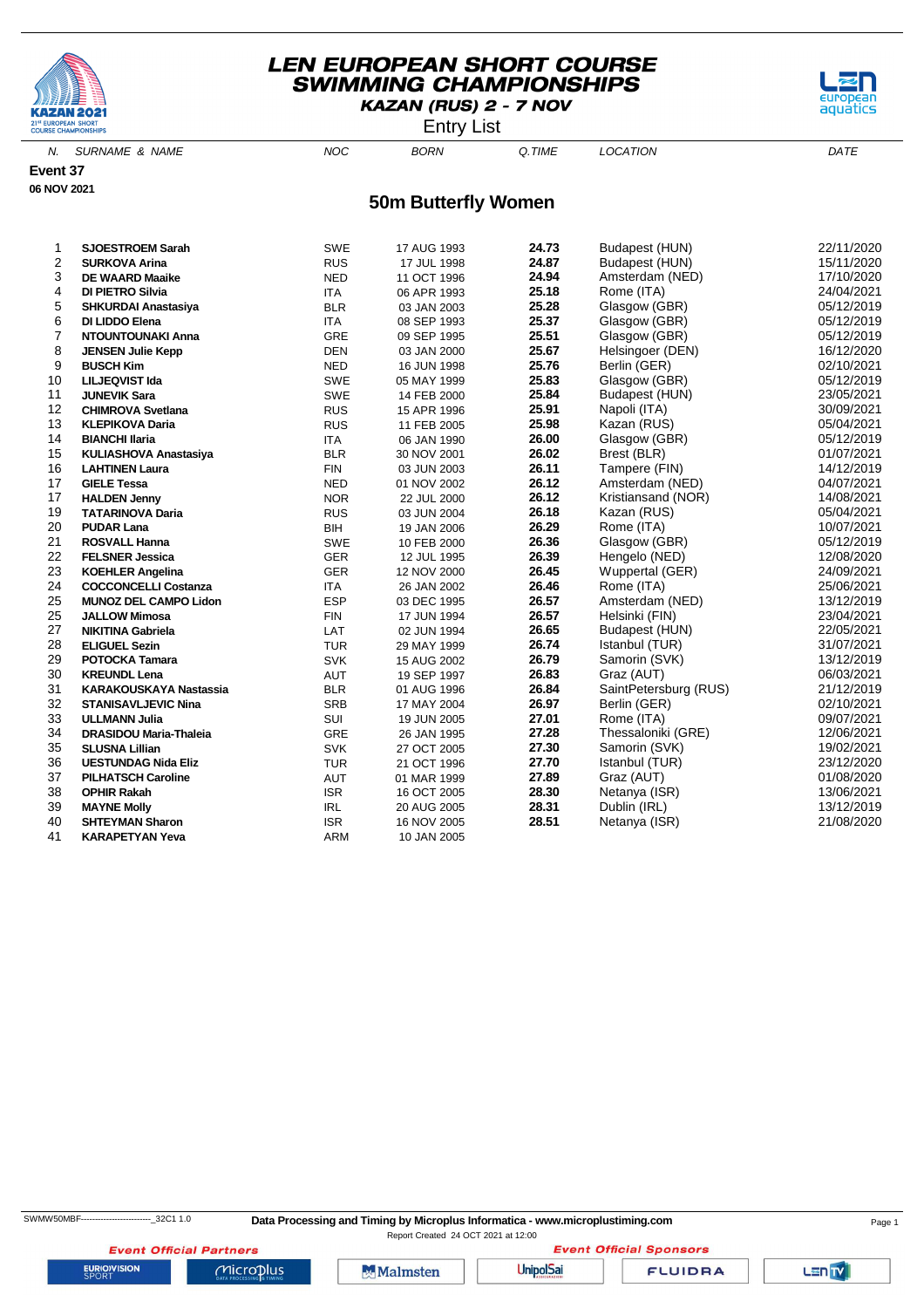# LEN EUROPEAN SHORT COURSE SWIMMING CHAMPIONSHIPS

**KAZAN (RUS) 2 - 7 NOV**

Entry List

**Event 37**

**06 NOV 2021**

## 50m Butterfly Women

| N. | SURNAME & NAME | NOC | BORN | Q.TIME | LOCATION | DATE |
|---|---|---|---|---|---|---|
| 1 | **SJOESTROEM Sarah** | SWE | 17 AUG 1993 | **24.73** | Budapest (HUN) | 22/11/2020 |
| 2 | **SURKOVA Arina** | RUS | 17 JUL 1998 | **24.87** | Budapest (HUN) | 15/11/2020 |
| 3 | **DE WAARD Maaike** | NED | 11 OCT 1996 | **24.94** | Amsterdam (NED) | 17/10/2020 |
| 4 | **DI PIETRO Silvia** | ITA | 06 APR 1993 | **25.18** | Rome (ITA) | 24/04/2021 |
| 5 | **SHKURDAI Anastasiya** | BLR | 03 JAN 2003 | **25.28** | Glasgow (GBR) | 05/12/2019 |
| 6 | **DI LIDDO Elena** | ITA | 08 SEP 1993 | **25.37** | Glasgow (GBR) | 05/12/2019 |
| 7 | **NTOUNTOUNAKI Anna** | GRE | 09 SEP 1995 | **25.51** | Glasgow (GBR) | 05/12/2019 |
| 8 | **JENSEN Julie Kepp** | DEN | 03 JAN 2000 | **25.67** | Helsingoer (DEN) | 16/12/2020 |
| 9 | **BUSCH Kim** | NED | 16 JUN 1998 | **25.76** | Berlin (GER) | 02/10/2021 |
| 10 | **LILJEQVIST Ida** | SWE | 05 MAY 1999 | **25.83** | Glasgow (GBR) | 05/12/2019 |
| 11 | **JUNEVIK Sara** | SWE | 14 FEB 2000 | **25.84** | Budapest (HUN) | 23/05/2021 |
| 12 | **CHIMROVA Svetlana** | RUS | 15 APR 1996 | **25.91** | Napoli (ITA) | 30/09/2021 |
| 13 | **KLEPIKOVA Daria** | RUS | 11 FEB 2005 | **25.98** | Kazan (RUS) | 05/04/2021 |
| 14 | **BIANCHI Ilaria** | ITA | 06 JAN 1990 | **26.00** | Glasgow (GBR) | 05/12/2019 |
| 15 | **KULIASHOVA Anastasiya** | BLR | 30 NOV 2001 | **26.02** | Brest (BLR) | 01/07/2021 |
| 16 | **LAHTINEN Laura** | FIN | 03 JUN 2003 | **26.11** | Tampere (FIN) | 14/12/2019 |
| 17 | **GIELE Tessa** | NED | 01 NOV 2002 | **26.12** | Amsterdam (NED) | 04/07/2021 |
| 17 | **HALDEN Jenny** | NOR | 22 JUL 2000 | **26.12** | Kristiansand (NOR) | 14/08/2021 |
| 19 | **TATARINOVA Daria** | RUS | 03 JUN 2004 | **26.18** | Kazan (RUS) | 05/04/2021 |
| 20 | **PUDAR Lana** | BIH | 19 JAN 2006 | **26.29** | Rome (ITA) | 10/07/2021 |
| 21 | **ROSVALL Hanna** | SWE | 10 FEB 2000 | **26.36** | Glasgow (GBR) | 05/12/2019 |
| 22 | **FELSNER Jessica** | GER | 12 JUL 1995 | **26.39** | Hengelo (NED) | 12/08/2020 |
| 23 | **KOEHLER Angelina** | GER | 12 NOV 2000 | **26.45** | Wuppertal (GER) | 24/09/2021 |
| 24 | **COCCONCELLI Costanza** | ITA | 26 JAN 2002 | **26.46** | Rome (ITA) | 25/06/2021 |
| 25 | **MUNOZ DEL CAMPO Lidon** | ESP | 03 DEC 1995 | **26.57** | Amsterdam (NED) | 13/12/2019 |
| 25 | **JALLOW Mimosa** | FIN | 17 JUN 1994 | **26.57** | Helsinki (FIN) | 23/04/2021 |
| 27 | **NIKITINA Gabriela** | LAT | 02 JUN 1994 | **26.65** | Budapest (HUN) | 22/05/2021 |
| 28 | **ELIGUEL Sezin** | TUR | 29 MAY 1999 | **26.74** | Istanbul (TUR) | 31/07/2021 |
| 29 | **POTOCKA Tamara** | SVK | 15 AUG 2002 | **26.79** | Samorin (SVK) | 13/12/2019 |
| 30 | **KREUNDL Lena** | AUT | 19 SEP 1997 | **26.83** | Graz (AUT) | 06/03/2021 |
| 31 | **KARAKOUSKAYA Nastassia** | BLR | 01 AUG 1996 | **26.84** | SaintPetersburg (RUS) | 21/12/2019 |
| 32 | **STANISAVLJEVIC Nina** | SRB | 17 MAY 2004 | **26.97** | Berlin (GER) | 02/10/2021 |
| 33 | **ULLMANN Julia** | SUI | 19 JUN 2005 | **27.01** | Rome (ITA) | 09/07/2021 |
| 34 | **DRASIDOU Maria-Thaleia** | GRE | 26 JAN 1995 | **27.28** | Thessaloniki (GRE) | 12/06/2021 |
| 35 | **SLUSNA Lillian** | SVK | 27 OCT 2005 | **27.30** | Samorin (SVK) | 19/02/2021 |
| 36 | **UESTUNDAG Nida Eliz** | TUR | 21 OCT 1996 | **27.70** | Istanbul (TUR) | 23/12/2020 |
| 37 | **PILHATSCH Caroline** | AUT | 01 MAR 1999 | **27.89** | Graz (AUT) | 01/08/2020 |
| 38 | **OPHIR Rakah** | ISR | 16 OCT 2005 | **28.30** | Netanya (ISR) | 13/06/2021 |
| 39 | **MAYNE Molly** | IRL | 20 AUG 2005 | **28.31** | Dublin (IRL) | 13/12/2019 |
| 40 | **SHTEYMAN Sharon** | ISR | 16 NOV 2005 | **28.51** | Netanya (ISR) | 21/08/2020 |
| 41 | **KARAPETYAN Yeva** | ARM | 10 JAN 2005 | | | |

SWMW50MBF--------------------------_32C1 1.0 **Data Processing and Timing by Microplus Informatica - www.microplustiming.com**

Report Created 24 OCT 2021 at 12:00

*Event Official Partners* — *Event Official Sponsors*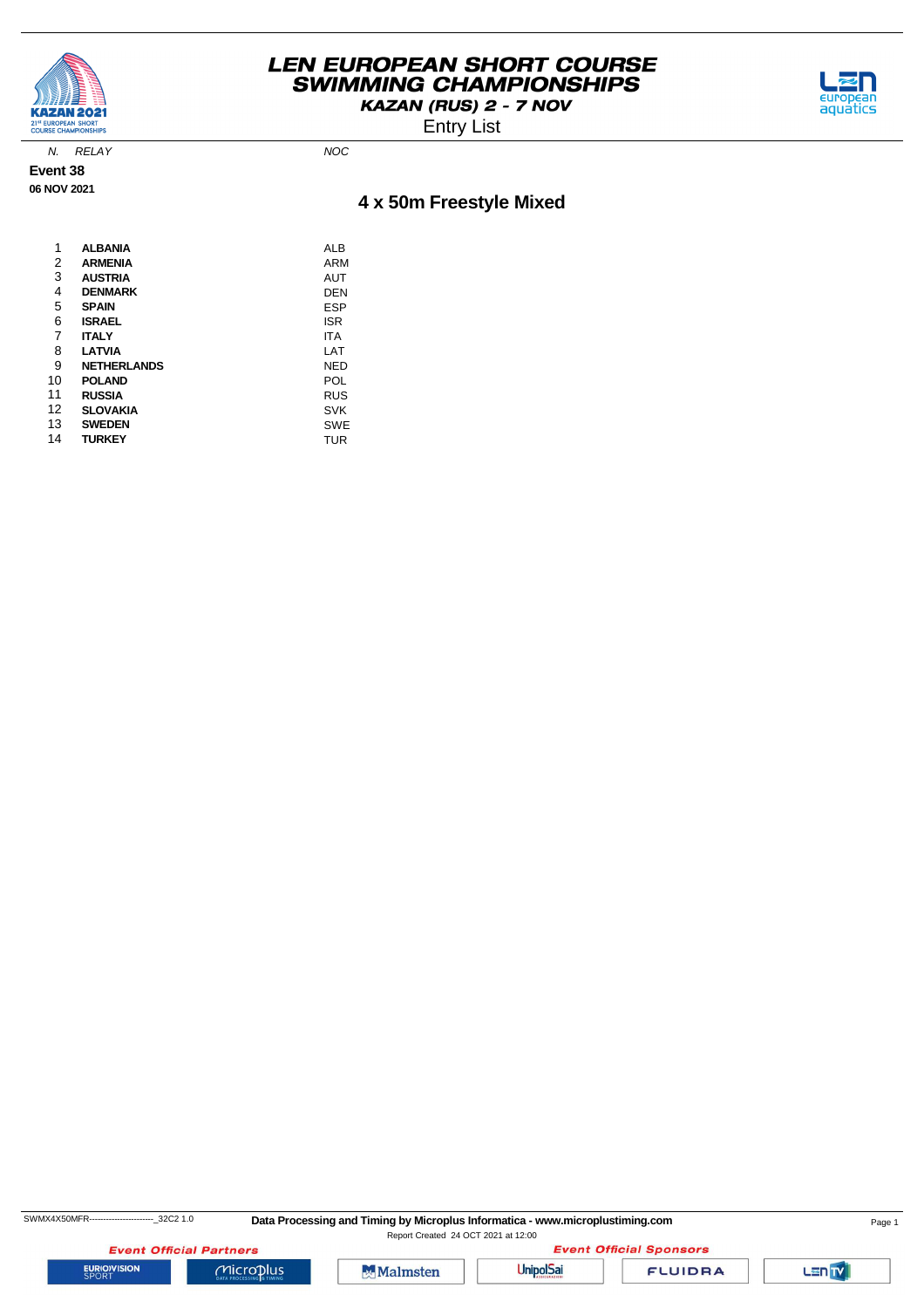# LEN EUROPEAN SHORT COURSE SWIMMING CHAMPIONSHIPS

**KAZAN (RUS) 2 - 7 NOV**

Entry List

**Event 38**

**06 NOV 2021**

## 4 x 50m Freestyle Mixed

| N. | RELAY | NOC |
|---|---|---|
| 1 | **ALBANIA** | ALB |
| 2 | **ARMENIA** | ARM |
| 3 | **AUSTRIA** | AUT |
| 4 | **DENMARK** | DEN |
| 5 | **SPAIN** | ESP |
| 6 | **ISRAEL** | ISR |
| 7 | **ITALY** | ITA |
| 8 | **LATVIA** | LAT |
| 9 | **NETHERLANDS** | NED |
| 10 | **POLAND** | POL |
| 11 | **RUSSIA** | RUS |
| 12 | **SLOVAKIA** | SVK |
| 13 | **SWEDEN** | SWE |
| 14 | **TURKEY** | TUR |

SWMX4X50MFR-----------------------_32C2 1.0

**Data Processing and Timing by Microplus Informatica - www.microplustiming.com**

Report Created 24 OCT 2021 at 12:00

*Event Official Partners* | *Event Official Sponsors*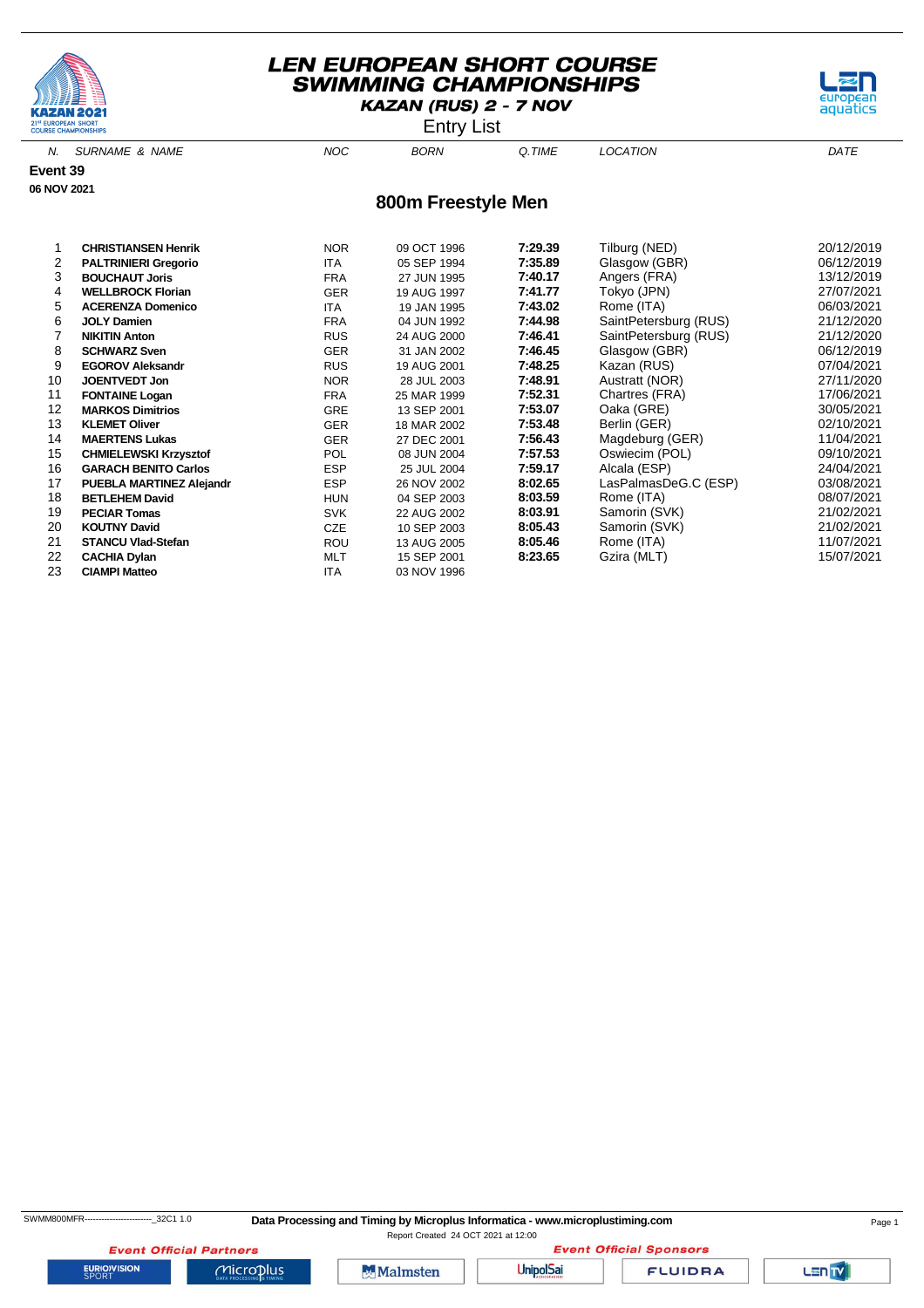# LEN EUROPEAN SHORT COURSE SWIMMING CHAMPIONSHIPS

**KAZAN (RUS) 2 - 7 NOV**

Entry List

**Event 39**

**06 NOV 2021**

## 800m Freestyle Men

| N. | SURNAME & NAME | NOC | BORN | Q.TIME | LOCATION | DATE |
|---|---|---|---|---|---|---|
| 1 | **CHRISTIANSEN Henrik** | NOR | 09 OCT 1996 | **7:29.39** | Tilburg (NED) | 20/12/2019 |
| 2 | **PALTRINIERI Gregorio** | ITA | 05 SEP 1994 | **7:35.89** | Glasgow (GBR) | 06/12/2019 |
| 3 | **BOUCHAUT Joris** | FRA | 27 JUN 1995 | **7:40.17** | Angers (FRA) | 13/12/2019 |
| 4 | **WELLBROCK Florian** | GER | 19 AUG 1997 | **7:41.77** | Tokyo (JPN) | 27/07/2021 |
| 5 | **ACERENZA Domenico** | ITA | 19 JAN 1995 | **7:43.02** | Rome (ITA) | 06/03/2021 |
| 6 | **JOLY Damien** | FRA | 04 JUN 1992 | **7:44.98** | SaintPetersburg (RUS) | 21/12/2020 |
| 7 | **NIKITIN Anton** | RUS | 24 AUG 2000 | **7:46.41** | SaintPetersburg (RUS) | 21/12/2020 |
| 8 | **SCHWARZ Sven** | GER | 31 JAN 2002 | **7:46.45** | Glasgow (GBR) | 06/12/2019 |
| 9 | **EGOROV Aleksandr** | RUS | 19 AUG 2001 | **7:48.25** | Kazan (RUS) | 07/04/2021 |
| 10 | **JOENTVEDT Jon** | NOR | 28 JUL 2003 | **7:48.91** | Austratt (NOR) | 27/11/2020 |
| 11 | **FONTAINE Logan** | FRA | 25 MAR 1999 | **7:52.31** | Chartres (FRA) | 17/06/2021 |
| 12 | **MARKOS Dimitrios** | GRE | 13 SEP 2001 | **7:53.07** | Oaka (GRE) | 30/05/2021 |
| 13 | **KLEMET Oliver** | GER | 18 MAR 2002 | **7:53.48** | Berlin (GER) | 02/10/2021 |
| 14 | **MAERTENS Lukas** | GER | 27 DEC 2001 | **7:56.43** | Magdeburg (GER) | 11/04/2021 |
| 15 | **CHMIELEWSKI Krzysztof** | POL | 08 JUN 2004 | **7:57.53** | Oswiecim (POL) | 09/10/2021 |
| 16 | **GARACH BENITO Carlos** | ESP | 25 JUL 2004 | **7:59.17** | Alcala (ESP) | 24/04/2021 |
| 17 | **PUEBLA MARTINEZ Alejandr** | ESP | 26 NOV 2002 | **8:02.65** | LasPalmasDeG.C (ESP) | 03/08/2021 |
| 18 | **BETLEHEM David** | HUN | 04 SEP 2003 | **8:03.59** | Rome (ITA) | 08/07/2021 |
| 19 | **PECIAR Tomas** | SVK | 22 AUG 2002 | **8:03.91** | Samorin (SVK) | 21/02/2021 |
| 20 | **KOUTNY David** | CZE | 10 SEP 2003 | **8:05.43** | Samorin (SVK) | 21/02/2021 |
| 21 | **STANCU Vlad-Stefan** | ROU | 13 AUG 2005 | **8:05.46** | Rome (ITA) | 11/07/2021 |
| 22 | **CACHIA Dylan** | MLT | 15 SEP 2001 | **8:23.65** | Gzira (MLT) | 15/07/2021 |
| 23 | **CIAMPI Matteo** | ITA | 03 NOV 1996 | | | |

SWMM800MFR------------------------_32C1 1.0

**Data Processing and Timing by Microplus Informatica - www.microplustiming.com**

Report Created 24 OCT 2021 at 12:00

*Event Official Partners* — *Event Official Sponsors*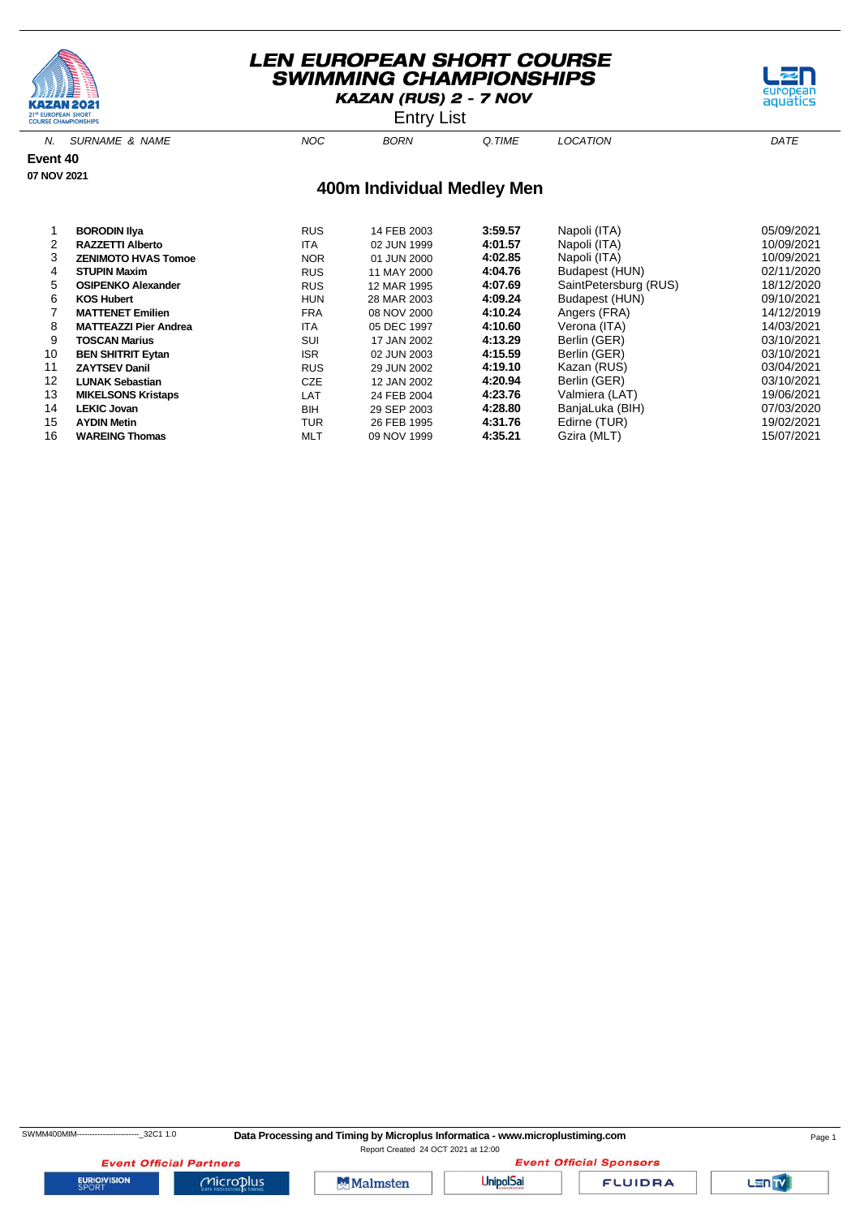# LEN EUROPEAN SHORT COURSE SWIMMING CHAMPIONSHIPS

**KAZAN (RUS) 2 - 7 NOV**

Entry List

**Event 40**

**07 NOV 2021**

## 400m Individual Medley Men

| N. | SURNAME & NAME | NOC | BORN | Q.TIME | LOCATION | DATE |
|---|---|---|---|---|---|---|
| 1 | **BORODIN Ilya** | RUS | 14 FEB 2003 | **3:59.57** | Napoli (ITA) | 05/09/2021 |
| 2 | **RAZZETTI Alberto** | ITA | 02 JUN 1999 | **4:01.57** | Napoli (ITA) | 10/09/2021 |
| 3 | **ZENIMOTO HVAS Tomoe** | NOR | 01 JUN 2000 | **4:02.85** | Napoli (ITA) | 10/09/2021 |
| 4 | **STUPIN Maxim** | RUS | 11 MAY 2000 | **4:04.76** | Budapest (HUN) | 02/11/2020 |
| 5 | **OSIPENKO Alexander** | RUS | 12 MAR 1995 | **4:07.69** | SaintPetersburg (RUS) | 18/12/2020 |
| 6 | **KOS Hubert** | HUN | 28 MAR 2003 | **4:09.24** | Budapest (HUN) | 09/10/2021 |
| 7 | **MATTENET Emilien** | FRA | 08 NOV 2000 | **4:10.24** | Angers (FRA) | 14/12/2019 |
| 8 | **MATTEAZZI Pier Andrea** | ITA | 05 DEC 1997 | **4:10.60** | Verona (ITA) | 14/03/2021 |
| 9 | **TOSCAN Marius** | SUI | 17 JAN 2002 | **4:13.29** | Berlin (GER) | 03/10/2021 |
| 10 | **BEN SHITRIT Eytan** | ISR | 02 JUN 2003 | **4:15.59** | Berlin (GER) | 03/10/2021 |
| 11 | **ZAYTSEV Danil** | RUS | 29 JUN 2002 | **4:19.10** | Kazan (RUS) | 03/04/2021 |
| 12 | **LUNAK Sebastian** | CZE | 12 JAN 2002 | **4:20.94** | Berlin (GER) | 03/10/2021 |
| 13 | **MIKELSONS Kristaps** | LAT | 24 FEB 2004 | **4:23.76** | Valmiera (LAT) | 19/06/2021 |
| 14 | **LEKIC Jovan** | BIH | 29 SEP 2003 | **4:28.80** | BanjaLuka (BIH) | 07/03/2020 |
| 15 | **AYDIN Metin** | TUR | 26 FEB 1995 | **4:31.76** | Edirne (TUR) | 19/02/2021 |
| 16 | **WAREING Thomas** | MLT | 09 NOV 1999 | **4:35.21** | Gzira (MLT) | 15/07/2021 |

SWMM400MIM------------------------_32C1 1.0

**Data Processing and Timing by Microplus Informatica - www.microplustiming.com**

Report Created 24 OCT 2021 at 12:00

**Event Official Partners** — EUROVISION SPORT, Microplus

**Event Official Sponsors** — Malmsten, UnipolSai, FLUIDRA, LEN TV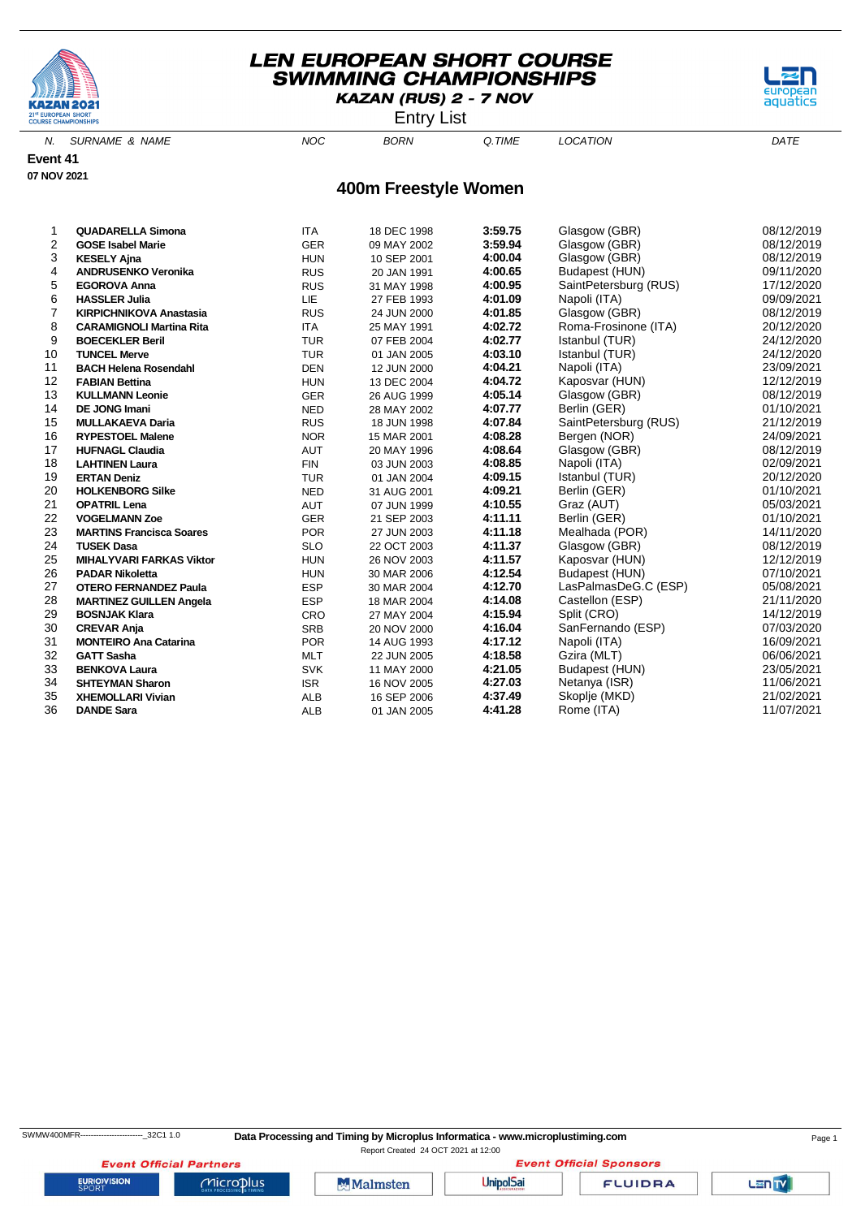# LEN EUROPEAN SHORT COURSE SWIMMING CHAMPIONSHIPS

**KAZAN (RUS) 2 - 7 NOV**

Entry List

**Event 41**

**07 NOV 2021**

## 400m Freestyle Women

| N. | SURNAME & NAME | NOC | BORN | Q.TIME | LOCATION | DATE |
|---|---|---|---|---|---|---|
| 1 | **QUADARELLA Simona** | ITA | 18 DEC 1998 | **3:59.75** | Glasgow (GBR) | 08/12/2019 |
| 2 | **GOSE Isabel Marie** | GER | 09 MAY 2002 | **3:59.94** | Glasgow (GBR) | 08/12/2019 |
| 3 | **KESELY Ajna** | HUN | 10 SEP 2001 | **4:00.04** | Glasgow (GBR) | 08/12/2019 |
| 4 | **ANDRUSENKO Veronika** | RUS | 20 JAN 1991 | **4:00.65** | Budapest (HUN) | 09/11/2020 |
| 5 | **EGOROVA Anna** | RUS | 31 MAY 1998 | **4:00.95** | SaintPetersburg (RUS) | 17/12/2020 |
| 6 | **HASSLER Julia** | LIE | 27 FEB 1993 | **4:01.09** | Napoli (ITA) | 09/09/2021 |
| 7 | **KIRPICHNIKOVA Anastasia** | RUS | 24 JUN 2000 | **4:01.85** | Glasgow (GBR) | 08/12/2019 |
| 8 | **CARAMIGNOLI Martina Rita** | ITA | 25 MAY 1991 | **4:02.72** | Roma-Frosinone (ITA) | 20/12/2020 |
| 9 | **BOECEKLER Beril** | TUR | 07 FEB 2004 | **4:02.77** | Istanbul (TUR) | 24/12/2020 |
| 10 | **TUNCEL Merve** | TUR | 01 JAN 2005 | **4:03.10** | Istanbul (TUR) | 24/12/2020 |
| 11 | **BACH Helena Rosendahl** | DEN | 12 JUN 2000 | **4:04.21** | Napoli (ITA) | 23/09/2021 |
| 12 | **FABIAN Bettina** | HUN | 13 DEC 2004 | **4:04.72** | Kaposvar (HUN) | 12/12/2019 |
| 13 | **KULLMANN Leonie** | GER | 26 AUG 1999 | **4:05.14** | Glasgow (GBR) | 08/12/2019 |
| 14 | **DE JONG Imani** | NED | 28 MAY 2002 | **4:07.77** | Berlin (GER) | 01/10/2021 |
| 15 | **MULLAKAEVA Daria** | RUS | 18 JUN 1998 | **4:07.84** | SaintPetersburg (RUS) | 21/12/2019 |
| 16 | **RYPESTOEL Malene** | NOR | 15 MAR 2001 | **4:08.28** | Bergen (NOR) | 24/09/2021 |
| 17 | **HUFNAGL Claudia** | AUT | 20 MAY 1996 | **4:08.64** | Glasgow (GBR) | 08/12/2019 |
| 18 | **LAHTINEN Laura** | FIN | 03 JUN 2003 | **4:08.85** | Napoli (ITA) | 02/09/2021 |
| 19 | **ERTAN Deniz** | TUR | 01 JAN 2004 | **4:09.15** | Istanbul (TUR) | 20/12/2020 |
| 20 | **HOLKENBORG Silke** | NED | 31 AUG 2001 | **4:09.21** | Berlin (GER) | 01/10/2021 |
| 21 | **OPATRIL Lena** | AUT | 07 JUN 1999 | **4:10.55** | Graz (AUT) | 05/03/2021 |
| 22 | **VOGELMANN Zoe** | GER | 21 SEP 2003 | **4:11.11** | Berlin (GER) | 01/10/2021 |
| 23 | **MARTINS Francisca Soares** | POR | 27 JUN 2003 | **4:11.18** | Mealhada (POR) | 14/11/2020 |
| 24 | **TUSEK Dasa** | SLO | 22 OCT 2003 | **4:11.37** | Glasgow (GBR) | 08/12/2019 |
| 25 | **MIHALYVARI FARKAS Viktor** | HUN | 26 NOV 2003 | **4:11.57** | Kaposvar (HUN) | 12/12/2019 |
| 26 | **PADAR Nikoletta** | HUN | 30 MAR 2006 | **4:12.54** | Budapest (HUN) | 07/10/2021 |
| 27 | **OTERO FERNANDEZ Paula** | ESP | 30 MAR 2004 | **4:12.70** | LasPalmasDeG.C (ESP) | 05/08/2021 |
| 28 | **MARTINEZ GUILLEN Angela** | ESP | 18 MAR 2004 | **4:14.08** | Castellon (ESP) | 21/11/2020 |
| 29 | **BOSNJAK Klara** | CRO | 27 MAY 2004 | **4:15.94** | Split (CRO) | 14/12/2019 |
| 30 | **CREVAR Anja** | SRB | 20 NOV 2000 | **4:16.04** | SanFernando (ESP) | 07/03/2020 |
| 31 | **MONTEIRO Ana Catarina** | POR | 14 AUG 1993 | **4:17.12** | Napoli (ITA) | 16/09/2021 |
| 32 | **GATT Sasha** | MLT | 22 JUN 2005 | **4:18.58** | Gzira (MLT) | 06/06/2021 |
| 33 | **BENKOVA Laura** | SVK | 11 MAY 2000 | **4:21.05** | Budapest (HUN) | 23/05/2021 |
| 34 | **SHTEYMAN Sharon** | ISR | 16 NOV 2005 | **4:27.03** | Netanya (ISR) | 11/06/2021 |
| 35 | **XHEMOLLARI Vivian** | ALB | 16 SEP 2006 | **4:37.49** | Skoplje (MKD) | 21/02/2021 |
| 36 | **DANDE Sara** | ALB | 01 JAN 2005 | **4:41.28** | Rome (ITA) | 11/07/2021 |

SWMW400MFR------------------------_32C1 1.0

**Data Processing and Timing by Microplus Informatica - www.microplustiming.com**

Report Created 24 OCT 2021 at 12:00

*Event Official Partners* — EUROVISION SPORT, Microplus

*Event Official Sponsors* — Malmsten, UnipolSai, FLUIDRA, LEN TV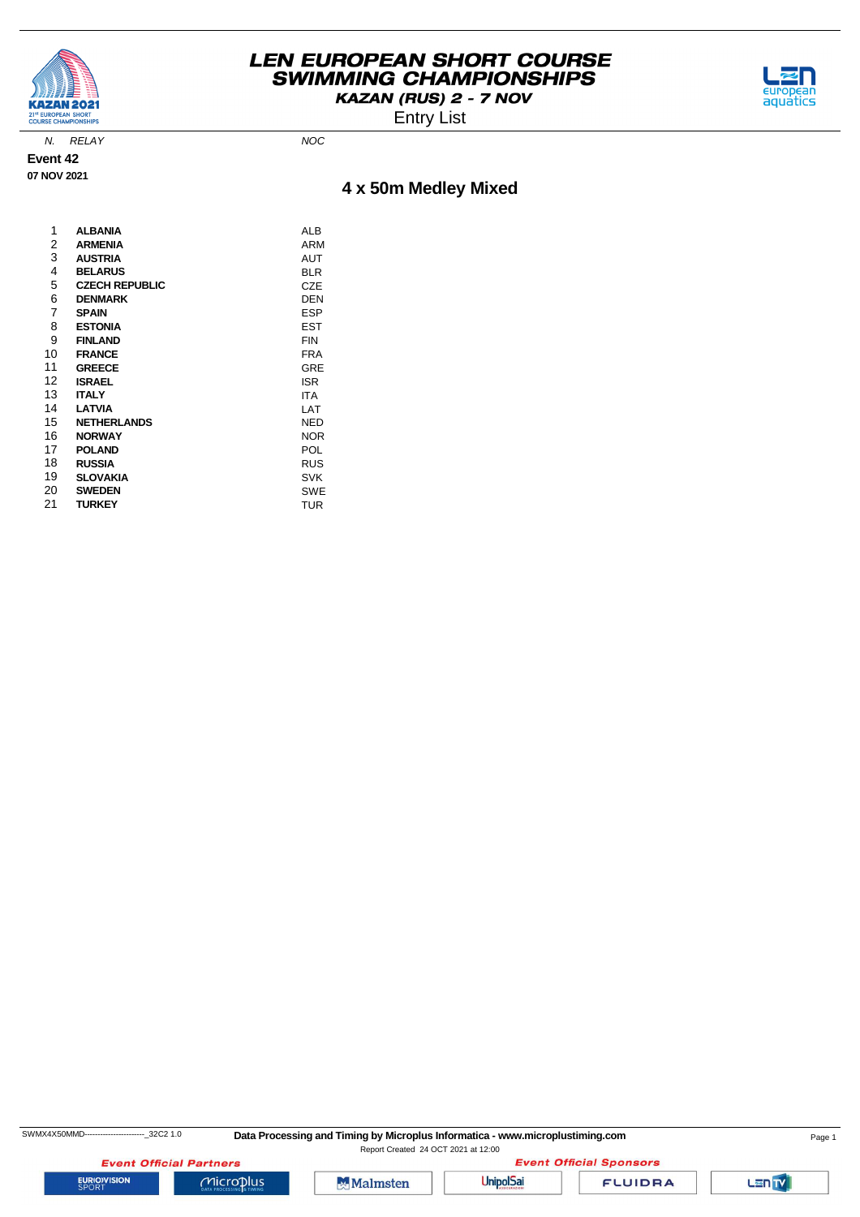# LEN EUROPEAN SHORT COURSE SWIMMING CHAMPIONSHIPS

**KAZAN (RUS) 2 - 7 NOV**

Entry List

**Event 42**

**07 NOV 2021**

## 4 x 50m Medley Mixed

| N. | RELAY | NOC |
|---|---|---|
| 1 | **ALBANIA** | ALB |
| 2 | **ARMENIA** | ARM |
| 3 | **AUSTRIA** | AUT |
| 4 | **BELARUS** | BLR |
| 5 | **CZECH REPUBLIC** | CZE |
| 6 | **DENMARK** | DEN |
| 7 | **SPAIN** | ESP |
| 8 | **ESTONIA** | EST |
| 9 | **FINLAND** | FIN |
| 10 | **FRANCE** | FRA |
| 11 | **GREECE** | GRE |
| 12 | **ISRAEL** | ISR |
| 13 | **ITALY** | ITA |
| 14 | **LATVIA** | LAT |
| 15 | **NETHERLANDS** | NED |
| 16 | **NORWAY** | NOR |
| 17 | **POLAND** | POL |
| 18 | **RUSSIA** | RUS |
| 19 | **SLOVAKIA** | SVK |
| 20 | **SWEDEN** | SWE |
| 21 | **TURKEY** | TUR |

SWMX4X50MMD-----------------------_32C2 1.0

**Data Processing and Timing by Microplus Informatica - www.microplustiming.com**

Report Created 24 OCT 2021 at 12:00

Event Official Partners

Event Official Sponsors